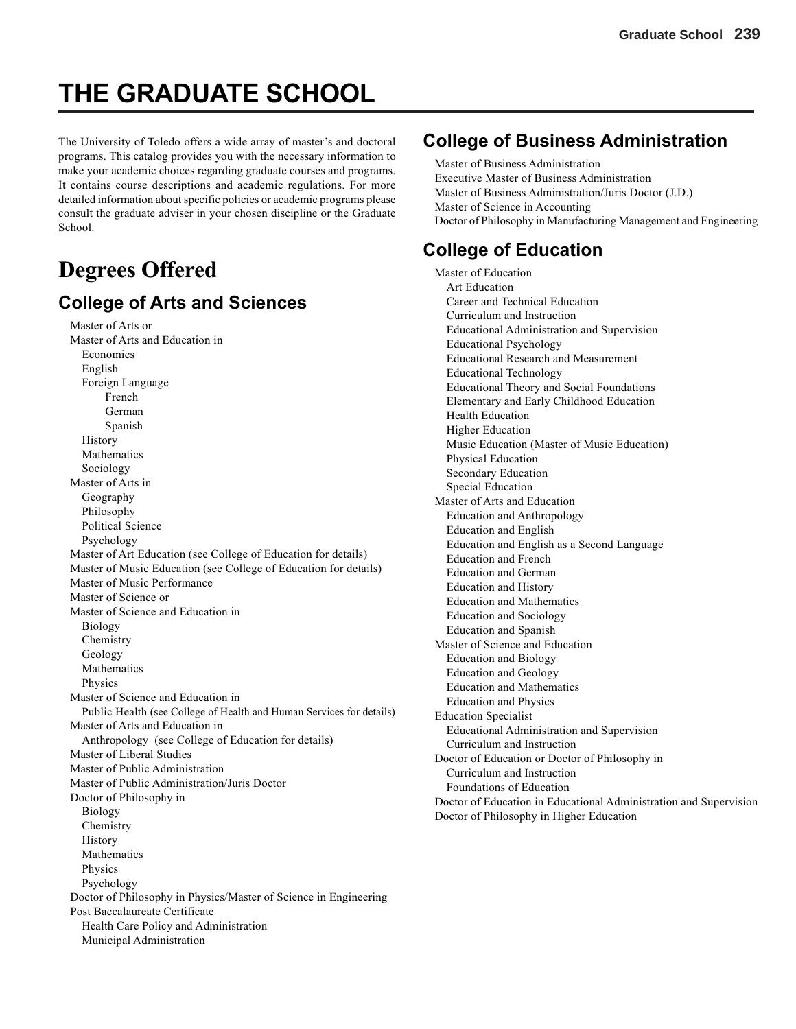# THE GRADUATE SCHOOL

The University of Toledo offers a wide array of master's and doctoral programs. This catalog provides you with the necessary information to make your academic choices regarding graduate courses and programs. It contains course descriptions and academic regulations. For more detailed information about specific policies or academic programs please consult the graduate adviser in your chosen discipline or the Graduate School.

## Degrees Offered

### College of Arts and Sciences

- Master of Arts or
- Master of Arts and Education in
  - Economics
  - English
  - Foreign Language
    - French
    - German
    - Spanish
  - History
  - Mathematics
  - Sociology
- Master of Arts in
  - Geography
  - Philosophy
  - Political Science
  - Psychology
- Master of Art Education (see College of Education for details)
- Master of Music Education (see College of Education for details)
- Master of Music Performance
- Master of Science or
- Master of Science and Education in
  - Biology
  - Chemistry
  - Geology
  - Mathematics
  - Physics
- Master of Science and Education in
  - Public Health (see College of Health and Human Services for details)
- Master of Arts and Education in
  - Anthropology (see College of Education for details)
- Master of Liberal Studies
- Master of Public Administration
- Master of Public Administration/Juris Doctor
- Doctor of Philosophy in
  - Biology
  - Chemistry
  - History
  - Mathematics
  - Physics
  - Psychology
- Doctor of Philosophy in Physics/Master of Science in Engineering
- Post Baccalaureate Certificate
  - Health Care Policy and Administration
  - Municipal Administration

### College of Business Administration

- Master of Business Administration
- Executive Master of Business Administration
- Master of Business Administration/Juris Doctor (J.D.)
- Master of Science in Accounting
- Doctor of Philosophy in Manufacturing Management and Engineering

### College of Education

- Master of Education
  - Art Education
  - Career and Technical Education
  - Curriculum and Instruction
  - Educational Administration and Supervision
  - Educational Psychology
  - Educational Research and Measurement
  - Educational Technology
  - Educational Theory and Social Foundations
  - Elementary and Early Childhood Education
  - Health Education
  - Higher Education
  - Music Education (Master of Music Education)
  - Physical Education
  - Secondary Education
  - Special Education
- Master of Arts and Education
  - Education and Anthropology
  - Education and English
  - Education and English as a Second Language
  - Education and French
  - Education and German
  - Education and History
  - Education and Mathematics
  - Education and Sociology
  - Education and Spanish
- Master of Science and Education
  - Education and Biology
  - Education and Geology
  - Education and Mathematics
  - Education and Physics
- Education Specialist
  - Educational Administration and Supervision
  - Curriculum and Instruction
- Doctor of Education or Doctor of Philosophy in
  - Curriculum and Instruction
  - Foundations of Education
- Doctor of Education in Educational Administration and Supervision
- Doctor of Philosophy in Higher Education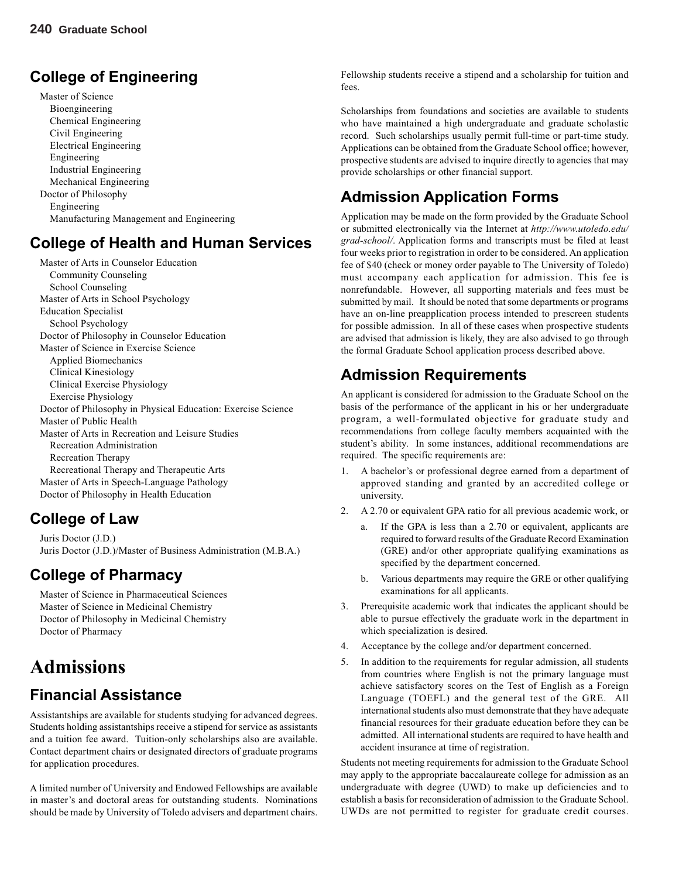## College of Engineering

Master of Science
- Bioengineering
- Chemical Engineering
- Civil Engineering
- Electrical Engineering
- Engineering
- Industrial Engineering
- Mechanical Engineering

Doctor of Philosophy
- Engineering
- Manufacturing Management and Engineering

## College of Health and Human Services

Master of Arts in Counselor Education
- Community Counseling
- School Counseling

Master of Arts in School Psychology

Education Specialist
- School Psychology

Doctor of Philosophy in Counselor Education

Master of Science in Exercise Science
- Applied Biomechanics
- Clinical Kinesiology
- Clinical Exercise Physiology
- Exercise Physiology

Doctor of Philosophy in Physical Education: Exercise Science

Master of Public Health

Master of Arts in Recreation and Leisure Studies
- Recreation Administration
- Recreation Therapy
- Recreational Therapy and Therapeutic Arts

Master of Arts in Speech-Language Pathology

Doctor of Philosophy in Health Education

## College of Law

Juris Doctor (J.D.)

Juris Doctor (J.D.)/Master of Business Administration (M.B.A.)

## College of Pharmacy

Master of Science in Pharmaceutical Sciences

Master of Science in Medicinal Chemistry

Doctor of Philosophy in Medicinal Chemistry

Doctor of Pharmacy

# Admissions

## Financial Assistance

Assistantships are available for students studying for advanced degrees. Students holding assistantships receive a stipend for service as assistants and a tuition fee award. Tuition-only scholarships also are available. Contact department chairs or designated directors of graduate programs for application procedures.

A limited number of University and Endowed Fellowships are available in master's and doctoral areas for outstanding students. Nominations should be made by University of Toledo advisers and department chairs. Fellowship students receive a stipend and a scholarship for tuition and fees.

Scholarships from foundations and societies are available to students who have maintained a high undergraduate and graduate scholastic record. Such scholarships usually permit full-time or part-time study. Applications can be obtained from the Graduate School office; however, prospective students are advised to inquire directly to agencies that may provide scholarships or other financial support.

## Admission Application Forms

Application may be made on the form provided by the Graduate School or submitted electronically via the Internet at *http://www.utoledo.edu/grad-school/*. Application forms and transcripts must be filed at least four weeks prior to registration in order to be considered. An application fee of $40 (check or money order payable to The University of Toledo) must accompany each application for admission. This fee is nonrefundable. However, all supporting materials and fees must be submitted by mail. It should be noted that some departments or programs have an on-line preapplication process intended to prescreen students for possible admission. In all of these cases when prospective students are advised that admission is likely, they are also advised to go through the formal Graduate School application process described above.

## Admission Requirements

An applicant is considered for admission to the Graduate School on the basis of the performance of the applicant in his or her undergraduate program, a well-formulated objective for graduate study and recommendations from college faculty members acquainted with the student's ability. In some instances, additional recommendations are required. The specific requirements are:

1. A bachelor's or professional degree earned from a department of approved standing and granted by an accredited college or university.
2. A 2.70 or equivalent GPA ratio for all previous academic work, or
   a. If the GPA is less than a 2.70 or equivalent, applicants are required to forward results of the Graduate Record Examination (GRE) and/or other appropriate qualifying examinations as specified by the department concerned.
   b. Various departments may require the GRE or other qualifying examinations for all applicants.
3. Prerequisite academic work that indicates the applicant should be able to pursue effectively the graduate work in the department in which specialization is desired.
4. Acceptance by the college and/or department concerned.
5. In addition to the requirements for regular admission, all students from countries where English is not the primary language must achieve satisfactory scores on the Test of English as a Foreign Language (TOEFL) and the general test of the GRE. All international students also must demonstrate that they have adequate financial resources for their graduate education before they can be admitted. All international students are required to have health and accident insurance at time of registration.

Students not meeting requirements for admission to the Graduate School may apply to the appropriate baccalaureate college for admission as an undergraduate with degree (UWD) to make up deficiencies and to establish a basis for reconsideration of admission to the Graduate School. UWDs are not permitted to register for graduate credit courses.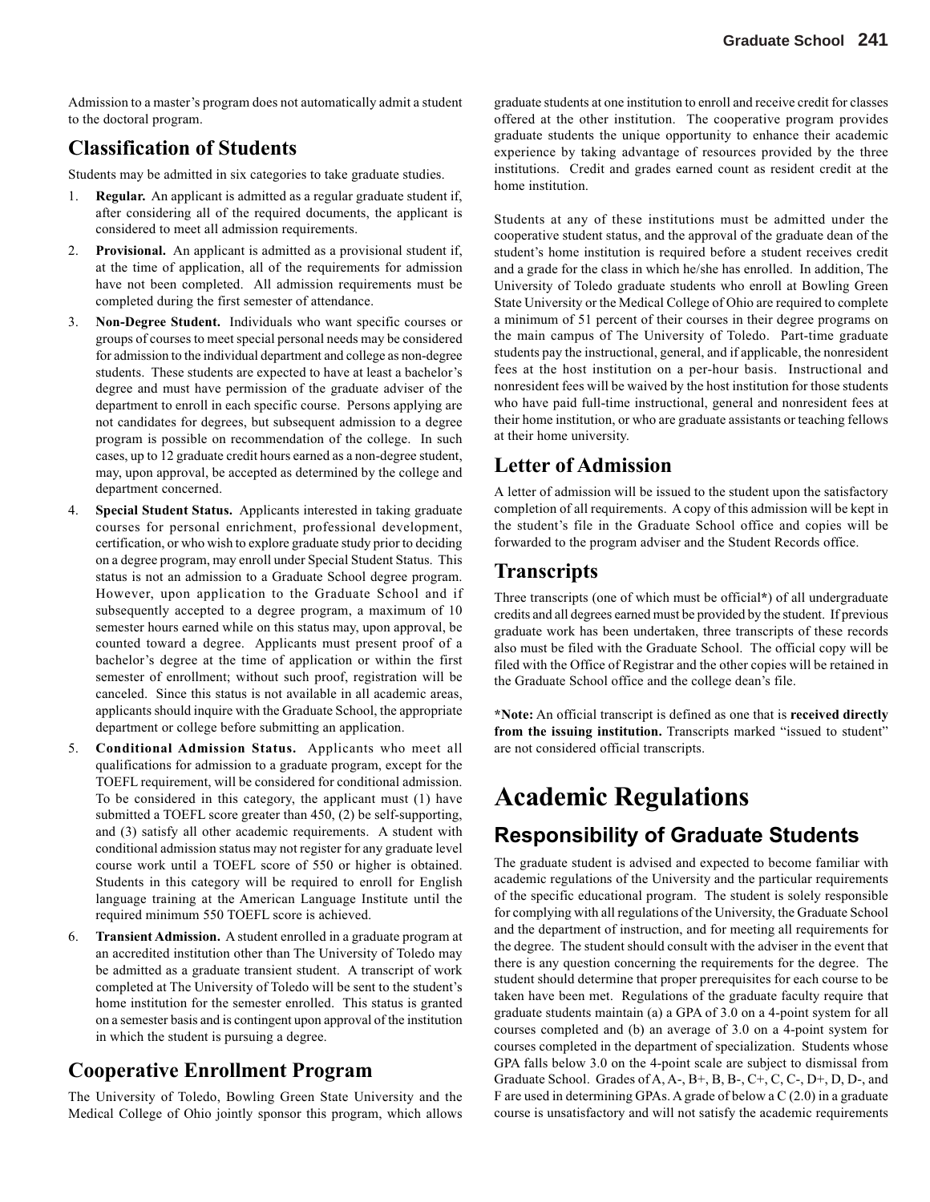Admission to a master's program does not automatically admit a student to the doctoral program.

## Classification of Students

Students may be admitted in six categories to take graduate studies.

1. **Regular.** An applicant is admitted as a regular graduate student if, after considering all of the required documents, the applicant is considered to meet all admission requirements.
2. **Provisional.** An applicant is admitted as a provisional student if, at the time of application, all of the requirements for admission have not been completed. All admission requirements must be completed during the first semester of attendance.
3. **Non-Degree Student.** Individuals who want specific courses or groups of courses to meet special personal needs may be considered for admission to the individual department and college as non-degree students. These students are expected to have at least a bachelor's degree and must have permission of the graduate adviser of the department to enroll in each specific course. Persons applying are not candidates for degrees, but subsequent admission to a degree program is possible on recommendation of the college. In such cases, up to 12 graduate credit hours earned as a non-degree student, may, upon approval, be accepted as determined by the college and department concerned.
4. **Special Student Status.** Applicants interested in taking graduate courses for personal enrichment, professional development, certification, or who wish to explore graduate study prior to deciding on a degree program, may enroll under Special Student Status. This status is not an admission to a Graduate School degree program. However, upon application to the Graduate School and if subsequently accepted to a degree program, a maximum of 10 semester hours earned while on this status may, upon approval, be counted toward a degree. Applicants must present proof of a bachelor's degree at the time of application or within the first semester of enrollment; without such proof, registration will be canceled. Since this status is not available in all academic areas, applicants should inquire with the Graduate School, the appropriate department or college before submitting an application.
5. **Conditional Admission Status.** Applicants who meet all qualifications for admission to a graduate program, except for the TOEFL requirement, will be considered for conditional admission. To be considered in this category, the applicant must (1) have submitted a TOEFL score greater than 450, (2) be self-supporting, and (3) satisfy all other academic requirements. A student with conditional admission status may not register for any graduate level course work until a TOEFL score of 550 or higher is obtained. Students in this category will be required to enroll for English language training at the American Language Institute until the required minimum 550 TOEFL score is achieved.
6. **Transient Admission.** A student enrolled in a graduate program at an accredited institution other than The University of Toledo may be admitted as a graduate transient student. A transcript of work completed at The University of Toledo will be sent to the student's home institution for the semester enrolled. This status is granted on a semester basis and is contingent upon approval of the institution in which the student is pursuing a degree.

## Cooperative Enrollment Program

The University of Toledo, Bowling Green State University and the Medical College of Ohio jointly sponsor this program, which allows graduate students at one institution to enroll and receive credit for classes offered at the other institution. The cooperative program provides graduate students the unique opportunity to enhance their academic experience by taking advantage of resources provided by the three institutions. Credit and grades earned count as resident credit at the home institution.

Students at any of these institutions must be admitted under the cooperative student status, and the approval of the graduate dean of the student's home institution is required before a student receives credit and a grade for the class in which he/she has enrolled. In addition, The University of Toledo graduate students who enroll at Bowling Green State University or the Medical College of Ohio are required to complete a minimum of 51 percent of their courses in their degree programs on the main campus of The University of Toledo. Part-time graduate students pay the instructional, general, and if applicable, the nonresident fees at the host institution on a per-hour basis. Instructional and nonresident fees will be waived by the host institution for those students who have paid full-time instructional, general and nonresident fees at their home institution, or who are graduate assistants or teaching fellows at their home university.

## Letter of Admission

A letter of admission will be issued to the student upon the satisfactory completion of all requirements. A copy of this admission will be kept in the student's file in the Graduate School office and copies will be forwarded to the program adviser and the Student Records office.

## Transcripts

Three transcripts (one of which must be official*) of all undergraduate credits and all degrees earned must be provided by the student. If previous graduate work has been undertaken, three transcripts of these records also must be filed with the Graduate School. The official copy will be filed with the Office of Registrar and the other copies will be retained in the Graduate School office and the college dean's file.

***Note:** An official transcript is defined as one that is **received directly from the issuing institution.** Transcripts marked "issued to student" are not considered official transcripts.

# Academic Regulations

## Responsibility of Graduate Students

The graduate student is advised and expected to become familiar with academic regulations of the University and the particular requirements of the specific educational program. The student is solely responsible for complying with all regulations of the University, the Graduate School and the department of instruction, and for meeting all requirements for the degree. The student should consult with the adviser in the event that there is any question concerning the requirements for the degree. The student should determine that proper prerequisites for each course to be taken have been met. Regulations of the graduate faculty require that graduate students maintain (a) a GPA of 3.0 on a 4-point system for all courses completed and (b) an average of 3.0 on a 4-point system for courses completed in the department of specialization. Students whose GPA falls below 3.0 on the 4-point scale are subject to dismissal from Graduate School. Grades of A, A-, B+, B, B-, C+, C, C-, D+, D, D-, and F are used in determining GPAs. A grade of below a C (2.0) in a graduate course is unsatisfactory and will not satisfy the academic requirements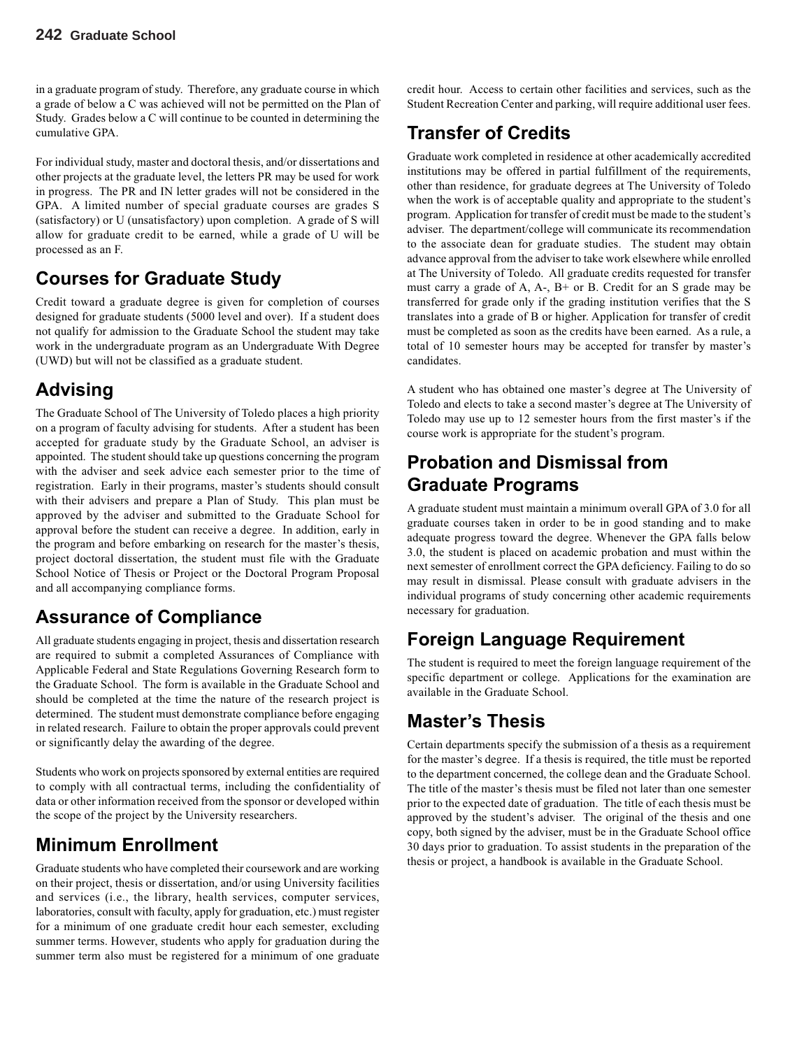in a graduate program of study. Therefore, any graduate course in which a grade of below a C was achieved will not be permitted on the Plan of Study. Grades below a C will continue to be counted in determining the cumulative GPA.

For individual study, master and doctoral thesis, and/or dissertations and other projects at the graduate level, the letters PR may be used for work in progress. The PR and IN letter grades will not be considered in the GPA. A limited number of special graduate courses are grades S (satisfactory) or U (unsatisfactory) upon completion. A grade of S will allow for graduate credit to be earned, while a grade of U will be processed as an F.

## Courses for Graduate Study

Credit toward a graduate degree is given for completion of courses designed for graduate students (5000 level and over). If a student does not qualify for admission to the Graduate School the student may take work in the undergraduate program as an Undergraduate With Degree (UWD) but will not be classified as a graduate student.

## Advising

The Graduate School of The University of Toledo places a high priority on a program of faculty advising for students. After a student has been accepted for graduate study by the Graduate School, an adviser is appointed. The student should take up questions concerning the program with the adviser and seek advice each semester prior to the time of registration. Early in their programs, master's students should consult with their advisers and prepare a Plan of Study. This plan must be approved by the adviser and submitted to the Graduate School for approval before the student can receive a degree. In addition, early in the program and before embarking on research for the master's thesis, project doctoral dissertation, the student must file with the Graduate School Notice of Thesis or Project or the Doctoral Program Proposal and all accompanying compliance forms.

## Assurance of Compliance

All graduate students engaging in project, thesis and dissertation research are required to submit a completed Assurances of Compliance with Applicable Federal and State Regulations Governing Research form to the Graduate School. The form is available in the Graduate School and should be completed at the time the nature of the research project is determined. The student must demonstrate compliance before engaging in related research. Failure to obtain the proper approvals could prevent or significantly delay the awarding of the degree.

Students who work on projects sponsored by external entities are required to comply with all contractual terms, including the confidentiality of data or other information received from the sponsor or developed within the scope of the project by the University researchers.

## Minimum Enrollment

Graduate students who have completed their coursework and are working on their project, thesis or dissertation, and/or using University facilities and services (i.e., the library, health services, computer services, laboratories, consult with faculty, apply for graduation, etc.) must register for a minimum of one graduate credit hour each semester, excluding summer terms. However, students who apply for graduation during the summer term also must be registered for a minimum of one graduate credit hour. Access to certain other facilities and services, such as the Student Recreation Center and parking, will require additional user fees.

## Transfer of Credits

Graduate work completed in residence at other academically accredited institutions may be offered in partial fulfillment of the requirements, other than residence, for graduate degrees at The University of Toledo when the work is of acceptable quality and appropriate to the student's program. Application for transfer of credit must be made to the student's adviser. The department/college will communicate its recommendation to the associate dean for graduate studies. The student may obtain advance approval from the adviser to take work elsewhere while enrolled at The University of Toledo. All graduate credits requested for transfer must carry a grade of A, A-, B+ or B. Credit for an S grade may be transferred for grade only if the grading institution verifies that the S translates into a grade of B or higher. Application for transfer of credit must be completed as soon as the credits have been earned. As a rule, a total of 10 semester hours may be accepted for transfer by master's candidates.

A student who has obtained one master's degree at The University of Toledo and elects to take a second master's degree at The University of Toledo may use up to 12 semester hours from the first master's if the course work is appropriate for the student's program.

## Probation and Dismissal from Graduate Programs

A graduate student must maintain a minimum overall GPA of 3.0 for all graduate courses taken in order to be in good standing and to make adequate progress toward the degree. Whenever the GPA falls below 3.0, the student is placed on academic probation and must within the next semester of enrollment correct the GPA deficiency. Failing to do so may result in dismissal. Please consult with graduate advisers in the individual programs of study concerning other academic requirements necessary for graduation.

## Foreign Language Requirement

The student is required to meet the foreign language requirement of the specific department or college. Applications for the examination are available in the Graduate School.

## Master's Thesis

Certain departments specify the submission of a thesis as a requirement for the master's degree. If a thesis is required, the title must be reported to the department concerned, the college dean and the Graduate School. The title of the master's thesis must be filed not later than one semester prior to the expected date of graduation. The title of each thesis must be approved by the student's adviser. The original of the thesis and one copy, both signed by the adviser, must be in the Graduate School office 30 days prior to graduation. To assist students in the preparation of the thesis or project, a handbook is available in the Graduate School.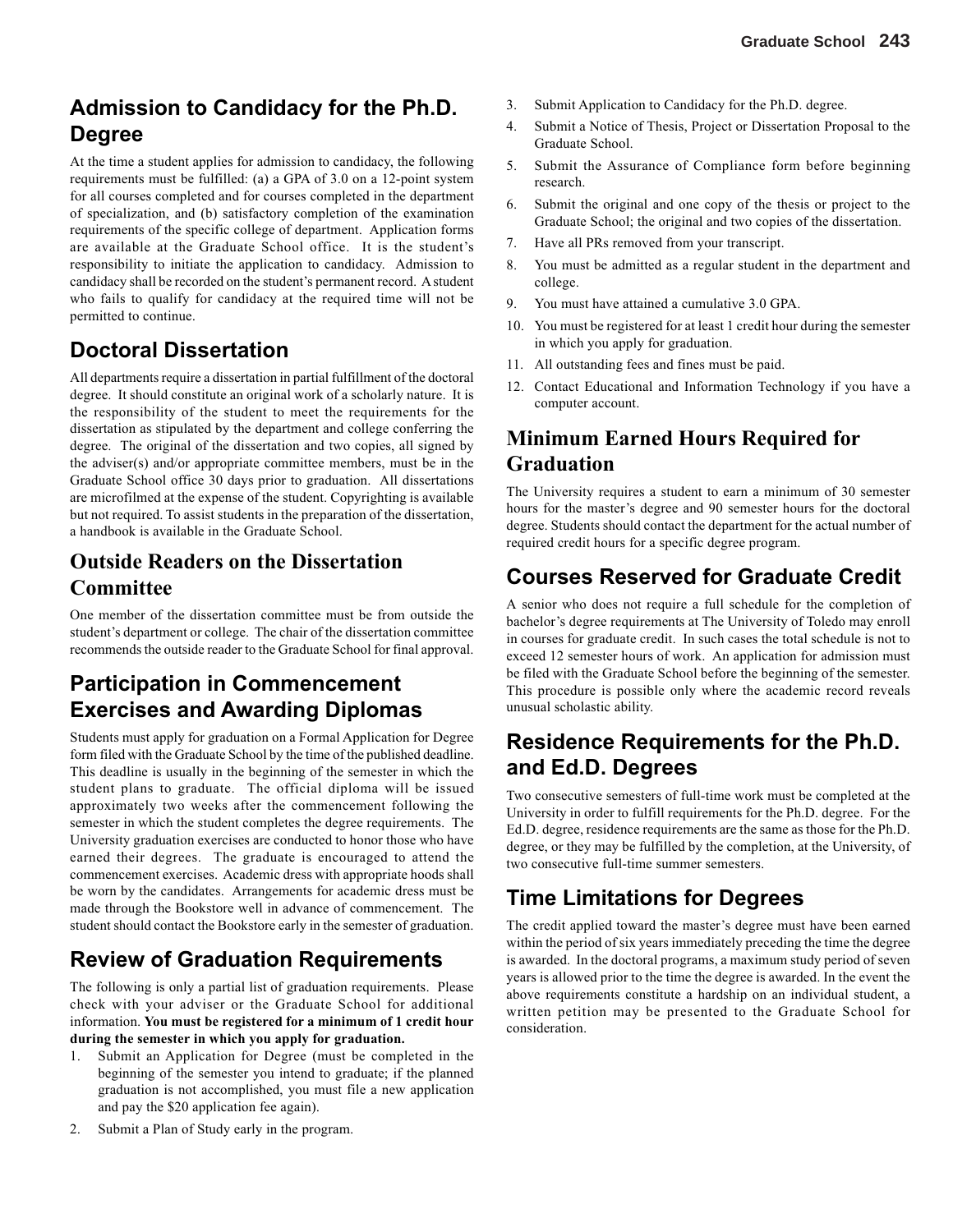## Admission to Candidacy for the Ph.D. Degree

At the time a student applies for admission to candidacy, the following requirements must be fulfilled: (a) a GPA of 3.0 on a 12-point system for all courses completed and for courses completed in the department of specialization, and (b) satisfactory completion of the examination requirements of the specific college of department. Application forms are available at the Graduate School office. It is the student's responsibility to initiate the application to candidacy. Admission to candidacy shall be recorded on the student's permanent record. A student who fails to qualify for candidacy at the required time will not be permitted to continue.

## Doctoral Dissertation

All departments require a dissertation in partial fulfillment of the doctoral degree. It should constitute an original work of a scholarly nature. It is the responsibility of the student to meet the requirements for the dissertation as stipulated by the department and college conferring the degree. The original of the dissertation and two copies, all signed by the adviser(s) and/or appropriate committee members, must be in the Graduate School office 30 days prior to graduation. All dissertations are microfilmed at the expense of the student. Copyrighting is available but not required. To assist students in the preparation of the dissertation, a handbook is available in the Graduate School.

## Outside Readers on the Dissertation Committee

One member of the dissertation committee must be from outside the student's department or college. The chair of the dissertation committee recommends the outside reader to the Graduate School for final approval.

## Participation in Commencement Exercises and Awarding Diplomas

Students must apply for graduation on a Formal Application for Degree form filed with the Graduate School by the time of the published deadline. This deadline is usually in the beginning of the semester in which the student plans to graduate. The official diploma will be issued approximately two weeks after the commencement following the semester in which the student completes the degree requirements. The University graduation exercises are conducted to honor those who have earned their degrees. The graduate is encouraged to attend the commencement exercises. Academic dress with appropriate hoods shall be worn by the candidates. Arrangements for academic dress must be made through the Bookstore well in advance of commencement. The student should contact the Bookstore early in the semester of graduation.

## Review of Graduation Requirements

The following is only a partial list of graduation requirements. Please check with your adviser or the Graduate School for additional information. **You must be registered for a minimum of 1 credit hour during the semester in which you apply for graduation.**

1. Submit an Application for Degree (must be completed in the beginning of the semester you intend to graduate; if the planned graduation is not accomplished, you must file a new application and pay the $20 application fee again).
2. Submit a Plan of Study early in the program.
3. Submit Application to Candidacy for the Ph.D. degree.
4. Submit a Notice of Thesis, Project or Dissertation Proposal to the Graduate School.
5. Submit the Assurance of Compliance form before beginning research.
6. Submit the original and one copy of the thesis or project to the Graduate School; the original and two copies of the dissertation.
7. Have all PRs removed from your transcript.
8. You must be admitted as a regular student in the department and college.
9. You must have attained a cumulative 3.0 GPA.
10. You must be registered for at least 1 credit hour during the semester in which you apply for graduation.
11. All outstanding fees and fines must be paid.
12. Contact Educational and Information Technology if you have a computer account.

## Minimum Earned Hours Required for Graduation

The University requires a student to earn a minimum of 30 semester hours for the master's degree and 90 semester hours for the doctoral degree. Students should contact the department for the actual number of required credit hours for a specific degree program.

## Courses Reserved for Graduate Credit

A senior who does not require a full schedule for the completion of bachelor's degree requirements at The University of Toledo may enroll in courses for graduate credit. In such cases the total schedule is not to exceed 12 semester hours of work. An application for admission must be filed with the Graduate School before the beginning of the semester. This procedure is possible only where the academic record reveals unusual scholastic ability.

## Residence Requirements for the Ph.D. and Ed.D. Degrees

Two consecutive semesters of full-time work must be completed at the University in order to fulfill requirements for the Ph.D. degree. For the Ed.D. degree, residence requirements are the same as those for the Ph.D. degree, or they may be fulfilled by the completion, at the University, of two consecutive full-time summer semesters.

## Time Limitations for Degrees

The credit applied toward the master's degree must have been earned within the period of six years immediately preceding the time the degree is awarded. In the doctoral programs, a maximum study period of seven years is allowed prior to the time the degree is awarded. In the event the above requirements constitute a hardship on an individual student, a written petition may be presented to the Graduate School for consideration.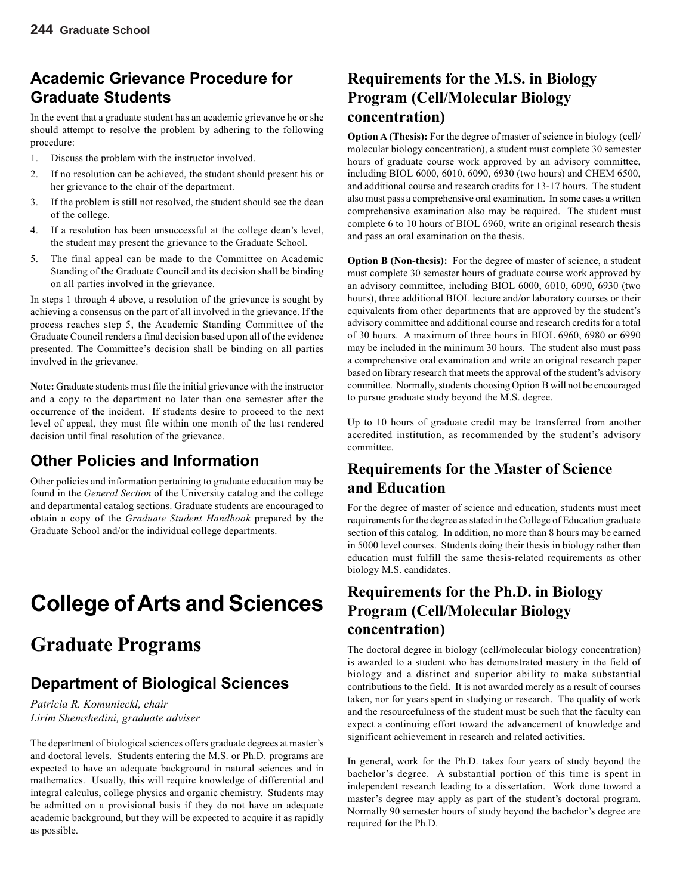## Academic Grievance Procedure for Graduate Students

In the event that a graduate student has an academic grievance he or she should attempt to resolve the problem by adhering to the following procedure:

1. Discuss the problem with the instructor involved.
2. If no resolution can be achieved, the student should present his or her grievance to the chair of the department.
3. If the problem is still not resolved, the student should see the dean of the college.
4. If a resolution has been unsuccessful at the college dean's level, the student may present the grievance to the Graduate School.
5. The final appeal can be made to the Committee on Academic Standing of the Graduate Council and its decision shall be binding on all parties involved in the grievance.

In steps 1 through 4 above, a resolution of the grievance is sought by achieving a consensus on the part of all involved in the grievance. If the process reaches step 5, the Academic Standing Committee of the Graduate Council renders a final decision based upon all of the evidence presented. The Committee's decision shall be binding on all parties involved in the grievance.

**Note:** Graduate students must file the initial grievance with the instructor and a copy to the department no later than one semester after the occurrence of the incident. If students desire to proceed to the next level of appeal, they must file within one month of the last rendered decision until final resolution of the grievance.

## Other Policies and Information

Other policies and information pertaining to graduate education may be found in the *General Section* of the University catalog and the college and departmental catalog sections. Graduate students are encouraged to obtain a copy of the *Graduate Student Handbook* prepared by the Graduate School and/or the individual college departments.

# College of Arts and Sciences

# Graduate Programs

## Department of Biological Sciences

*Patricia R. Komuniecki, chair*
*Lirim Shemshedini, graduate adviser*

The department of biological sciences offers graduate degrees at master's and doctoral levels. Students entering the M.S. or Ph.D. programs are expected to have an adequate background in natural sciences and in mathematics. Usually, this will require knowledge of differential and integral calculus, college physics and organic chemistry. Students may be admitted on a provisional basis if they do not have an adequate academic background, but they will be expected to acquire it as rapidly as possible.

## Requirements for the M.S. in Biology Program (Cell/Molecular Biology concentration)

**Option A (Thesis):** For the degree of master of science in biology (cell/molecular biology concentration), a student must complete 30 semester hours of graduate course work approved by an advisory committee, including BIOL 6000, 6010, 6090, 6930 (two hours) and CHEM 6500, and additional course and research credits for 13-17 hours. The student also must pass a comprehensive oral examination. In some cases a written comprehensive examination also may be required. The student must complete 6 to 10 hours of BIOL 6960, write an original research thesis and pass an oral examination on the thesis.

**Option B (Non-thesis):** For the degree of master of science, a student must complete 30 semester hours of graduate course work approved by an advisory committee, including BIOL 6000, 6010, 6090, 6930 (two hours), three additional BIOL lecture and/or laboratory courses or their equivalents from other departments that are approved by the student's advisory committee and additional course and research credits for a total of 30 hours. A maximum of three hours in BIOL 6960, 6980 or 6990 may be included in the minimum 30 hours. The student also must pass a comprehensive oral examination and write an original research paper based on library research that meets the approval of the student's advisory committee. Normally, students choosing Option B will not be encouraged to pursue graduate study beyond the M.S. degree.

Up to 10 hours of graduate credit may be transferred from another accredited institution, as recommended by the student's advisory committee.

## Requirements for the Master of Science and Education

For the degree of master of science and education, students must meet requirements for the degree as stated in the College of Education graduate section of this catalog. In addition, no more than 8 hours may be earned in 5000 level courses. Students doing their thesis in biology rather than education must fulfill the same thesis-related requirements as other biology M.S. candidates.

## Requirements for the Ph.D. in Biology Program (Cell/Molecular Biology concentration)

The doctoral degree in biology (cell/molecular biology concentration) is awarded to a student who has demonstrated mastery in the field of biology and a distinct and superior ability to make substantial contributions to the field. It is not awarded merely as a result of courses taken, nor for years spent in studying or research. The quality of work and the resourcefulness of the student must be such that the faculty can expect a continuing effort toward the advancement of knowledge and significant achievement in research and related activities.

In general, work for the Ph.D. takes four years of study beyond the bachelor's degree. A substantial portion of this time is spent in independent research leading to a dissertation. Work done toward a master's degree may apply as part of the student's doctoral program. Normally 90 semester hours of study beyond the bachelor's degree are required for the Ph.D.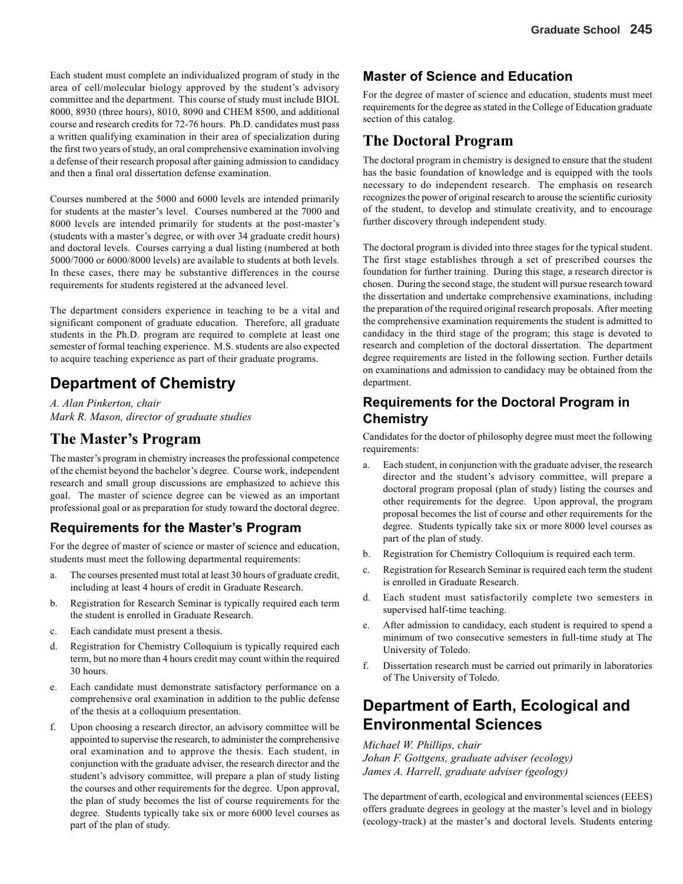Each student must complete an individualized program of study in the area of cell/molecular biology approved by the student's advisory committee and the department. This course of study must include BIOL 8000, 8930 (three hours), 8010, 8090 and CHEM 8500, and additional course and research credits for 72-76 hours. Ph.D. candidates must pass a written qualifying examination in their area of specialization during the first two years of study, an oral comprehensive examination involving a defense of their research proposal after gaining admission to candidacy and then a final oral dissertation defense examination.

Courses numbered at the 5000 and 6000 levels are intended primarily for students at the master's level. Courses numbered at the 7000 and 8000 levels are intended primarily for students at the post-master's (students with a master's degree, or with over 34 graduate credit hours) and doctoral levels. Courses carrying a dual listing (numbered at both 5000/7000 or 6000/8000 levels) are available to students at both levels. In these cases, there may be substantive differences in the course requirements for students registered at the advanced level.

The department considers experience in teaching to be a vital and significant component of graduate education. Therefore, all graduate students in the Ph.D. program are required to complete at least one semester of formal teaching experience. M.S. students are also expected to acquire teaching experience as part of their graduate programs.

## Department of Chemistry

*A. Alan Pinkerton, chair*
*Mark R. Mason, director of graduate studies*

## The Master's Program

The master's program in chemistry increases the professional competence of the chemist beyond the bachelor's degree. Course work, independent research and small group discussions are emphasized to achieve this goal. The master of science degree can be viewed as an important professional goal or as preparation for study toward the doctoral degree.

### Requirements for the Master's Program

For the degree of master of science or master of science and education, students must meet the following departmental requirements:

a. The courses presented must total at least 30 hours of graduate credit, including at least 4 hours of credit in Graduate Research.

b. Registration for Research Seminar is typically required each term the student is enrolled in Graduate Research.

c. Each candidate must present a thesis.

d. Registration for Chemistry Colloquium is typically required each term, but no more than 4 hours credit may count within the required 30 hours.

e. Each candidate must demonstrate satisfactory performance on a comprehensive oral examination in addition to the public defense of the thesis at a colloquium presentation.

f. Upon choosing a research director, an advisory committee will be appointed to supervise the research, to administer the comprehensive oral examination and to approve the thesis. Each student, in conjunction with the graduate adviser, the research director and the student's advisory committee, will prepare a plan of study listing the courses and other requirements for the degree. Upon approval, the plan of study becomes the list of course requirements for the degree. Students typically take six or more 6000 level courses as part of the plan of study.

### Master of Science and Education

For the degree of master of science and education, students must meet requirements for the degree as stated in the College of Education graduate section of this catalog.

## The Doctoral Program

The doctoral program in chemistry is designed to ensure that the student has the basic foundation of knowledge and is equipped with the tools necessary to do independent research. The emphasis on research recognizes the power of original research to arouse the scientific curiosity of the student, to develop and stimulate creativity, and to encourage further discovery through independent study.

The doctoral program is divided into three stages for the typical student. The first stage establishes through a set of prescribed courses the foundation for further training. During this stage, a research director is chosen. During the second stage, the student will pursue research toward the dissertation and undertake comprehensive examinations, including the preparation of the required original research proposals. After meeting the comprehensive examination requirements the student is admitted to candidacy in the third stage of the program; this stage is devoted to research and completion of the doctoral dissertation. The department degree requirements are listed in the following section. Further details on examinations and admission to candidacy may be obtained from the department.

### Requirements for the Doctoral Program in Chemistry

Candidates for the doctor of philosophy degree must meet the following requirements:

a. Each student, in conjunction with the graduate adviser, the research director and the student's advisory committee, will prepare a doctoral program proposal (plan of study) listing the courses and other requirements for the degree. Upon approval, the program proposal becomes the list of course and other requirements for the degree. Students typically take six or more 8000 level courses as part of the plan of study.

b. Registration for Chemistry Colloquium is required each term.

c. Registration for Research Seminar is required each term the student is enrolled in Graduate Research.

d. Each student must satisfactorily complete two semesters in supervised half-time teaching.

e. After admission to candidacy, each student is required to spend a minimum of two consecutive semesters in full-time study at The University of Toledo.

f. Dissertation research must be carried out primarily in laboratories of The University of Toledo.

## Department of Earth, Ecological and Environmental Sciences

*Michael W. Phillips, chair*
*Johan F. Gottgens, graduate adviser (ecology)*
*James A. Harrell, graduate adviser (geology)*

The department of earth, ecological and environmental sciences (EEES) offers graduate degrees in geology at the master's level and in biology (ecology-track) at the master's and doctoral levels. Students entering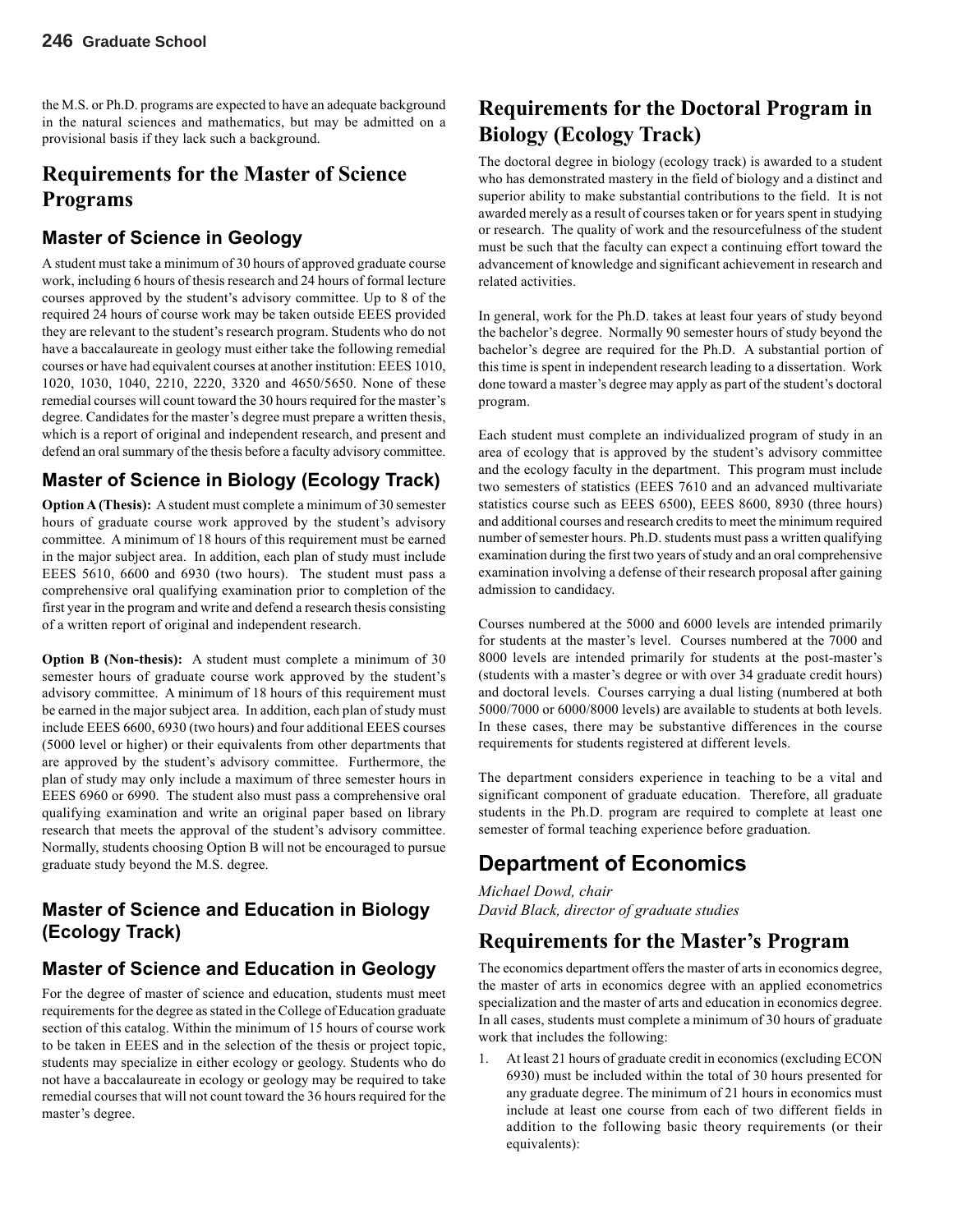the M.S. or Ph.D. programs are expected to have an adequate background in the natural sciences and mathematics, but may be admitted on a provisional basis if they lack such a background.

# Requirements for the Master of Science Programs

## Master of Science in Geology

A student must take a minimum of 30 hours of approved graduate course work, including 6 hours of thesis research and 24 hours of formal lecture courses approved by the student's advisory committee. Up to 8 of the required 24 hours of course work may be taken outside EEES provided they are relevant to the student's research program. Students who do not have a baccalaureate in geology must either take the following remedial courses or have had equivalent courses at another institution: EEES 1010, 1020, 1030, 1040, 2210, 2220, 3320 and 4650/5650. None of these remedial courses will count toward the 30 hours required for the master's degree. Candidates for the master's degree must prepare a written thesis, which is a report of original and independent research, and present and defend an oral summary of the thesis before a faculty advisory committee.

## Master of Science in Biology (Ecology Track)

**Option A (Thesis):** A student must complete a minimum of 30 semester hours of graduate course work approved by the student's advisory committee. A minimum of 18 hours of this requirement must be earned in the major subject area. In addition, each plan of study must include EEES 5610, 6600 and 6930 (two hours). The student must pass a comprehensive oral qualifying examination prior to completion of the first year in the program and write and defend a research thesis consisting of a written report of original and independent research.

**Option B (Non-thesis):** A student must complete a minimum of 30 semester hours of graduate course work approved by the student's advisory committee. A minimum of 18 hours of this requirement must be earned in the major subject area. In addition, each plan of study must include EEES 6600, 6930 (two hours) and four additional EEES courses (5000 level or higher) or their equivalents from other departments that are approved by the student's advisory committee. Furthermore, the plan of study may only include a maximum of three semester hours in EEES 6960 or 6990. The student also must pass a comprehensive oral qualifying examination and write an original paper based on library research that meets the approval of the student's advisory committee. Normally, students choosing Option B will not be encouraged to pursue graduate study beyond the M.S. degree.

## Master of Science and Education in Biology (Ecology Track)

## Master of Science and Education in Geology

For the degree of master of science and education, students must meet requirements for the degree as stated in the College of Education graduate section of this catalog. Within the minimum of 15 hours of course work to be taken in EEES and in the selection of the thesis or project topic, students may specialize in either ecology or geology. Students who do not have a baccalaureate in ecology or geology may be required to take remedial courses that will not count toward the 36 hours required for the master's degree.

# Requirements for the Doctoral Program in Biology (Ecology Track)

The doctoral degree in biology (ecology track) is awarded to a student who has demonstrated mastery in the field of biology and a distinct and superior ability to make substantial contributions to the field. It is not awarded merely as a result of courses taken or for years spent in studying or research. The quality of work and the resourcefulness of the student must be such that the faculty can expect a continuing effort toward the advancement of knowledge and significant achievement in research and related activities.

In general, work for the Ph.D. takes at least four years of study beyond the bachelor's degree. Normally 90 semester hours of study beyond the bachelor's degree are required for the Ph.D. A substantial portion of this time is spent in independent research leading to a dissertation. Work done toward a master's degree may apply as part of the student's doctoral program.

Each student must complete an individualized program of study in an area of ecology that is approved by the student's advisory committee and the ecology faculty in the department. This program must include two semesters of statistics (EEES 7610 and an advanced multivariate statistics course such as EEES 6500), EEES 8600, 8930 (three hours) and additional courses and research credits to meet the minimum required number of semester hours. Ph.D. students must pass a written qualifying examination during the first two years of study and an oral comprehensive examination involving a defense of their research proposal after gaining admission to candidacy.

Courses numbered at the 5000 and 6000 levels are intended primarily for students at the master's level. Courses numbered at the 7000 and 8000 levels are intended primarily for students at the post-master's (students with a master's degree or with over 34 graduate credit hours) and doctoral levels. Courses carrying a dual listing (numbered at both 5000/7000 or 6000/8000 levels) are available to students at both levels. In these cases, there may be substantive differences in the course requirements for students registered at different levels.

The department considers experience in teaching to be a vital and significant component of graduate education. Therefore, all graduate students in the Ph.D. program are required to complete at least one semester of formal teaching experience before graduation.

# Department of Economics

*Michael Dowd, chair*
*David Black, director of graduate studies*

# Requirements for the Master's Program

The economics department offers the master of arts in economics degree, the master of arts in economics degree with an applied econometrics specialization and the master of arts and education in economics degree. In all cases, students must complete a minimum of 30 hours of graduate work that includes the following:

1. At least 21 hours of graduate credit in economics (excluding ECON 6930) must be included within the total of 30 hours presented for any graduate degree. The minimum of 21 hours in economics must include at least one course from each of two different fields in addition to the following basic theory requirements (or their equivalents):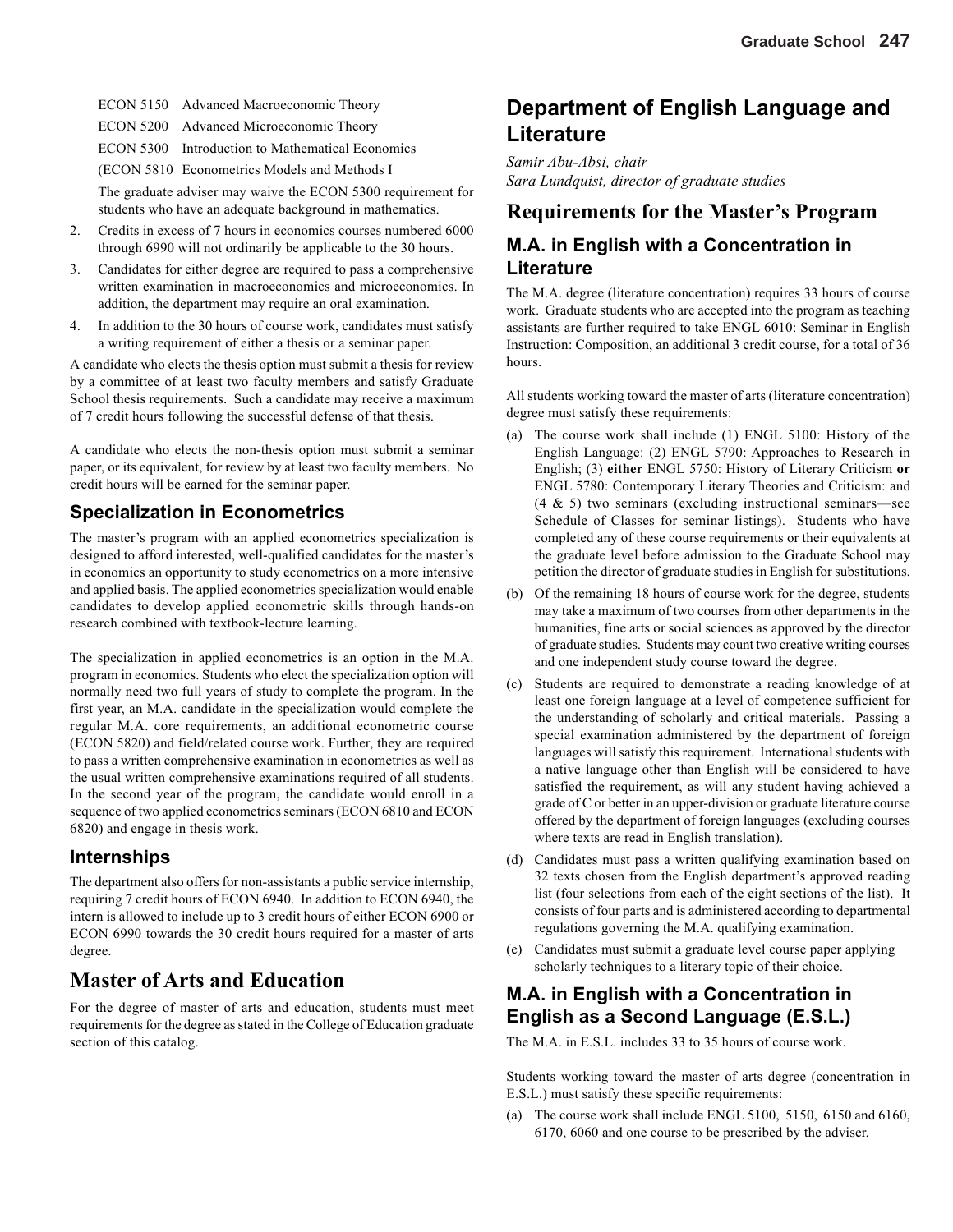ECON 5150 Advanced Macroeconomic Theory

ECON 5200 Advanced Microeconomic Theory

ECON 5300 Introduction to Mathematical Economics

(ECON 5810 Econometrics Models and Methods I

The graduate adviser may waive the ECON 5300 requirement for students who have an adequate background in mathematics.

2. Credits in excess of 7 hours in economics courses numbered 6000 through 6990 will not ordinarily be applicable to the 30 hours.
3. Candidates for either degree are required to pass a comprehensive written examination in macroeconomics and microeconomics. In addition, the department may require an oral examination.
4. In addition to the 30 hours of course work, candidates must satisfy a writing requirement of either a thesis or a seminar paper.

A candidate who elects the thesis option must submit a thesis for review by a committee of at least two faculty members and satisfy Graduate School thesis requirements. Such a candidate may receive a maximum of 7 credit hours following the successful defense of that thesis.

A candidate who elects the non-thesis option must submit a seminar paper, or its equivalent, for review by at least two faculty members. No credit hours will be earned for the seminar paper.

### Specialization in Econometrics

The master's program with an applied econometrics specialization is designed to afford interested, well-qualified candidates for the master's in economics an opportunity to study econometrics on a more intensive and applied basis. The applied econometrics specialization would enable candidates to develop applied econometric skills through hands-on research combined with textbook-lecture learning.

The specialization in applied econometrics is an option in the M.A. program in economics. Students who elect the specialization option will normally need two full years of study to complete the program. In the first year, an M.A. candidate in the specialization would complete the regular M.A. core requirements, an additional econometric course (ECON 5820) and field/related course work. Further, they are required to pass a written comprehensive examination in econometrics as well as the usual written comprehensive examinations required of all students. In the second year of the program, the candidate would enroll in a sequence of two applied econometrics seminars (ECON 6810 and ECON 6820) and engage in thesis work.

### Internships

The department also offers for non-assistants a public service internship, requiring 7 credit hours of ECON 6940. In addition to ECON 6940, the intern is allowed to include up to 3 credit hours of either ECON 6900 or ECON 6990 towards the 30 credit hours required for a master of arts degree.

## Master of Arts and Education

For the degree of master of arts and education, students must meet requirements for the degree as stated in the College of Education graduate section of this catalog.

# Department of English Language and Literature

*Samir Abu-Absi, chair*
*Sara Lundquist, director of graduate studies*

## Requirements for the Master's Program

### M.A. in English with a Concentration in Literature

The M.A. degree (literature concentration) requires 33 hours of course work. Graduate students who are accepted into the program as teaching assistants are further required to take ENGL 6010: Seminar in English Instruction: Composition, an additional 3 credit course, for a total of 36 hours.

All students working toward the master of arts (literature concentration) degree must satisfy these requirements:

(a) The course work shall include (1) ENGL 5100: History of the English Language: (2) ENGL 5790: Approaches to Research in English; (3) **either** ENGL 5750: History of Literary Criticism **or** ENGL 5780: Contemporary Literary Theories and Criticism: and (4 & 5) two seminars (excluding instructional seminars—see Schedule of Classes for seminar listings). Students who have completed any of these course requirements or their equivalents at the graduate level before admission to the Graduate School may petition the director of graduate studies in English for substitutions.

(b) Of the remaining 18 hours of course work for the degree, students may take a maximum of two courses from other departments in the humanities, fine arts or social sciences as approved by the director of graduate studies. Students may count two creative writing courses and one independent study course toward the degree.

(c) Students are required to demonstrate a reading knowledge of at least one foreign language at a level of competence sufficient for the understanding of scholarly and critical materials. Passing a special examination administered by the department of foreign languages will satisfy this requirement. International students with a native language other than English will be considered to have satisfied the requirement, as will any student having achieved a grade of C or better in an upper-division or graduate literature course offered by the department of foreign languages (excluding courses where texts are read in English translation).

(d) Candidates must pass a written qualifying examination based on 32 texts chosen from the English department's approved reading list (four selections from each of the eight sections of the list). It consists of four parts and is administered according to departmental regulations governing the M.A. qualifying examination.

(e) Candidates must submit a graduate level course paper applying scholarly techniques to a literary topic of their choice.

### M.A. in English with a Concentration in English as a Second Language (E.S.L.)

The M.A. in E.S.L. includes 33 to 35 hours of course work.

Students working toward the master of arts degree (concentration in E.S.L.) must satisfy these specific requirements:

(a) The course work shall include ENGL 5100, 5150, 6150 and 6160, 6170, 6060 and one course to be prescribed by the adviser.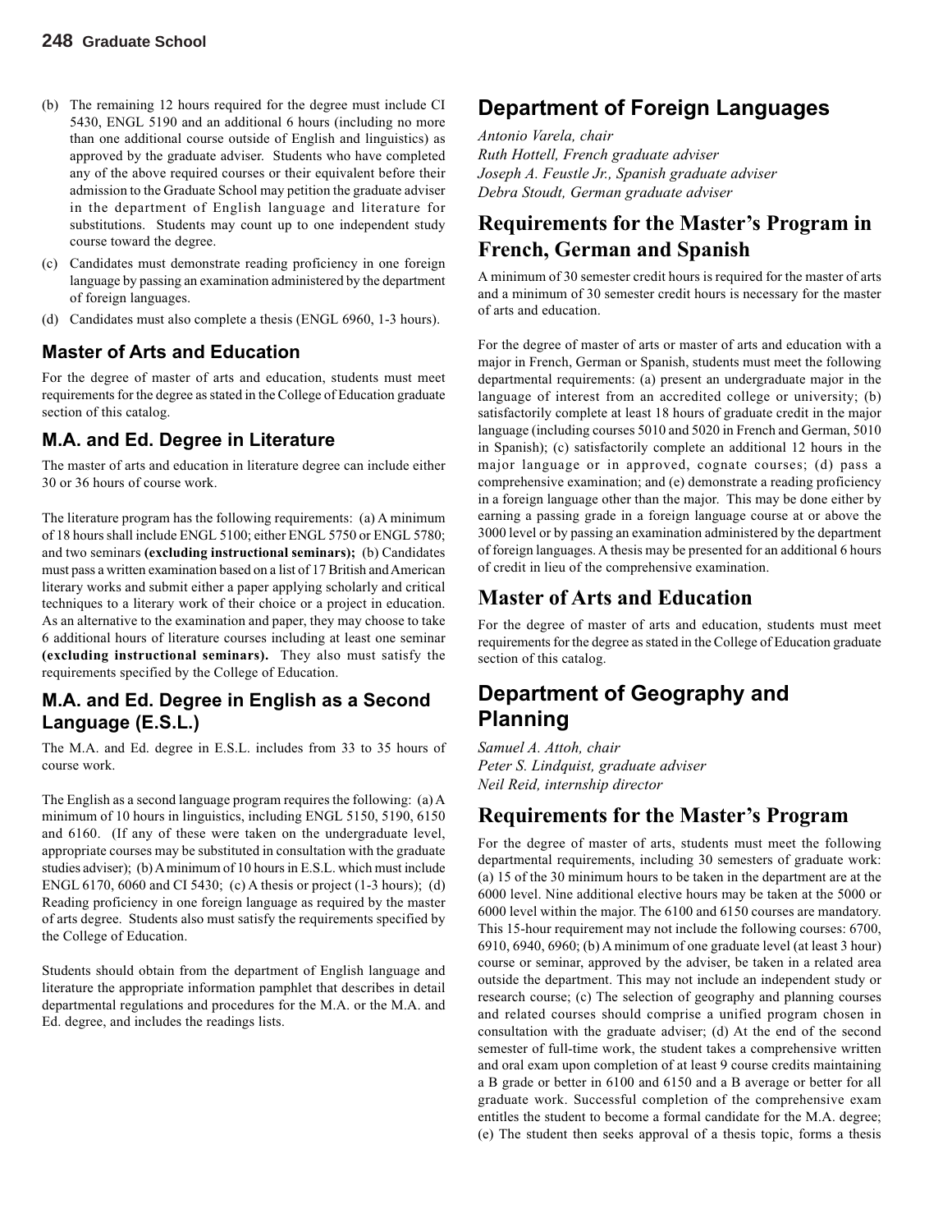(b) The remaining 12 hours required for the degree must include CI 5430, ENGL 5190 and an additional 6 hours (including no more than one additional course outside of English and linguistics) as approved by the graduate adviser. Students who have completed any of the above required courses or their equivalent before their admission to the Graduate School may petition the graduate adviser in the department of English language and literature for substitutions. Students may count up to one independent study course toward the degree.

(c) Candidates must demonstrate reading proficiency in one foreign language by passing an examination administered by the department of foreign languages.

(d) Candidates must also complete a thesis (ENGL 6960, 1-3 hours).

### Master of Arts and Education

For the degree of master of arts and education, students must meet requirements for the degree as stated in the College of Education graduate section of this catalog.

### M.A. and Ed. Degree in Literature

The master of arts and education in literature degree can include either 30 or 36 hours of course work.

The literature program has the following requirements: (a) A minimum of 18 hours shall include ENGL 5100; either ENGL 5750 or ENGL 5780; and two seminars **(excluding instructional seminars);** (b) Candidates must pass a written examination based on a list of 17 British and American literary works and submit either a paper applying scholarly and critical techniques to a literary work of their choice or a project in education. As an alternative to the examination and paper, they may choose to take 6 additional hours of literature courses including at least one seminar **(excluding instructional seminars).** They also must satisfy the requirements specified by the College of Education.

### M.A. and Ed. Degree in English as a Second Language (E.S.L.)

The M.A. and Ed. degree in E.S.L. includes from 33 to 35 hours of course work.

The English as a second language program requires the following: (a) A minimum of 10 hours in linguistics, including ENGL 5150, 5190, 6150 and 6160. (If any of these were taken on the undergraduate level, appropriate courses may be substituted in consultation with the graduate studies adviser); (b) A minimum of 10 hours in E.S.L. which must include ENGL 6170, 6060 and CI 5430; (c) A thesis or project (1-3 hours); (d) Reading proficiency in one foreign language as required by the master of arts degree. Students also must satisfy the requirements specified by the College of Education.

Students should obtain from the department of English language and literature the appropriate information pamphlet that describes in detail departmental regulations and procedures for the M.A. or the M.A. and Ed. degree, and includes the readings lists.

## Department of Foreign Languages

*Antonio Varela, chair*
*Ruth Hottell, French graduate adviser*
*Joseph A. Feustle Jr., Spanish graduate adviser*
*Debra Stoudt, German graduate adviser*

## Requirements for the Master's Program in French, German and Spanish

A minimum of 30 semester credit hours is required for the master of arts and a minimum of 30 semester credit hours is necessary for the master of arts and education.

For the degree of master of arts or master of arts and education with a major in French, German or Spanish, students must meet the following departmental requirements: (a) present an undergraduate major in the language of interest from an accredited college or university; (b) satisfactorily complete at least 18 hours of graduate credit in the major language (including courses 5010 and 5020 in French and German, 5010 in Spanish); (c) satisfactorily complete an additional 12 hours in the major language or in approved, cognate courses; (d) pass a comprehensive examination; and (e) demonstrate a reading proficiency in a foreign language other than the major. This may be done either by earning a passing grade in a foreign language course at or above the 3000 level or by passing an examination administered by the department of foreign languages. A thesis may be presented for an additional 6 hours of credit in lieu of the comprehensive examination.

## Master of Arts and Education

For the degree of master of arts and education, students must meet requirements for the degree as stated in the College of Education graduate section of this catalog.

## Department of Geography and Planning

*Samuel A. Attoh, chair*
*Peter S. Lindquist, graduate adviser*
*Neil Reid, internship director*

## Requirements for the Master's Program

For the degree of master of arts, students must meet the following departmental requirements, including 30 semesters of graduate work: (a) 15 of the 30 minimum hours to be taken in the department are at the 6000 level. Nine additional elective hours may be taken at the 5000 or 6000 level within the major. The 6100 and 6150 courses are mandatory. This 15-hour requirement may not include the following courses: 6700, 6910, 6940, 6960; (b) A minimum of one graduate level (at least 3 hour) course or seminar, approved by the adviser, be taken in a related area outside the department. This may not include an independent study or research course; (c) The selection of geography and planning courses and related courses should comprise a unified program chosen in consultation with the graduate adviser; (d) At the end of the second semester of full-time work, the student takes a comprehensive written and oral exam upon completion of at least 9 course credits maintaining a B grade or better in 6100 and 6150 and a B average or better for all graduate work. Successful completion of the comprehensive exam entitles the student to become a formal candidate for the M.A. degree; (e) The student then seeks approval of a thesis topic, forms a thesis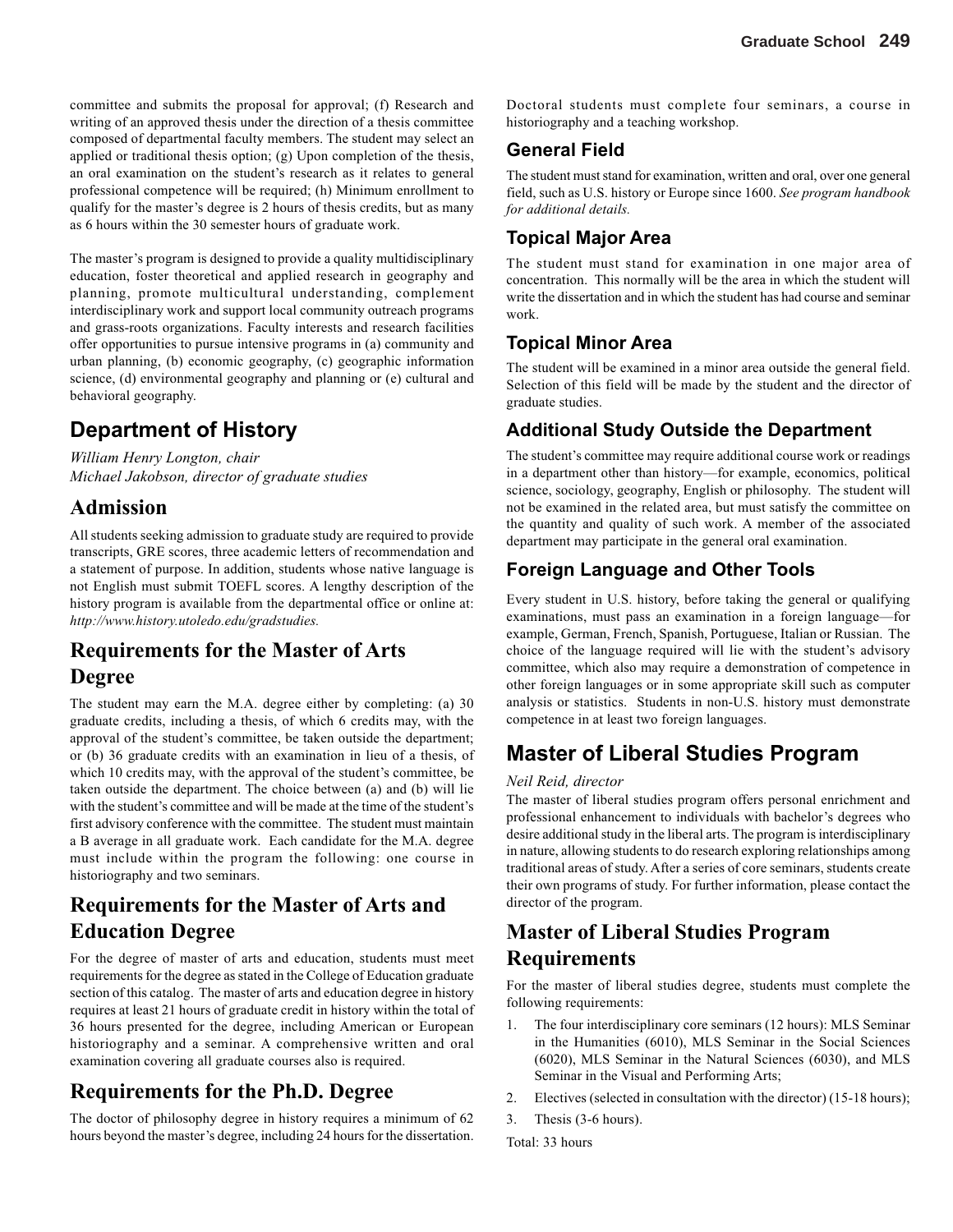committee and submits the proposal for approval; (f) Research and writing of an approved thesis under the direction of a thesis committee composed of departmental faculty members. The student may select an applied or traditional thesis option; (g) Upon completion of the thesis, an oral examination on the student's research as it relates to general professional competence will be required; (h) Minimum enrollment to qualify for the master's degree is 2 hours of thesis credits, but as many as 6 hours within the 30 semester hours of graduate work.

The master's program is designed to provide a quality multidisciplinary education, foster theoretical and applied research in geography and planning, promote multicultural understanding, complement interdisciplinary work and support local community outreach programs and grass-roots organizations. Faculty interests and research facilities offer opportunities to pursue intensive programs in (a) community and urban planning, (b) economic geography, (c) geographic information science, (d) environmental geography and planning or (e) cultural and behavioral geography.

# Department of History

*William Henry Longton, chair*
*Michael Jakobson, director of graduate studies*

## Admission

All students seeking admission to graduate study are required to provide transcripts, GRE scores, three academic letters of recommendation and a statement of purpose. In addition, students whose native language is not English must submit TOEFL scores. A lengthy description of the history program is available from the departmental office or online at: *http://www.history.utoledo.edu/gradstudies.*

## Requirements for the Master of Arts Degree

The student may earn the M.A. degree either by completing: (a) 30 graduate credits, including a thesis, of which 6 credits may, with the approval of the student's committee, be taken outside the department; or (b) 36 graduate credits with an examination in lieu of a thesis, of which 10 credits may, with the approval of the student's committee, be taken outside the department. The choice between (a) and (b) will lie with the student's committee and will be made at the time of the student's first advisory conference with the committee. The student must maintain a B average in all graduate work. Each candidate for the M.A. degree must include within the program the following: one course in historiography and two seminars.

## Requirements for the Master of Arts and Education Degree

For the degree of master of arts and education, students must meet requirements for the degree as stated in the College of Education graduate section of this catalog. The master of arts and education degree in history requires at least 21 hours of graduate credit in history within the total of 36 hours presented for the degree, including American or European historiography and a seminar. A comprehensive written and oral examination covering all graduate courses also is required.

## Requirements for the Ph.D. Degree

The doctor of philosophy degree in history requires a minimum of 62 hours beyond the master's degree, including 24 hours for the dissertation. Doctoral students must complete four seminars, a course in historiography and a teaching workshop.

### General Field

The student must stand for examination, written and oral, over one general field, such as U.S. history or Europe since 1600. *See program handbook for additional details.*

### Topical Major Area

The student must stand for examination in one major area of concentration. This normally will be the area in which the student will write the dissertation and in which the student has had course and seminar work.

### Topical Minor Area

The student will be examined in a minor area outside the general field. Selection of this field will be made by the student and the director of graduate studies.

### Additional Study Outside the Department

The student's committee may require additional course work or readings in a department other than history—for example, economics, political science, sociology, geography, English or philosophy. The student will not be examined in the related area, but must satisfy the committee on the quantity and quality of such work. A member of the associated department may participate in the general oral examination.

### Foreign Language and Other Tools

Every student in U.S. history, before taking the general or qualifying examinations, must pass an examination in a foreign language—for example, German, French, Spanish, Portuguese, Italian or Russian. The choice of the language required will lie with the student's advisory committee, which also may require a demonstration of competence in other foreign languages or in some appropriate skill such as computer analysis or statistics. Students in non-U.S. history must demonstrate competence in at least two foreign languages.

# Master of Liberal Studies Program

*Neil Reid, director*

The master of liberal studies program offers personal enrichment and professional enhancement to individuals with bachelor's degrees who desire additional study in the liberal arts. The program is interdisciplinary in nature, allowing students to do research exploring relationships among traditional areas of study. After a series of core seminars, students create their own programs of study. For further information, please contact the director of the program.

## Master of Liberal Studies Program Requirements

For the master of liberal studies degree, students must complete the following requirements:

1. The four interdisciplinary core seminars (12 hours): MLS Seminar in the Humanities (6010), MLS Seminar in the Social Sciences (6020), MLS Seminar in the Natural Sciences (6030), and MLS Seminar in the Visual and Performing Arts;
2. Electives (selected in consultation with the director) (15-18 hours);
3. Thesis (3-6 hours).

Total: 33 hours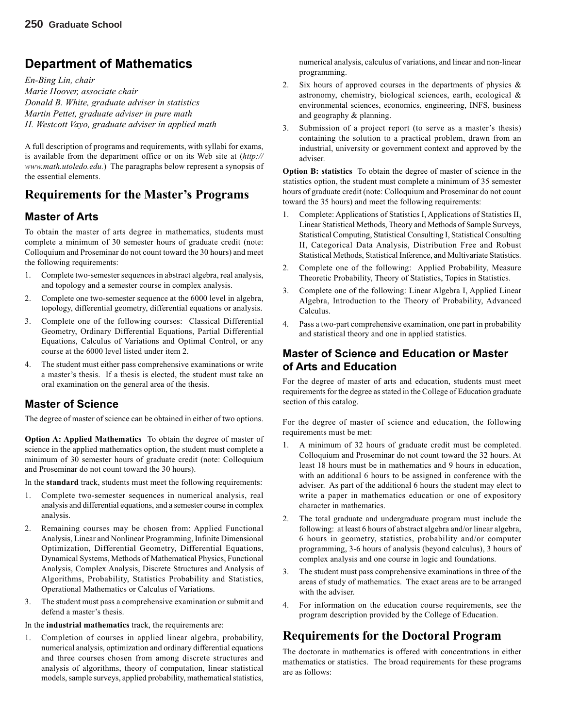# Department of Mathematics

*En-Bing Lin, chair*
*Marie Hoover, associate chair*
*Donald B. White, graduate adviser in statistics*
*Martin Pettet, graduate adviser in pure math*
*H. Westcott Vayo, graduate adviser in applied math*

A full description of programs and requirements, with syllabi for exams, is available from the department office or on its Web site at (*http://www.math.utoledo.edu.*) The paragraphs below represent a synopsis of the essential elements.

## Requirements for the Master's Programs

### Master of Arts

To obtain the master of arts degree in mathematics, students must complete a minimum of 30 semester hours of graduate credit (note: Colloquium and Proseminar do not count toward the 30 hours) and meet the following requirements:

1. Complete two-semester sequences in abstract algebra, real analysis, and topology and a semester course in complex analysis.
2. Complete one two-semester sequence at the 6000 level in algebra, topology, differential geometry, differential equations or analysis.
3. Complete one of the following courses: Classical Differential Geometry, Ordinary Differential Equations, Partial Differential Equations, Calculus of Variations and Optimal Control, or any course at the 6000 level listed under item 2.
4. The student must either pass comprehensive examinations or write a master's thesis. If a thesis is elected, the student must take an oral examination on the general area of the thesis.

### Master of Science

The degree of master of science can be obtained in either of two options.

**Option A: Applied Mathematics** To obtain the degree of master of science in the applied mathematics option, the student must complete a minimum of 30 semester hours of graduate credit (note: Colloquium and Proseminar do not count toward the 30 hours).

In the **standard** track, students must meet the following requirements:

1. Complete two-semester sequences in numerical analysis, real analysis and differential equations, and a semester course in complex analysis.
2. Remaining courses may be chosen from: Applied Functional Analysis, Linear and Nonlinear Programming, Infinite Dimensional Optimization, Differential Geometry, Differential Equations, Dynamical Systems, Methods of Mathematical Physics, Functional Analysis, Complex Analysis, Discrete Structures and Analysis of Algorithms, Probability, Statistics Probability and Statistics, Operational Mathematics or Calculus of Variations.
3. The student must pass a comprehensive examination or submit and defend a master's thesis.

In the **industrial mathematics** track, the requirements are:

1. Completion of courses in applied linear algebra, probability, numerical analysis, optimization and ordinary differential equations and three courses chosen from among discrete structures and analysis of algorithms, theory of computation, linear statistical models, sample surveys, applied probability, mathematical statistics, numerical analysis, calculus of variations, and linear and non-linear programming.
2. Six hours of approved courses in the departments of physics & astronomy, chemistry, biological sciences, earth, ecological & environmental sciences, economics, engineering, INFS, business and geography & planning.
3. Submission of a project report (to serve as a master's thesis) containing the solution to a practical problem, drawn from an industrial, university or government context and approved by the adviser.

**Option B: statistics** To obtain the degree of master of science in the statistics option, the student must complete a minimum of 35 semester hours of graduate credit (note: Colloquium and Proseminar do not count toward the 35 hours) and meet the following requirements:

1. Complete: Applications of Statistics I, Applications of Statistics II, Linear Statistical Methods, Theory and Methods of Sample Surveys, Statistical Computing, Statistical Consulting I, Statistical Consulting II, Categorical Data Analysis, Distribution Free and Robust Statistical Methods, Statistical Inference, and Multivariate Statistics.
2. Complete one of the following: Applied Probability, Measure Theoretic Probability, Theory of Statistics, Topics in Statistics.
3. Complete one of the following: Linear Algebra I, Applied Linear Algebra, Introduction to the Theory of Probability, Advanced Calculus.
4. Pass a two-part comprehensive examination, one part in probability and statistical theory and one in applied statistics.

### Master of Science and Education or Master of Arts and Education

For the degree of master of arts and education, students must meet requirements for the degree as stated in the College of Education graduate section of this catalog.

For the degree of master of science and education, the following requirements must be met:

1. A minimum of 32 hours of graduate credit must be completed. Colloquium and Proseminar do not count toward the 32 hours. At least 18 hours must be in mathematics and 9 hours in education, with an additional 6 hours to be assigned in conference with the adviser. As part of the additional 6 hours the student may elect to write a paper in mathematics education or one of expository character in mathematics.
2. The total graduate and undergraduate program must include the following: at least 6 hours of abstract algebra and/or linear algebra, 6 hours in geometry, statistics, probability and/or computer programming, 3-6 hours of analysis (beyond calculus), 3 hours of complex analysis and one course in logic and foundations.
3. The student must pass comprehensive examinations in three of the areas of study of mathematics. The exact areas are to be arranged with the adviser.
4. For information on the education course requirements, see the program description provided by the College of Education.

## Requirements for the Doctoral Program

The doctorate in mathematics is offered with concentrations in either mathematics or statistics. The broad requirements for these programs are as follows: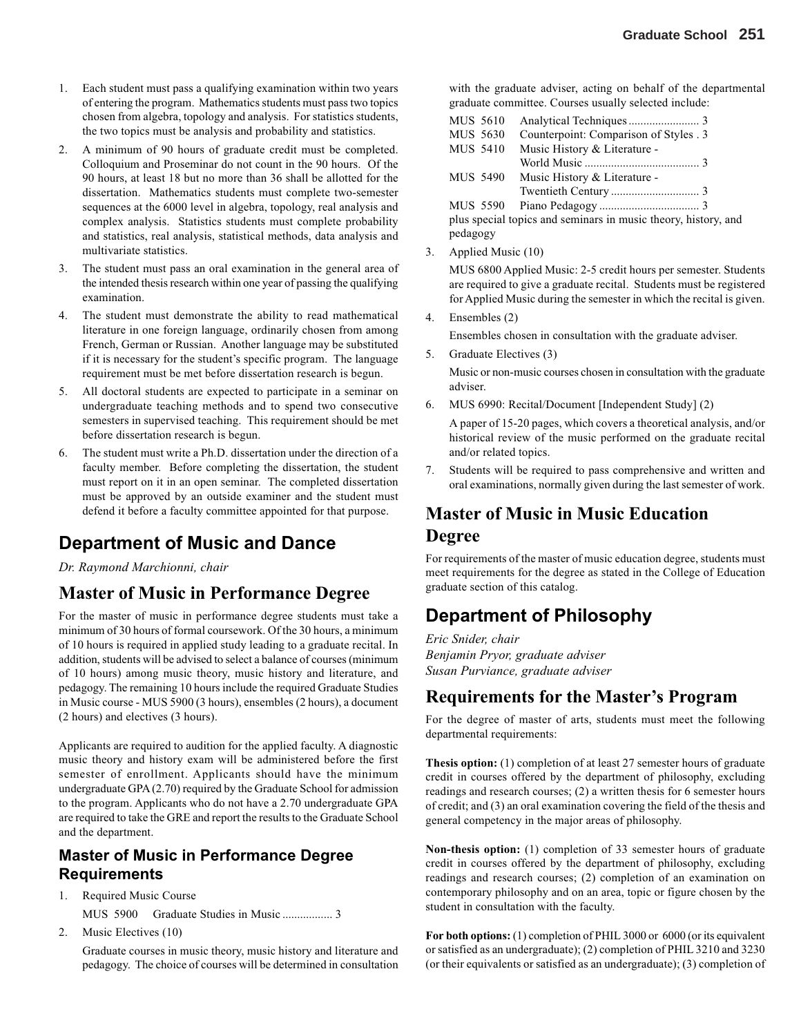1. Each student must pass a qualifying examination within two years of entering the program. Mathematics students must pass two topics chosen from algebra, topology and analysis. For statistics students, the two topics must be analysis and probability and statistics.
2. A minimum of 90 hours of graduate credit must be completed. Colloquium and Proseminar do not count in the 90 hours. Of the 90 hours, at least 18 but no more than 36 shall be allotted for the dissertation. Mathematics students must complete two-semester sequences at the 6000 level in algebra, topology, real analysis and complex analysis. Statistics students must complete probability and statistics, real analysis, statistical methods, data analysis and multivariate statistics.
3. The student must pass an oral examination in the general area of the intended thesis research within one year of passing the qualifying examination.
4. The student must demonstrate the ability to read mathematical literature in one foreign language, ordinarily chosen from among French, German or Russian. Another language may be substituted if it is necessary for the student's specific program. The language requirement must be met before dissertation research is begun.
5. All doctoral students are expected to participate in a seminar on undergraduate teaching methods and to spend two consecutive semesters in supervised teaching. This requirement should be met before dissertation research is begun.
6. The student must write a Ph.D. dissertation under the direction of a faculty member. Before completing the dissertation, the student must report on it in an open seminar. The completed dissertation must be approved by an outside examiner and the student must defend it before a faculty committee appointed for that purpose.

# Department of Music and Dance

*Dr. Raymond Marchionni, chair*

## Master of Music in Performance Degree

For the master of music in performance degree students must take a minimum of 30 hours of formal coursework. Of the 30 hours, a minimum of 10 hours is required in applied study leading to a graduate recital. In addition, students will be advised to select a balance of courses (minimum of 10 hours) among music theory, music history and literature, and pedagogy. The remaining 10 hours include the required Graduate Studies in Music course - MUS 5900 (3 hours), ensembles (2 hours), a document (2 hours) and electives (3 hours).

Applicants are required to audition for the applied faculty. A diagnostic music theory and history exam will be administered before the first semester of enrollment. Applicants should have the minimum undergraduate GPA (2.70) required by the Graduate School for admission to the program. Applicants who do not have a 2.70 undergraduate GPA are required to take the GRE and report the results to the Graduate School and the department.

### Master of Music in Performance Degree Requirements

1. Required Music Course

   MUS 5900 Graduate Studies in Music ................ 3

2. Music Electives (10)

   Graduate courses in music theory, music history and literature and pedagogy. The choice of courses will be determined in consultation with the graduate adviser, acting on behalf of the departmental graduate committee. Courses usually selected include:

   MUS 5610 Analytical Techniques ........................ 3
   MUS 5630 Counterpoint: Comparison of Styles . 3
   MUS 5410 Music History & Literature - World Music ...................................... 3
   MUS 5490 Music History & Literature - Twentieth Century ............................. 3
   MUS 5590 Piano Pedagogy ................................. 3

   plus special topics and seminars in music theory, history, and pedagogy

3. Applied Music (10)

   MUS 6800 Applied Music: 2-5 credit hours per semester. Students are required to give a graduate recital. Students must be registered for Applied Music during the semester in which the recital is given.

4. Ensembles (2)

   Ensembles chosen in consultation with the graduate adviser.

5. Graduate Electives (3)

   Music or non-music courses chosen in consultation with the graduate adviser.

6. MUS 6990: Recital/Document [Independent Study] (2)

   A paper of 15-20 pages, which covers a theoretical analysis, and/or historical review of the music performed on the graduate recital and/or related topics.

7. Students will be required to pass comprehensive and written and oral examinations, normally given during the last semester of work.

## Master of Music in Music Education Degree

For requirements of the master of music education degree, students must meet requirements for the degree as stated in the College of Education graduate section of this catalog.

# Department of Philosophy

*Eric Snider, chair*
*Benjamin Pryor, graduate adviser*
*Susan Purviance, graduate adviser*

## Requirements for the Master's Program

For the degree of master of arts, students must meet the following departmental requirements:

**Thesis option:** (1) completion of at least 27 semester hours of graduate credit in courses offered by the department of philosophy, excluding readings and research courses; (2) a written thesis for 6 semester hours of credit; and (3) an oral examination covering the field of the thesis and general competency in the major areas of philosophy.

**Non-thesis option:** (1) completion of 33 semester hours of graduate credit in courses offered by the department of philosophy, excluding readings and research courses; (2) completion of an examination on contemporary philosophy and on an area, topic or figure chosen by the student in consultation with the faculty.

**For both options:** (1) completion of PHIL 3000 or 6000 (or its equivalent or satisfied as an undergraduate); (2) completion of PHIL 3210 and 3230 (or their equivalents or satisfied as an undergraduate); (3) completion of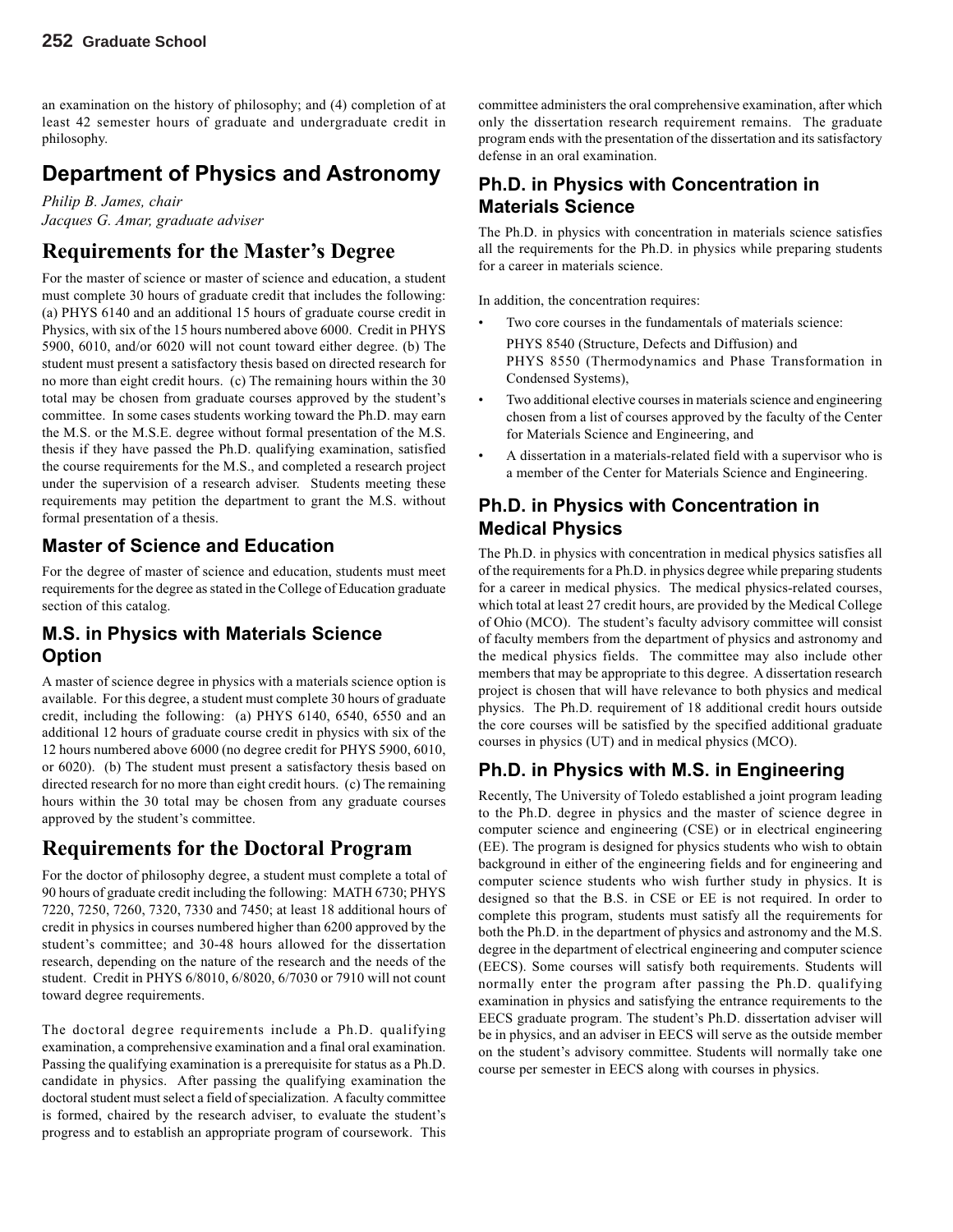an examination on the history of philosophy; and (4) completion of at least 42 semester hours of graduate and undergraduate credit in philosophy.

## Department of Physics and Astronomy

*Philip B. James, chair*
*Jacques G. Amar, graduate adviser*

## Requirements for the Master's Degree

For the master of science or master of science and education, a student must complete 30 hours of graduate credit that includes the following: (a) PHYS 6140 and an additional 15 hours of graduate course credit in Physics, with six of the 15 hours numbered above 6000. Credit in PHYS 5900, 6010, and/or 6020 will not count toward either degree. (b) The student must present a satisfactory thesis based on directed research for no more than eight credit hours. (c) The remaining hours within the 30 total may be chosen from graduate courses approved by the student's committee. In some cases students working toward the Ph.D. may earn the M.S. or the M.S.E. degree without formal presentation of the M.S. thesis if they have passed the Ph.D. qualifying examination, satisfied the course requirements for the M.S., and completed a research project under the supervision of a research adviser. Students meeting these requirements may petition the department to grant the M.S. without formal presentation of a thesis.

### Master of Science and Education

For the degree of master of science and education, students must meet requirements for the degree as stated in the College of Education graduate section of this catalog.

### M.S. in Physics with Materials Science Option

A master of science degree in physics with a materials science option is available. For this degree, a student must complete 30 hours of graduate credit, including the following: (a) PHYS 6140, 6540, 6550 and an additional 12 hours of graduate course credit in physics with six of the 12 hours numbered above 6000 (no degree credit for PHYS 5900, 6010, or 6020). (b) The student must present a satisfactory thesis based on directed research for no more than eight credit hours. (c) The remaining hours within the 30 total may be chosen from any graduate courses approved by the student's committee.

## Requirements for the Doctoral Program

For the doctor of philosophy degree, a student must complete a total of 90 hours of graduate credit including the following: MATH 6730; PHYS 7220, 7250, 7260, 7320, 7330 and 7450; at least 18 additional hours of credit in physics in courses numbered higher than 6200 approved by the student's committee; and 30-48 hours allowed for the dissertation research, depending on the nature of the research and the needs of the student. Credit in PHYS 6/8010, 6/8020, 6/7030 or 7910 will not count toward degree requirements.

The doctoral degree requirements include a Ph.D. qualifying examination, a comprehensive examination and a final oral examination. Passing the qualifying examination is a prerequisite for status as a Ph.D. candidate in physics. After passing the qualifying examination the doctoral student must select a field of specialization. A faculty committee is formed, chaired by the research adviser, to evaluate the student's progress and to establish an appropriate program of coursework. This committee administers the oral comprehensive examination, after which only the dissertation research requirement remains. The graduate program ends with the presentation of the dissertation and its satisfactory defense in an oral examination.

### Ph.D. in Physics with Concentration in Materials Science

The Ph.D. in physics with concentration in materials science satisfies all the requirements for the Ph.D. in physics while preparing students for a career in materials science.

In addition, the concentration requires:

- Two core courses in the fundamentals of materials science:
  PHYS 8540 (Structure, Defects and Diffusion) and
  PHYS 8550 (Thermodynamics and Phase Transformation in Condensed Systems),
- Two additional elective courses in materials science and engineering chosen from a list of courses approved by the faculty of the Center for Materials Science and Engineering, and
- A dissertation in a materials-related field with a supervisor who is a member of the Center for Materials Science and Engineering.

### Ph.D. in Physics with Concentration in Medical Physics

The Ph.D. in physics with concentration in medical physics satisfies all of the requirements for a Ph.D. in physics degree while preparing students for a career in medical physics. The medical physics-related courses, which total at least 27 credit hours, are provided by the Medical College of Ohio (MCO). The student's faculty advisory committee will consist of faculty members from the department of physics and astronomy and the medical physics fields. The committee may also include other members that may be appropriate to this degree. A dissertation research project is chosen that will have relevance to both physics and medical physics. The Ph.D. requirement of 18 additional credit hours outside the core courses will be satisfied by the specified additional graduate courses in physics (UT) and in medical physics (MCO).

### Ph.D. in Physics with M.S. in Engineering

Recently, The University of Toledo established a joint program leading to the Ph.D. degree in physics and the master of science degree in computer science and engineering (CSE) or in electrical engineering (EE). The program is designed for physics students who wish to obtain background in either of the engineering fields and for engineering and computer science students who wish further study in physics. It is designed so that the B.S. in CSE or EE is not required. In order to complete this program, students must satisfy all the requirements for both the Ph.D. in the department of physics and astronomy and the M.S. degree in the department of electrical engineering and computer science (EECS). Some courses will satisfy both requirements. Students will normally enter the program after passing the Ph.D. qualifying examination in physics and satisfying the entrance requirements to the EECS graduate program. The student's Ph.D. dissertation adviser will be in physics, and an adviser in EECS will serve as the outside member on the student's advisory committee. Students will normally take one course per semester in EECS along with courses in physics.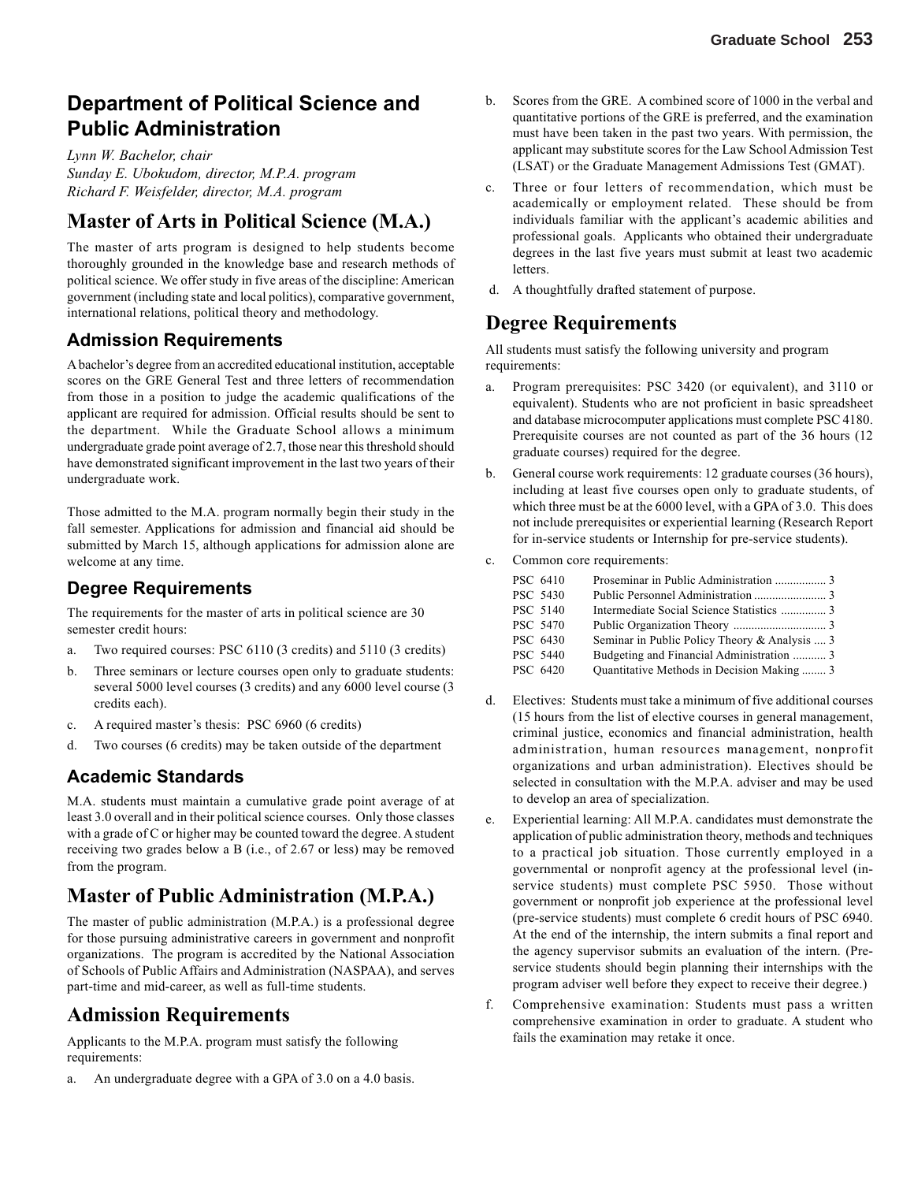## Department of Political Science and Public Administration

*Lynn W. Bachelor, chair*
*Sunday E. Ubokudom, director, M.P.A. program*
*Richard F. Weisfelder, director, M.A. program*

# Master of Arts in Political Science (M.A.)

The master of arts program is designed to help students become thoroughly grounded in the knowledge base and research methods of political science. We offer study in five areas of the discipline: American government (including state and local politics), comparative government, international relations, political theory and methodology.

### Admission Requirements

A bachelor's degree from an accredited educational institution, acceptable scores on the GRE General Test and three letters of recommendation from those in a position to judge the academic qualifications of the applicant are required for admission. Official results should be sent to the department. While the Graduate School allows a minimum undergraduate grade point average of 2.7, those near this threshold should have demonstrated significant improvement in the last two years of their undergraduate work.

Those admitted to the M.A. program normally begin their study in the fall semester. Applications for admission and financial aid should be submitted by March 15, although applications for admission alone are welcome at any time.

### Degree Requirements

The requirements for the master of arts in political science are 30 semester credit hours:

a. Two required courses: PSC 6110 (3 credits) and 5110 (3 credits)
b. Three seminars or lecture courses open only to graduate students: several 5000 level courses (3 credits) and any 6000 level course (3 credits each).
c. A required master's thesis: PSC 6960 (6 credits)
d. Two courses (6 credits) may be taken outside of the department

### Academic Standards

M.A. students must maintain a cumulative grade point average of at least 3.0 overall and in their political science courses. Only those classes with a grade of C or higher may be counted toward the degree. A student receiving two grades below a B (i.e., of 2.67 or less) may be removed from the program.

# Master of Public Administration (M.P.A.)

The master of public administration (M.P.A.) is a professional degree for those pursuing administrative careers in government and nonprofit organizations. The program is accredited by the National Association of Schools of Public Affairs and Administration (NASPAA), and serves part-time and mid-career, as well as full-time students.

## Admission Requirements

Applicants to the M.P.A. program must satisfy the following requirements:

a. An undergraduate degree with a GPA of 3.0 on a 4.0 basis.
b. Scores from the GRE. A combined score of 1000 in the verbal and quantitative portions of the GRE is preferred, and the examination must have been taken in the past two years. With permission, the applicant may substitute scores for the Law School Admission Test (LSAT) or the Graduate Management Admissions Test (GMAT).
c. Three or four letters of recommendation, which must be academically or employment related. These should be from individuals familiar with the applicant's academic abilities and professional goals. Applicants who obtained their undergraduate degrees in the last five years must submit at least two academic letters.
d. A thoughtfully drafted statement of purpose.

## Degree Requirements

All students must satisfy the following university and program requirements:

a. Program prerequisites: PSC 3420 (or equivalent), and 3110 or equivalent). Students who are not proficient in basic spreadsheet and database microcomputer applications must complete PSC 4180. Prerequisite courses are not counted as part of the 36 hours (12 graduate courses) required for the degree.
b. General course work requirements: 12 graduate courses (36 hours), including at least five courses open only to graduate students, of which three must be at the 6000 level, with a GPA of 3.0. This does not include prerequisites or experiential learning (Research Report for in-service students or Internship for pre-service students).
c. Common core requirements:

| | | |
|---|---|---|
| PSC 6410 | Proseminar in Public Administration | 3 |
| PSC 5430 | Public Personnel Administration | 3 |
| PSC 5140 | Intermediate Social Science Statistics | 3 |
| PSC 5470 | Public Organization Theory | 3 |
| PSC 6430 | Seminar in Public Policy Theory & Analysis | 3 |
| PSC 5440 | Budgeting and Financial Administration | 3 |
| PSC 6420 | Quantitative Methods in Decision Making | 3 |

d. Electives: Students must take a minimum of five additional courses (15 hours from the list of elective courses in general management, criminal justice, economics and financial administration, health administration, human resources management, nonprofit organizations and urban administration). Electives should be selected in consultation with the M.P.A. adviser and may be used to develop an area of specialization.
e. Experiential learning: All M.P.A. candidates must demonstrate the application of public administration theory, methods and techniques to a practical job situation. Those currently employed in a governmental or nonprofit agency at the professional level (in-service students) must complete PSC 5950. Those without government or nonprofit job experience at the professional level (pre-service students) must complete 6 credit hours of PSC 6940. At the end of the internship, the intern submits a final report and the agency supervisor submits an evaluation of the intern. (Pre-service students should begin planning their internships with the program adviser well before they expect to receive their degree.)
f. Comprehensive examination: Students must pass a written comprehensive examination in order to graduate. A student who fails the examination may retake it once.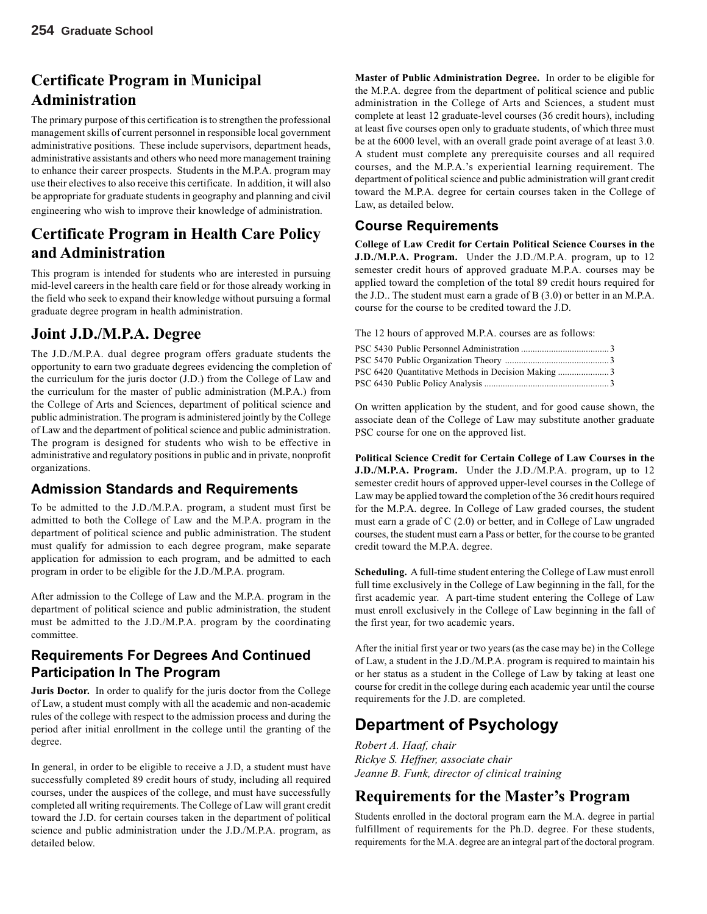## Certificate Program in Municipal Administration

The primary purpose of this certification is to strengthen the professional management skills of current personnel in responsible local government administrative positions. These include supervisors, department heads, administrative assistants and others who need more management training to enhance their career prospects. Students in the M.P.A. program may use their electives to also receive this certificate. In addition, it will also be appropriate for graduate students in geography and planning and civil engineering who wish to improve their knowledge of administration.

## Certificate Program in Health Care Policy and Administration

This program is intended for students who are interested in pursuing mid-level careers in the health care field or for those already working in the field who seek to expand their knowledge without pursuing a formal graduate degree program in health administration.

## Joint J.D./M.P.A. Degree

The J.D./M.P.A. dual degree program offers graduate students the opportunity to earn two graduate degrees evidencing the completion of the curriculum for the juris doctor (J.D.) from the College of Law and the curriculum for the master of public administration (M.P.A.) from the College of Arts and Sciences, department of political science and public administration. The program is administered jointly by the College of Law and the department of political science and public administration. The program is designed for students who wish to be effective in administrative and regulatory positions in public and in private, nonprofit organizations.

### Admission Standards and Requirements

To be admitted to the J.D./M.P.A. program, a student must first be admitted to both the College of Law and the M.P.A. program in the department of political science and public administration. The student must qualify for admission to each degree program, make separate application for admission to each program, and be admitted to each program in order to be eligible for the J.D./M.P.A. program.

After admission to the College of Law and the M.P.A. program in the department of political science and public administration, the student must be admitted to the J.D./M.P.A. program by the coordinating committee.

### Requirements For Degrees And Continued Participation In The Program

**Juris Doctor.** In order to qualify for the juris doctor from the College of Law, a student must comply with all the academic and non-academic rules of the college with respect to the admission process and during the period after initial enrollment in the college until the granting of the degree.

In general, in order to be eligible to receive a J.D, a student must have successfully completed 89 credit hours of study, including all required courses, under the auspices of the college, and must have successfully completed all writing requirements. The College of Law will grant credit toward the J.D. for certain courses taken in the department of political science and public administration under the J.D./M.P.A. program, as detailed below.

**Master of Public Administration Degree.** In order to be eligible for the M.P.A. degree from the department of political science and public administration in the College of Arts and Sciences, a student must complete at least 12 graduate-level courses (36 credit hours), including at least five courses open only to graduate students, of which three must be at the 6000 level, with an overall grade point average of at least 3.0. A student must complete any prerequisite courses and all required courses, and the M.P.A.'s experiential learning requirement. The department of political science and public administration will grant credit toward the M.P.A. degree for certain courses taken in the College of Law, as detailed below.

### Course Requirements

**College of Law Credit for Certain Political Science Courses in the J.D./M.P.A. Program.** Under the J.D./M.P.A. program, up to 12 semester credit hours of approved graduate M.P.A. courses may be applied toward the completion of the total 89 credit hours required for the J.D.. The student must earn a grade of B (3.0) or better in an M.P.A. course for the course to be credited toward the J.D.

The 12 hours of approved M.P.A. courses are as follows:

| Course | Credits |
|---|---|
| PSC 5430 Public Personnel Administration | 3 |
| PSC 5470 Public Organization Theory | 3 |
| PSC 6420 Quantitative Methods in Decision Making | 3 |
| PSC 6430 Public Policy Analysis | 3 |

On written application by the student, and for good cause shown, the associate dean of the College of Law may substitute another graduate PSC course for one on the approved list.

**Political Science Credit for Certain College of Law Courses in the J.D./M.P.A. Program.** Under the J.D./M.P.A. program, up to 12 semester credit hours of approved upper-level courses in the College of Law may be applied toward the completion of the 36 credit hours required for the M.P.A. degree. In College of Law graded courses, the student must earn a grade of C (2.0) or better, and in College of Law ungraded courses, the student must earn a Pass or better, for the course to be granted credit toward the M.P.A. degree.

**Scheduling.** A full-time student entering the College of Law must enroll full time exclusively in the College of Law beginning in the fall, for the first academic year. A part-time student entering the College of Law must enroll exclusively in the College of Law beginning in the fall of the first year, for two academic years.

After the initial first year or two years (as the case may be) in the College of Law, a student in the J.D./M.P.A. program is required to maintain his or her status as a student in the College of Law by taking at least one course for credit in the college during each academic year until the course requirements for the J.D. are completed.

## Department of Psychology

*Robert A. Haaf, chair*
*Rickye S. Heffner, associate chair*
*Jeanne B. Funk, director of clinical training*

## Requirements for the Master's Program

Students enrolled in the doctoral program earn the M.A. degree in partial fulfillment of requirements for the Ph.D. degree. For these students, requirements for the M.A. degree are an integral part of the doctoral program.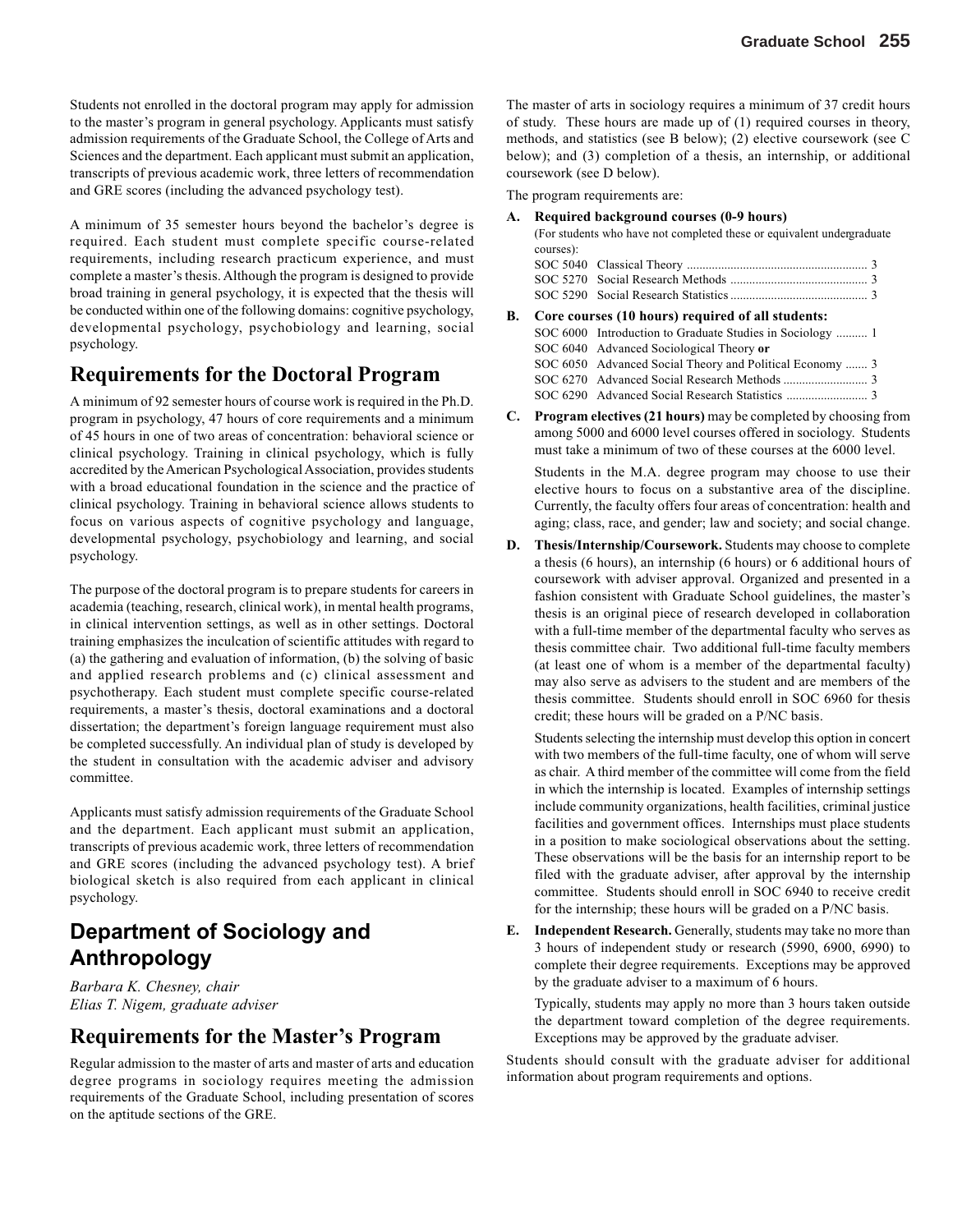Students not enrolled in the doctoral program may apply for admission to the master's program in general psychology. Applicants must satisfy admission requirements of the Graduate School, the College of Arts and Sciences and the department. Each applicant must submit an application, transcripts of previous academic work, three letters of recommendation and GRE scores (including the advanced psychology test).

A minimum of 35 semester hours beyond the bachelor's degree is required. Each student must complete specific course-related requirements, including research practicum experience, and must complete a master's thesis. Although the program is designed to provide broad training in general psychology, it is expected that the thesis will be conducted within one of the following domains: cognitive psychology, developmental psychology, psychobiology and learning, social psychology.

## Requirements for the Doctoral Program

A minimum of 92 semester hours of course work is required in the Ph.D. program in psychology, 47 hours of core requirements and a minimum of 45 hours in one of two areas of concentration: behavioral science or clinical psychology. Training in clinical psychology, which is fully accredited by the American Psychological Association, provides students with a broad educational foundation in the science and the practice of clinical psychology. Training in behavioral science allows students to focus on various aspects of cognitive psychology and language, developmental psychology, psychobiology and learning, and social psychology.

The purpose of the doctoral program is to prepare students for careers in academia (teaching, research, clinical work), in mental health programs, in clinical intervention settings, as well as in other settings. Doctoral training emphasizes the inculcation of scientific attitudes with regard to (a) the gathering and evaluation of information, (b) the solving of basic and applied research problems and (c) clinical assessment and psychotherapy. Each student must complete specific course-related requirements, a master's thesis, doctoral examinations and a doctoral dissertation; the department's foreign language requirement must also be completed successfully. An individual plan of study is developed by the student in consultation with the academic adviser and advisory committee.

Applicants must satisfy admission requirements of the Graduate School and the department. Each applicant must submit an application, transcripts of previous academic work, three letters of recommendation and GRE scores (including the advanced psychology test). A brief biological sketch is also required from each applicant in clinical psychology.

## Department of Sociology and Anthropology

*Barbara K. Chesney, chair*
*Elias T. Nigem, graduate adviser*

## Requirements for the Master's Program

Regular admission to the master of arts and master of arts and education degree programs in sociology requires meeting the admission requirements of the Graduate School, including presentation of scores on the aptitude sections of the GRE.

The master of arts in sociology requires a minimum of 37 credit hours of study. These hours are made up of (1) required courses in theory, methods, and statistics (see B below); (2) elective coursework (see C below); and (3) completion of a thesis, an internship, or additional coursework (see D below).

The program requirements are:

**A. Required background courses (0-9 hours)**

(For students who have not completed these or equivalent undergraduate courses):

- SOC 5040 Classical Theory ... 3
- SOC 5270 Social Research Methods ... 3
- SOC 5290 Social Research Statistics ... 3

**B. Core courses (10 hours) required of all students:**

- SOC 6000 Introduction to Graduate Studies in Sociology ... 1
- SOC 6040 Advanced Sociological Theory **or**
- SOC 6050 Advanced Social Theory and Political Economy ... 3
- SOC 6270 Advanced Social Research Methods ... 3
- SOC 6290 Advanced Social Research Statistics ... 3

**C. Program electives (21 hours)** may be completed by choosing from among 5000 and 6000 level courses offered in sociology. Students must take a minimum of two of these courses at the 6000 level.

Students in the M.A. degree program may choose to use their elective hours to focus on a substantive area of the discipline. Currently, the faculty offers four areas of concentration: health and aging; class, race, and gender; law and society; and social change.

**D. Thesis/Internship/Coursework.** Students may choose to complete a thesis (6 hours), an internship (6 hours) or 6 additional hours of coursework with adviser approval. Organized and presented in a fashion consistent with Graduate School guidelines, the master's thesis is an original piece of research developed in collaboration with a full-time member of the departmental faculty who serves as thesis committee chair. Two additional full-time faculty members (at least one of whom is a member of the departmental faculty) may also serve as advisers to the student and are members of the thesis committee. Students should enroll in SOC 6960 for thesis credit; these hours will be graded on a P/NC basis.

Students selecting the internship must develop this option in concert with two members of the full-time faculty, one of whom will serve as chair. A third member of the committee will come from the field in which the internship is located. Examples of internship settings include community organizations, health facilities, criminal justice facilities and government offices. Internships must place students in a position to make sociological observations about the setting. These observations will be the basis for an internship report to be filed with the graduate adviser, after approval by the internship committee. Students should enroll in SOC 6940 to receive credit for the internship; these hours will be graded on a P/NC basis.

**E. Independent Research.** Generally, students may take no more than 3 hours of independent study or research (5990, 6900, 6990) to complete their degree requirements. Exceptions may be approved by the graduate adviser to a maximum of 6 hours.

Typically, students may apply no more than 3 hours taken outside the department toward completion of the degree requirements. Exceptions may be approved by the graduate adviser.

Students should consult with the graduate adviser for additional information about program requirements and options.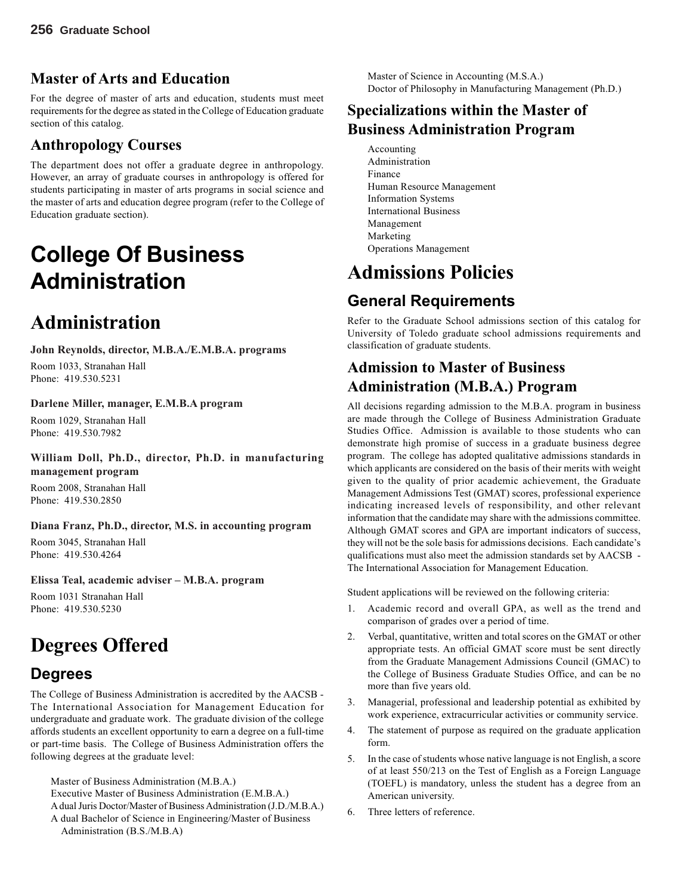## Master of Arts and Education

For the degree of master of arts and education, students must meet requirements for the degree as stated in the College of Education graduate section of this catalog.

## Anthropology Courses

The department does not offer a graduate degree in anthropology. However, an array of graduate courses in anthropology is offered for students participating in master of arts programs in social science and the master of arts and education degree program (refer to the College of Education graduate section).

# College Of Business Administration

# Administration

**John Reynolds, director, M.B.A./E.M.B.A. programs**

Room 1033, Stranahan Hall
Phone: 419.530.5231

**Darlene Miller, manager, E.M.B.A program**

Room 1029, Stranahan Hall
Phone: 419.530.7982

**William Doll, Ph.D., director, Ph.D. in manufacturing management program**

Room 2008, Stranahan Hall
Phone: 419.530.2850

**Diana Franz, Ph.D., director, M.S. in accounting program**

Room 3045, Stranahan Hall
Phone: 419.530.4264

**Elissa Teal, academic adviser – M.B.A. program**

Room 1031 Stranahan Hall
Phone: 419.530.5230

# Degrees Offered

## Degrees

The College of Business Administration is accredited by the AACSB - The International Association for Management Education for undergraduate and graduate work. The graduate division of the college affords students an excellent opportunity to earn a degree on a full-time or part-time basis. The College of Business Administration offers the following degrees at the graduate level:

Master of Business Administration (M.B.A.)
Executive Master of Business Administration (E.M.B.A.)
A dual Juris Doctor/Master of Business Administration (J.D./M.B.A.)
A dual Bachelor of Science in Engineering/Master of Business Administration (B.S./M.B.A)
Master of Science in Accounting (M.S.A.)
Doctor of Philosophy in Manufacturing Management (Ph.D.)

## Specializations within the Master of Business Administration Program

Accounting
Administration
Finance
Human Resource Management
Information Systems
International Business
Management
Marketing
Operations Management

# Admissions Policies

## General Requirements

Refer to the Graduate School admissions section of this catalog for University of Toledo graduate school admissions requirements and classification of graduate students.

## Admission to Master of Business Administration (M.B.A.) Program

All decisions regarding admission to the M.B.A. program in business are made through the College of Business Administration Graduate Studies Office. Admission is available to those students who can demonstrate high promise of success in a graduate business degree program. The college has adopted qualitative admissions standards in which applicants are considered on the basis of their merits with weight given to the quality of prior academic achievement, the Graduate Management Admissions Test (GMAT) scores, professional experience indicating increased levels of responsibility, and other relevant information that the candidate may share with the admissions committee. Although GMAT scores and GPA are important indicators of success, they will not be the sole basis for admissions decisions. Each candidate's qualifications must also meet the admission standards set by AACSB - The International Association for Management Education.

Student applications will be reviewed on the following criteria:

1. Academic record and overall GPA, as well as the trend and comparison of grades over a period of time.
2. Verbal, quantitative, written and total scores on the GMAT or other appropriate tests. An official GMAT score must be sent directly from the Graduate Management Admissions Council (GMAC) to the College of Business Graduate Studies Office, and can be no more than five years old.
3. Managerial, professional and leadership potential as exhibited by work experience, extracurricular activities or community service.
4. The statement of purpose as required on the graduate application form.
5. In the case of students whose native language is not English, a score of at least 550/213 on the Test of English as a Foreign Language (TOEFL) is mandatory, unless the student has a degree from an American university.
6. Three letters of reference.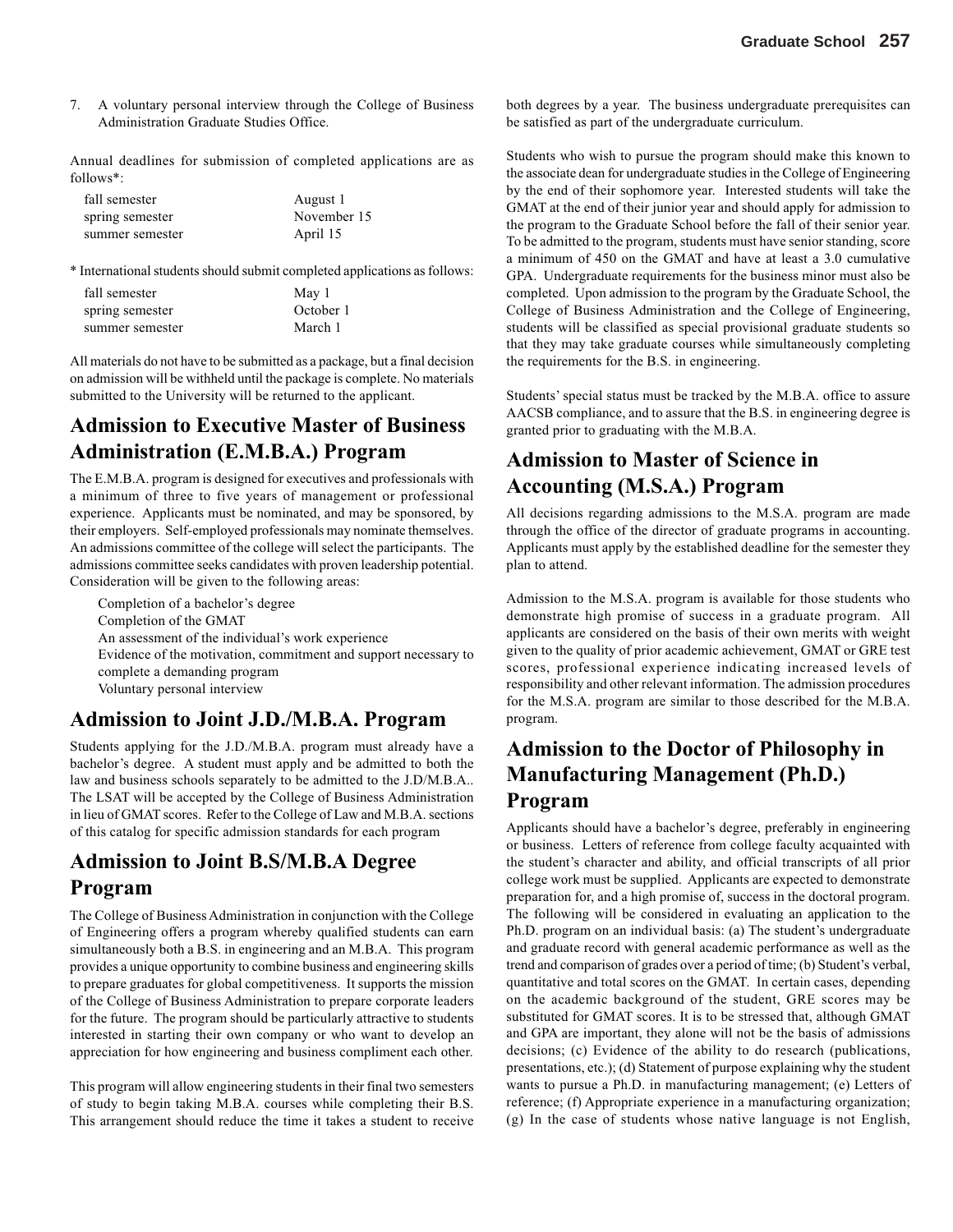7. A voluntary personal interview through the College of Business Administration Graduate Studies Office.

Annual deadlines for submission of completed applications are as follows*:

| | |
|---|---|
| fall semester | August 1 |
| spring semester | November 15 |
| summer semester | April 15 |

* International students should submit completed applications as follows:

| | |
|---|---|
| fall semester | May 1 |
| spring semester | October 1 |
| summer semester | March 1 |

All materials do not have to be submitted as a package, but a final decision on admission will be withheld until the package is complete. No materials submitted to the University will be returned to the applicant.

## Admission to Executive Master of Business Administration (E.M.B.A.) Program

The E.M.B.A. program is designed for executives and professionals with a minimum of three to five years of management or professional experience. Applicants must be nominated, and may be sponsored, by their employers. Self-employed professionals may nominate themselves. An admissions committee of the college will select the participants. The admissions committee seeks candidates with proven leadership potential. Consideration will be given to the following areas:

- Completion of a bachelor's degree
- Completion of the GMAT
- An assessment of the individual's work experience
- Evidence of the motivation, commitment and support necessary to complete a demanding program
- Voluntary personal interview

## Admission to Joint J.D./M.B.A. Program

Students applying for the J.D./M.B.A. program must already have a bachelor's degree. A student must apply and be admitted to both the law and business schools separately to be admitted to the J.D/M.B.A.. The LSAT will be accepted by the College of Business Administration in lieu of GMAT scores. Refer to the College of Law and M.B.A. sections of this catalog for specific admission standards for each program

## Admission to Joint B.S/M.B.A Degree Program

The College of Business Administration in conjunction with the College of Engineering offers a program whereby qualified students can earn simultaneously both a B.S. in engineering and an M.B.A. This program provides a unique opportunity to combine business and engineering skills to prepare graduates for global competitiveness. It supports the mission of the College of Business Administration to prepare corporate leaders for the future. The program should be particularly attractive to students interested in starting their own company or who want to develop an appreciation for how engineering and business compliment each other.

This program will allow engineering students in their final two semesters of study to begin taking M.B.A. courses while completing their B.S. This arrangement should reduce the time it takes a student to receive both degrees by a year. The business undergraduate prerequisites can be satisfied as part of the undergraduate curriculum.

Students who wish to pursue the program should make this known to the associate dean for undergraduate studies in the College of Engineering by the end of their sophomore year. Interested students will take the GMAT at the end of their junior year and should apply for admission to the program to the Graduate School before the fall of their senior year. To be admitted to the program, students must have senior standing, score a minimum of 450 on the GMAT and have at least a 3.0 cumulative GPA. Undergraduate requirements for the business minor must also be completed. Upon admission to the program by the Graduate School, the College of Business Administration and the College of Engineering, students will be classified as special provisional graduate students so that they may take graduate courses while simultaneously completing the requirements for the B.S. in engineering.

Students' special status must be tracked by the M.B.A. office to assure AACSB compliance, and to assure that the B.S. in engineering degree is granted prior to graduating with the M.B.A.

## Admission to Master of Science in Accounting (M.S.A.) Program

All decisions regarding admissions to the M.S.A. program are made through the office of the director of graduate programs in accounting. Applicants must apply by the established deadline for the semester they plan to attend.

Admission to the M.S.A. program is available for those students who demonstrate high promise of success in a graduate program. All applicants are considered on the basis of their own merits with weight given to the quality of prior academic achievement, GMAT or GRE test scores, professional experience indicating increased levels of responsibility and other relevant information. The admission procedures for the M.S.A. program are similar to those described for the M.B.A. program.

## Admission to the Doctor of Philosophy in Manufacturing Management (Ph.D.) Program

Applicants should have a bachelor's degree, preferably in engineering or business. Letters of reference from college faculty acquainted with the student's character and ability, and official transcripts of all prior college work must be supplied. Applicants are expected to demonstrate preparation for, and a high promise of, success in the doctoral program. The following will be considered in evaluating an application to the Ph.D. program on an individual basis: (a) The student's undergraduate and graduate record with general academic performance as well as the trend and comparison of grades over a period of time; (b) Student's verbal, quantitative and total scores on the GMAT. In certain cases, depending on the academic background of the student, GRE scores may be substituted for GMAT scores. It is to be stressed that, although GMAT and GPA are important, they alone will not be the basis of admissions decisions; (c) Evidence of the ability to do research (publications, presentations, etc.); (d) Statement of purpose explaining why the student wants to pursue a Ph.D. in manufacturing management; (e) Letters of reference; (f) Appropriate experience in a manufacturing organization; (g) In the case of students whose native language is not English,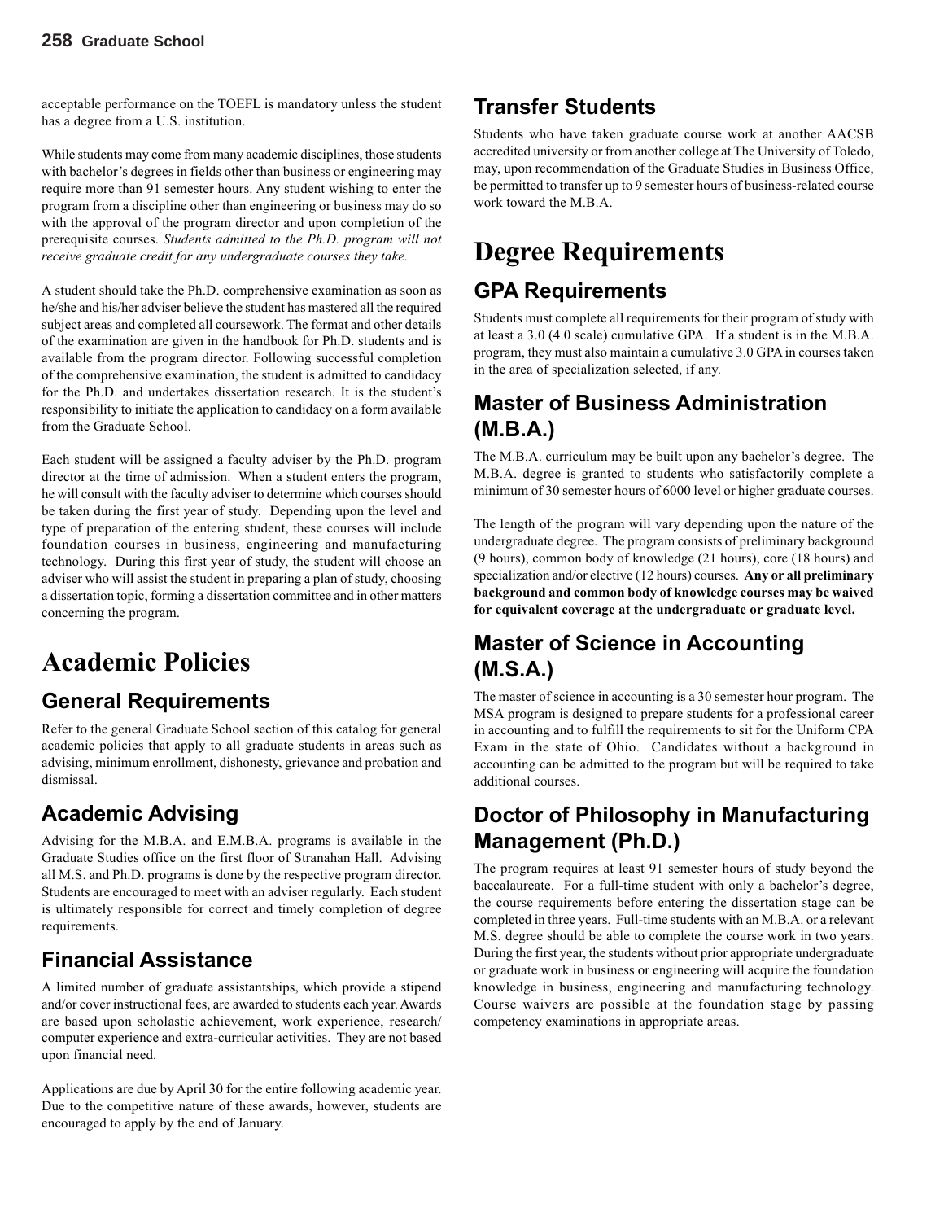acceptable performance on the TOEFL is mandatory unless the student has a degree from a U.S. institution.

While students may come from many academic disciplines, those students with bachelor's degrees in fields other than business or engineering may require more than 91 semester hours. Any student wishing to enter the program from a discipline other than engineering or business may do so with the approval of the program director and upon completion of the prerequisite courses. *Students admitted to the Ph.D. program will not receive graduate credit for any undergraduate courses they take.*

A student should take the Ph.D. comprehensive examination as soon as he/she and his/her adviser believe the student has mastered all the required subject areas and completed all coursework. The format and other details of the examination are given in the handbook for Ph.D. students and is available from the program director. Following successful completion of the comprehensive examination, the student is admitted to candidacy for the Ph.D. and undertakes dissertation research. It is the student's responsibility to initiate the application to candidacy on a form available from the Graduate School.

Each student will be assigned a faculty adviser by the Ph.D. program director at the time of admission. When a student enters the program, he will consult with the faculty adviser to determine which courses should be taken during the first year of study. Depending upon the level and type of preparation of the entering student, these courses will include foundation courses in business, engineering and manufacturing technology. During this first year of study, the student will choose an adviser who will assist the student in preparing a plan of study, choosing a dissertation topic, forming a dissertation committee and in other matters concerning the program.

# Academic Policies

## General Requirements

Refer to the general Graduate School section of this catalog for general academic policies that apply to all graduate students in areas such as advising, minimum enrollment, dishonesty, grievance and probation and dismissal.

## Academic Advising

Advising for the M.B.A. and E.M.B.A. programs is available in the Graduate Studies office on the first floor of Stranahan Hall. Advising all M.S. and Ph.D. programs is done by the respective program director. Students are encouraged to meet with an adviser regularly. Each student is ultimately responsible for correct and timely completion of degree requirements.

## Financial Assistance

A limited number of graduate assistantships, which provide a stipend and/or cover instructional fees, are awarded to students each year. Awards are based upon scholastic achievement, work experience, research/computer experience and extra-curricular activities. They are not based upon financial need.

Applications are due by April 30 for the entire following academic year. Due to the competitive nature of these awards, however, students are encouraged to apply by the end of January.

## Transfer Students

Students who have taken graduate course work at another AACSB accredited university or from another college at The University of Toledo, may, upon recommendation of the Graduate Studies in Business Office, be permitted to transfer up to 9 semester hours of business-related course work toward the M.B.A.

# Degree Requirements

## GPA Requirements

Students must complete all requirements for their program of study with at least a 3.0 (4.0 scale) cumulative GPA. If a student is in the M.B.A. program, they must also maintain a cumulative 3.0 GPA in courses taken in the area of specialization selected, if any.

## Master of Business Administration (M.B.A.)

The M.B.A. curriculum may be built upon any bachelor's degree. The M.B.A. degree is granted to students who satisfactorily complete a minimum of 30 semester hours of 6000 level or higher graduate courses.

The length of the program will vary depending upon the nature of the undergraduate degree. The program consists of preliminary background (9 hours), common body of knowledge (21 hours), core (18 hours) and specialization and/or elective (12 hours) courses. **Any or all preliminary background and common body of knowledge courses may be waived for equivalent coverage at the undergraduate or graduate level.**

## Master of Science in Accounting (M.S.A.)

The master of science in accounting is a 30 semester hour program. The MSA program is designed to prepare students for a professional career in accounting and to fulfill the requirements to sit for the Uniform CPA Exam in the state of Ohio. Candidates without a background in accounting can be admitted to the program but will be required to take additional courses.

## Doctor of Philosophy in Manufacturing Management (Ph.D.)

The program requires at least 91 semester hours of study beyond the baccalaureate. For a full-time student with only a bachelor's degree, the course requirements before entering the dissertation stage can be completed in three years. Full-time students with an M.B.A. or a relevant M.S. degree should be able to complete the course work in two years. During the first year, the students without prior appropriate undergraduate or graduate work in business or engineering will acquire the foundation knowledge in business, engineering and manufacturing technology. Course waivers are possible at the foundation stage by passing competency examinations in appropriate areas.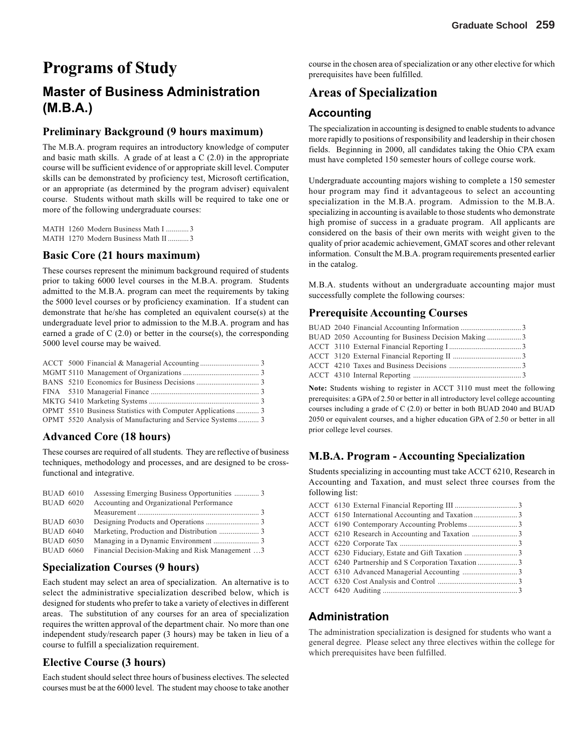# Programs of Study

## Master of Business Administration (M.B.A.)

### Preliminary Background (9 hours maximum)

The M.B.A. program requires an introductory knowledge of computer and basic math skills. A grade of at least a C (2.0) in the appropriate course will be sufficient evidence of or appropriate skill level. Computer skills can be demonstrated by proficiency test, Microsoft certification, or an appropriate (as determined by the program adviser) equivalent course. Students without math skills will be required to take one or more of the following undergraduate courses:

MATH 1260 Modern Business Math I ............ 3
MATH 1270 Modern Business Math II ........... 3

### Basic Core (21 hours maximum)

These courses represent the minimum background required of students prior to taking 6000 level courses in the M.B.A. program. Students admitted to the M.B.A. program can meet the requirements by taking the 5000 level courses or by proficiency examination. If a student can demonstrate that he/she has completed an equivalent course(s) at the undergraduate level prior to admission to the M.B.A. program and has earned a grade of C (2.0) or better in the course(s), the corresponding 5000 level course may be waived.

ACCT 5000 Financial & Managerial Accounting ............................... 3
MGMT 5110 Management of Organizations ........................................ 3
BANS 5210 Economics for Business Decisions ................................. 3
FINA 5310 Managerial Finance ......................................................... 3
MKTG 5410 Marketing Systems .......................................................... 3
OPMT 5510 Business Statistics with Computer Applications ............ 3
OPMT 5520 Analysis of Manufacturing and Service Systems ........... 3

### Advanced Core (18 hours)

These courses are required of all students. They are reflective of business techniques, methodology and processes, and are designed to be cross-functional and integrative.

BUAD 6010 Assessing Emerging Business Opportunities ............. 3
BUAD 6020 Accounting and Organizational Performance Measurement ................................................................ 3
BUAD 6030 Designing Products and Operations ............................ 3
BUAD 6040 Marketing, Production and Distribution ..................... 3
BUAD 6050 Managing in a Dynamic Environment ........................ 3
BUAD 6060 Financial Decision-Making and Risk Management …3

### Specialization Courses (9 hours)

Each student may select an area of specialization. An alternative is to select the administrative specialization described below, which is designed for students who prefer to take a variety of electives in different areas. The substitution of any courses for an area of specialization requires the written approval of the department chair. No more than one independent study/research paper (3 hours) may be taken in lieu of a course to fulfill a specialization requirement.

### Elective Course (3 hours)

Each student should select three hours of business electives. The selected courses must be at the 6000 level. The student may choose to take another course in the chosen area of specialization or any other elective for which prerequisites have been fulfilled.

## Areas of Specialization

### Accounting

The specialization in accounting is designed to enable students to advance more rapidly to positions of responsibility and leadership in their chosen fields. Beginning in 2000, all candidates taking the Ohio CPA exam must have completed 150 semester hours of college course work.

Undergraduate accounting majors wishing to complete a 150 semester hour program may find it advantageous to select an accounting specialization in the M.B.A. program. Admission to the M.B.A. specializing in accounting is available to those students who demonstrate high promise of success in a graduate program. All applicants are considered on the basis of their own merits with weight given to the quality of prior academic achievement, GMAT scores and other relevant information. Consult the M.B.A. program requirements presented earlier in the catalog.

M.B.A. students without an undergraduate accounting major must successfully complete the following courses:

### Prerequisite Accounting Courses

BUAD 2040 Financial Accounting Information ................................ 3
BUAD 2050 Accounting for Business Decision Making .................. 3
ACCT 3110 External Financial Reporting I ...................................... 3
ACCT 3120 External Financial Reporting II .................................... 3
ACCT 4210 Taxes and Business Decisions ...................................... 3
ACCT 4310 Internal Reporting ......................................................... 3

**Note:** Students wishing to register in ACCT 3110 must meet the following prerequisites: a GPA of 2.50 or better in all introductory level college accounting courses including a grade of C (2.0) or better in both BUAD 2040 and BUAD 2050 or equivalent courses, and a higher education GPA of 2.50 or better in all prior college level courses.

### M.B.A. Program - Accounting Specialization

Students specializing in accounting must take ACCT 6210, Research in Accounting and Taxation, and must select three courses from the following list:

ACCT 6130 External Financial Reporting III ................................. 3
ACCT 6150 International Accounting and Taxation ....................... 3
ACCT 6190 Contemporary Accounting Problems .......................... 3
ACCT 6210 Research in Accounting and Taxation ........................ 3
ACCT 6220 Corporate Tax ............................................................. 3
ACCT 6230 Fiduciary, Estate and Gift Taxation ............................ 3
ACCT 6240 Partnership and S Corporation Taxation ..................... 3
ACCT 6310 Advanced Managerial Accounting ............................. 3
ACCT 6320 Cost Analysis and Control .......................................... 3
ACCT 6420 Auditing ...................................................................... 3

### Administration

The administration specialization is designed for students who want a general degree. Please select any three electives within the college for which prerequisites have been fulfilled.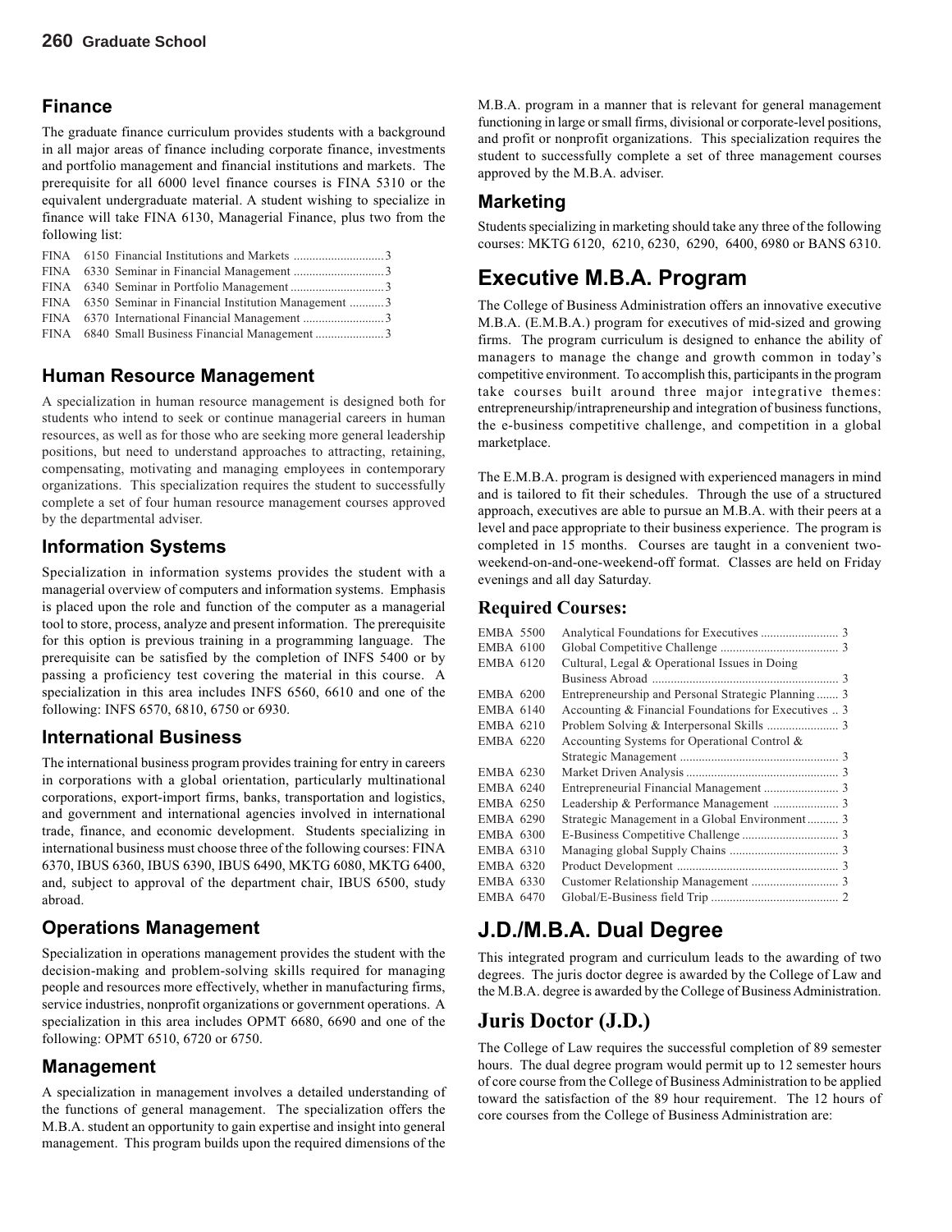## Finance

The graduate finance curriculum provides students with a background in all major areas of finance including corporate finance, investments and portfolio management and financial institutions and markets. The prerequisite for all 6000 level finance courses is FINA 5310 or the equivalent undergraduate material. A student wishing to specialize in finance will take FINA 6130, Managerial Finance, plus two from the following list:

| | | | |
|---|---|---|---|
| FINA | 6150 | Financial Institutions and Markets | 3 |
| FINA | 6330 | Seminar in Financial Management | 3 |
| FINA | 6340 | Seminar in Portfolio Management | 3 |
| FINA | 6350 | Seminar in Financial Institution Management | 3 |
| FINA | 6370 | International Financial Management | 3 |
| FINA | 6840 | Small Business Financial Management | 3 |

## Human Resource Management

A specialization in human resource management is designed both for students who intend to seek or continue managerial careers in human resources, as well as for those who are seeking more general leadership positions, but need to understand approaches to attracting, retaining, compensating, motivating and managing employees in contemporary organizations. This specialization requires the student to successfully complete a set of four human resource management courses approved by the departmental adviser.

## Information Systems

Specialization in information systems provides the student with a managerial overview of computers and information systems. Emphasis is placed upon the role and function of the computer as a managerial tool to store, process, analyze and present information. The prerequisite for this option is previous training in a programming language. The prerequisite can be satisfied by the completion of INFS 5400 or by passing a proficiency test covering the material in this course. A specialization in this area includes INFS 6560, 6610 and one of the following: INFS 6570, 6810, 6750 or 6930.

## International Business

The international business program provides training for entry in careers in corporations with a global orientation, particularly multinational corporations, export-import firms, banks, transportation and logistics, and government and international agencies involved in international trade, finance, and economic development. Students specializing in international business must choose three of the following courses: FINA 6370, IBUS 6360, IBUS 6390, IBUS 6490, MKTG 6080, MKTG 6400, and, subject to approval of the department chair, IBUS 6500, study abroad.

## Operations Management

Specialization in operations management provides the student with the decision-making and problem-solving skills required for managing people and resources more effectively, whether in manufacturing firms, service industries, nonprofit organizations or government operations. A specialization in this area includes OPMT 6680, 6690 and one of the following: OPMT 6510, 6720 or 6750.

## Management

A specialization in management involves a detailed understanding of the functions of general management. The specialization offers the M.B.A. student an opportunity to gain expertise and insight into general management. This program builds upon the required dimensions of the M.B.A. program in a manner that is relevant for general management functioning in large or small firms, divisional or corporate-level positions, and profit or nonprofit organizations. This specialization requires the student to successfully complete a set of three management courses approved by the M.B.A. adviser.

## Marketing

Students specializing in marketing should take any three of the following courses: MKTG 6120, 6210, 6230, 6290, 6400, 6980 or BANS 6310.

# Executive M.B.A. Program

The College of Business Administration offers an innovative executive M.B.A. (E.M.B.A.) program for executives of mid-sized and growing firms. The program curriculum is designed to enhance the ability of managers to manage the change and growth common in today's competitive environment. To accomplish this, participants in the program take courses built around three major integrative themes: entrepreneurship/intrapreneurship and integration of business functions, the e-business competitive challenge, and competition in a global marketplace.

The E.M.B.A. program is designed with experienced managers in mind and is tailored to fit their schedules. Through the use of a structured approach, executives are able to pursue an M.B.A. with their peers at a level and pace appropriate to their business experience. The program is completed in 15 months. Courses are taught in a convenient two-weekend-on-and-one-weekend-off format. Classes are held on Friday evenings and all day Saturday.

### Required Courses:

| | | |
|---|---|---|
| EMBA 5500 | Analytical Foundations for Executives | 3 |
| EMBA 6100 | Global Competitive Challenge | 3 |
| EMBA 6120 | Cultural, Legal & Operational Issues in Doing Business Abroad | 3 |
| EMBA 6200 | Entrepreneurship and Personal Strategic Planning | 3 |
| EMBA 6140 | Accounting & Financial Foundations for Executives | 3 |
| EMBA 6210 | Problem Solving & Interpersonal Skills | 3 |
| EMBA 6220 | Accounting Systems for Operational Control & Strategic Management | 3 |
| EMBA 6230 | Market Driven Analysis | 3 |
| EMBA 6240 | Entrepreneurial Financial Management | 3 |
| EMBA 6250 | Leadership & Performance Management | 3 |
| EMBA 6290 | Strategic Management in a Global Environment | 3 |
| EMBA 6300 | E-Business Competitive Challenge | 3 |
| EMBA 6310 | Managing global Supply Chains | 3 |
| EMBA 6320 | Product Development | 3 |
| EMBA 6330 | Customer Relationship Management | 3 |
| EMBA 6470 | Global/E-Business field Trip | 2 |

# J.D./M.B.A. Dual Degree

This integrated program and curriculum leads to the awarding of two degrees. The juris doctor degree is awarded by the College of Law and the M.B.A. degree is awarded by the College of Business Administration.

# Juris Doctor (J.D.)

The College of Law requires the successful completion of 89 semester hours. The dual degree program would permit up to 12 semester hours of core course from the College of Business Administration to be applied toward the satisfaction of the 89 hour requirement. The 12 hours of core courses from the College of Business Administration are: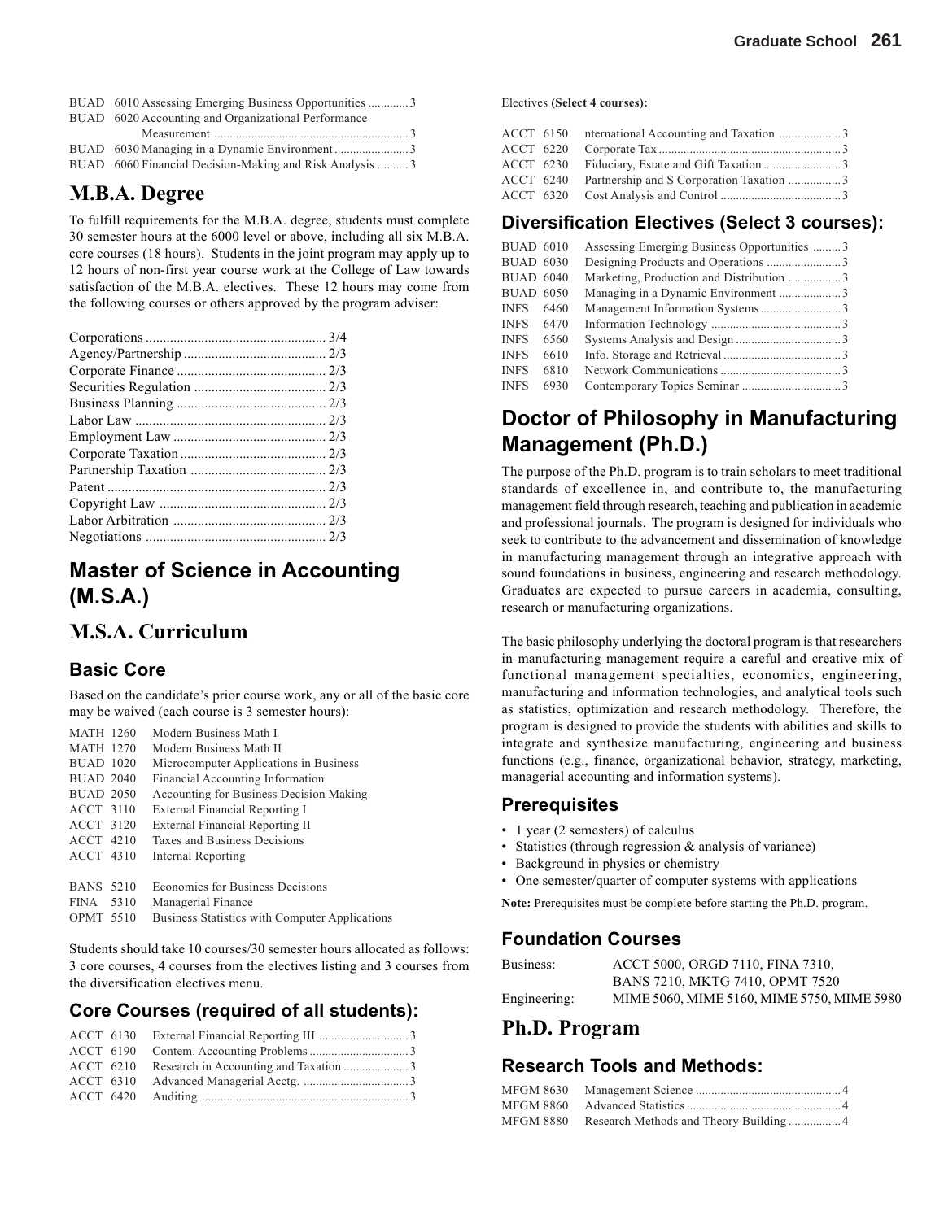BUAD 6010 Assessing Emerging Business Opportunities ............. 3
BUAD 6020 Accounting and Organizational Performance Measurement ............................................................. 3
BUAD 6030 Managing in a Dynamic Environment ........................ 3
BUAD 6060 Financial Decision-Making and Risk Analysis .......... 3

## M.B.A. Degree

To fulfill requirements for the M.B.A. degree, students must complete 30 semester hours at the 6000 level or above, including all six M.B.A. core courses (18 hours). Students in the joint program may apply up to 12 hours of non-first year course work at the College of Law towards satisfaction of the M.B.A. electives. These 12 hours may come from the following courses or others approved by the program adviser:

Corporations .................................................... 3/4
Agency/Partnership ......................................... 2/3
Corporate Finance ........................................... 2/3
Securities Regulation ...................................... 2/3
Business Planning ........................................... 2/3
Labor Law ....................................................... 2/3
Employment Law ............................................ 2/3
Corporate Taxation .......................................... 2/3
Partnership Taxation ....................................... 2/3
Patent ............................................................... 2/3
Copyright Law ................................................ 2/3
Labor Arbitration ............................................ 2/3
Negotiations .................................................... 2/3

# Master of Science in Accounting (M.S.A.)

## M.S.A. Curriculum

### Basic Core

Based on the candidate's prior course work, any or all of the basic core may be waived (each course is 3 semester hours):

MATH 1260 Modern Business Math I
MATH 1270 Modern Business Math II
BUAD 1020 Microcomputer Applications in Business
BUAD 2040 Financial Accounting Information
BUAD 2050 Accounting for Business Decision Making
ACCT 3110 External Financial Reporting I
ACCT 3120 External Financial Reporting II
ACCT 4210 Taxes and Business Decisions
ACCT 4310 Internal Reporting

BANS 5210 Economics for Business Decisions
FINA 5310 Managerial Finance
OPMT 5510 Business Statistics with Computer Applications

Students should take 10 courses/30 semester hours allocated as follows: 3 core courses, 4 courses from the electives listing and 3 courses from the diversification electives menu.

### Core Courses (required of all students):

ACCT 6130 External Financial Reporting III ............................ 3
ACCT 6190 Contem. Accounting Problems ................................ 3
ACCT 6210 Research in Accounting and Taxation ..................... 3
ACCT 6310 Advanced Managerial Acctg. ................................. 3
ACCT 6420 Auditing ................................................................. 3

Electives **(Select 4 courses):**

ACCT 6150 nternational Accounting and Taxation .................... 3
ACCT 6220 Corporate Tax .......................................................... 3
ACCT 6230 Fiduciary, Estate and Gift Taxation ......................... 3
ACCT 6240 Partnership and S Corporation Taxation ................. 3
ACCT 6320 Cost Analysis and Control ....................................... 3

### Diversification Electives (Select 3 courses):

BUAD 6010 Assessing Emerging Business Opportunities ......... 3
BUAD 6030 Designing Products and Operations ........................ 3
BUAD 6040 Marketing, Production and Distribution ................. 3
BUAD 6050 Managing in a Dynamic Environment .................... 3
INFS 6460 Management Information Systems .......................... 3
INFS 6470 Information Technology .......................................... 3
INFS 6560 Systems Analysis and Design .................................. 3
INFS 6610 Info. Storage and Retrieval ...................................... 3
INFS 6810 Network Communications ....................................... 3
INFS 6930 Contemporary Topics Seminar ................................ 3

# Doctor of Philosophy in Manufacturing Management (Ph.D.)

The purpose of the Ph.D. program is to train scholars to meet traditional standards of excellence in, and contribute to, the manufacturing management field through research, teaching and publication in academic and professional journals. The program is designed for individuals who seek to contribute to the advancement and dissemination of knowledge in manufacturing management through an integrative approach with sound foundations in business, engineering and research methodology. Graduates are expected to pursue careers in academia, consulting, research or manufacturing organizations.

The basic philosophy underlying the doctoral program is that researchers in manufacturing management require a careful and creative mix of functional management specialties, economics, engineering, manufacturing and information technologies, and analytical tools such as statistics, optimization and research methodology. Therefore, the program is designed to provide the students with abilities and skills to integrate and synthesize manufacturing, engineering and business functions (e.g., finance, organizational behavior, strategy, marketing, managerial accounting and information systems).

### Prerequisites

- 1 year (2 semesters) of calculus
- Statistics (through regression & analysis of variance)
- Background in physics or chemistry
- One semester/quarter of computer systems with applications

**Note:** Prerequisites must be complete before starting the Ph.D. program.

### Foundation Courses

Business: ACCT 5000, ORGD 7110, FINA 7310, BANS 7210, MKTG 7410, OPMT 7520
Engineering: MIME 5060, MIME 5160, MIME 5750, MIME 5980

## Ph.D. Program

### Research Tools and Methods:

MFGM 8630 Management Science ............................................... 4
MFGM 8860 Advanced Statistics .................................................. 4
MFGM 8880 Research Methods and Theory Building ................. 4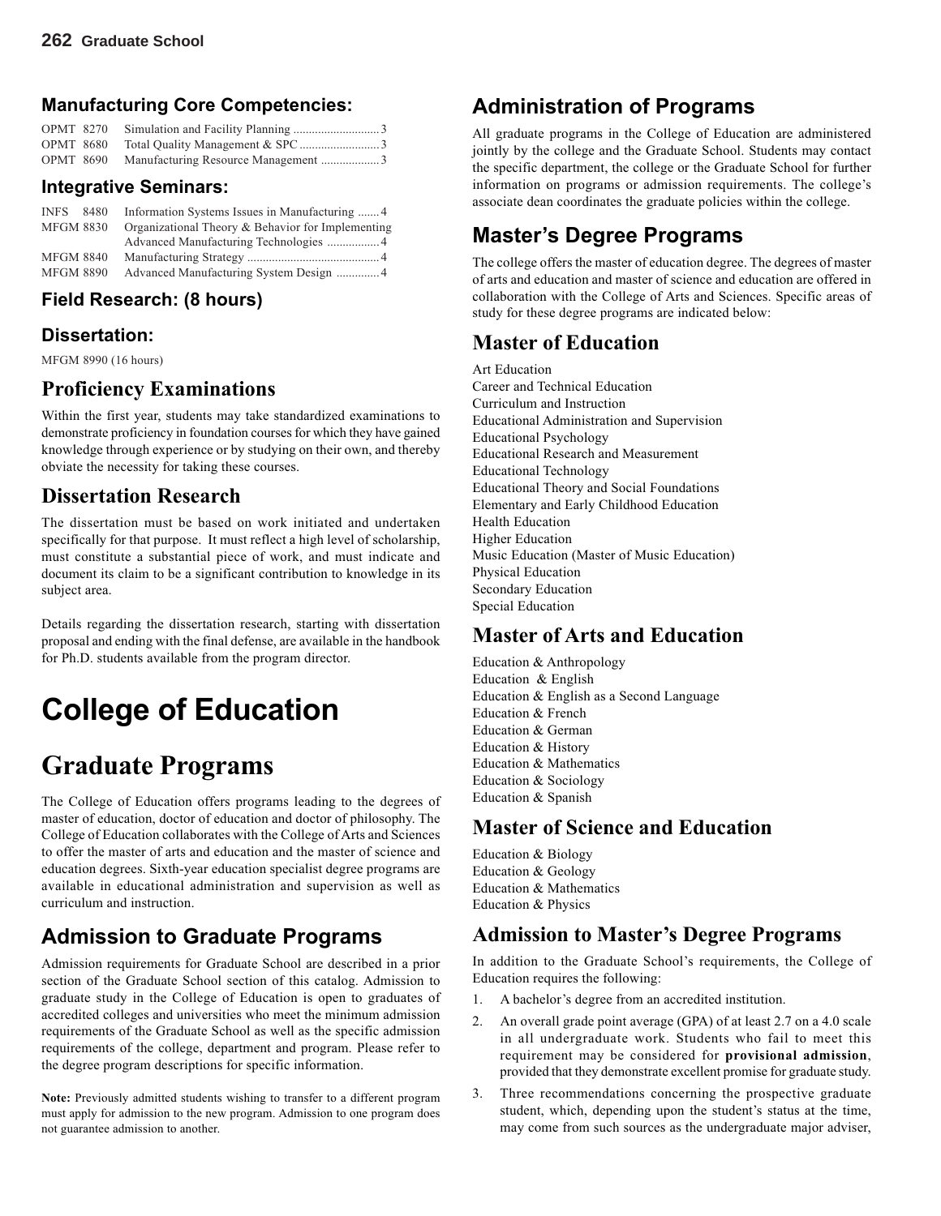## Manufacturing Core Competencies:

| | | |
|---|---|---|
| OPMT 8270 | Simulation and Facility Planning | 3 |
| OPMT 8680 | Total Quality Management & SPC | 3 |
| OPMT 8690 | Manufacturing Resource Management | 3 |

## Integrative Seminars:

| | | |
|---|---|---|
| INFS 8480 | Information Systems Issues in Manufacturing | 4 |
| MFGM 8830 | Organizational Theory & Behavior for Implementing Advanced Manufacturing Technologies | 4 |
| MFGM 8840 | Manufacturing Strategy | 4 |
| MFGM 8890 | Advanced Manufacturing System Design | 4 |

## Field Research: (8 hours)

## Dissertation:

MFGM 8990 (16 hours)

## Proficiency Examinations

Within the first year, students may take standardized examinations to demonstrate proficiency in foundation courses for which they have gained knowledge through experience or by studying on their own, and thereby obviate the necessity for taking these courses.

## Dissertation Research

The dissertation must be based on work initiated and undertaken specifically for that purpose. It must reflect a high level of scholarship, must constitute a substantial piece of work, and must indicate and document its claim to be a significant contribution to knowledge in its subject area.

Details regarding the dissertation research, starting with dissertation proposal and ending with the final defense, are available in the handbook for Ph.D. students available from the program director.

# College of Education

# Graduate Programs

The College of Education offers programs leading to the degrees of master of education, doctor of education and doctor of philosophy. The College of Education collaborates with the College of Arts and Sciences to offer the master of arts and education and the master of science and education degrees. Sixth-year education specialist degree programs are available in educational administration and supervision as well as curriculum and instruction.

## Admission to Graduate Programs

Admission requirements for Graduate School are described in a prior section of the Graduate School section of this catalog. Admission to graduate study in the College of Education is open to graduates of accredited colleges and universities who meet the minimum admission requirements of the Graduate School as well as the specific admission requirements of the college, department and program. Please refer to the degree program descriptions for specific information.

**Note:** Previously admitted students wishing to transfer to a different program must apply for admission to the new program. Admission to one program does not guarantee admission to another.

## Administration of Programs

All graduate programs in the College of Education are administered jointly by the college and the Graduate School. Students may contact the specific department, the college or the Graduate School for further information on programs or admission requirements. The college's associate dean coordinates the graduate policies within the college.

## Master's Degree Programs

The college offers the master of education degree. The degrees of master of arts and education and master of science and education are offered in collaboration with the College of Arts and Sciences. Specific areas of study for these degree programs are indicated below:

## Master of Education

Art Education
Career and Technical Education
Curriculum and Instruction
Educational Administration and Supervision
Educational Psychology
Educational Research and Measurement
Educational Technology
Educational Theory and Social Foundations
Elementary and Early Childhood Education
Health Education
Higher Education
Music Education (Master of Music Education)
Physical Education
Secondary Education
Special Education

## Master of Arts and Education

Education & Anthropology
Education & English
Education & English as a Second Language
Education & French
Education & German
Education & History
Education & Mathematics
Education & Sociology
Education & Spanish

## Master of Science and Education

Education & Biology
Education & Geology
Education & Mathematics
Education & Physics

## Admission to Master's Degree Programs

In addition to the Graduate School's requirements, the College of Education requires the following:

1. A bachelor's degree from an accredited institution.
2. An overall grade point average (GPA) of at least 2.7 on a 4.0 scale in all undergraduate work. Students who fail to meet this requirement may be considered for **provisional admission**, provided that they demonstrate excellent promise for graduate study.
3. Three recommendations concerning the prospective graduate student, which, depending upon the student's status at the time, may come from such sources as the undergraduate major adviser,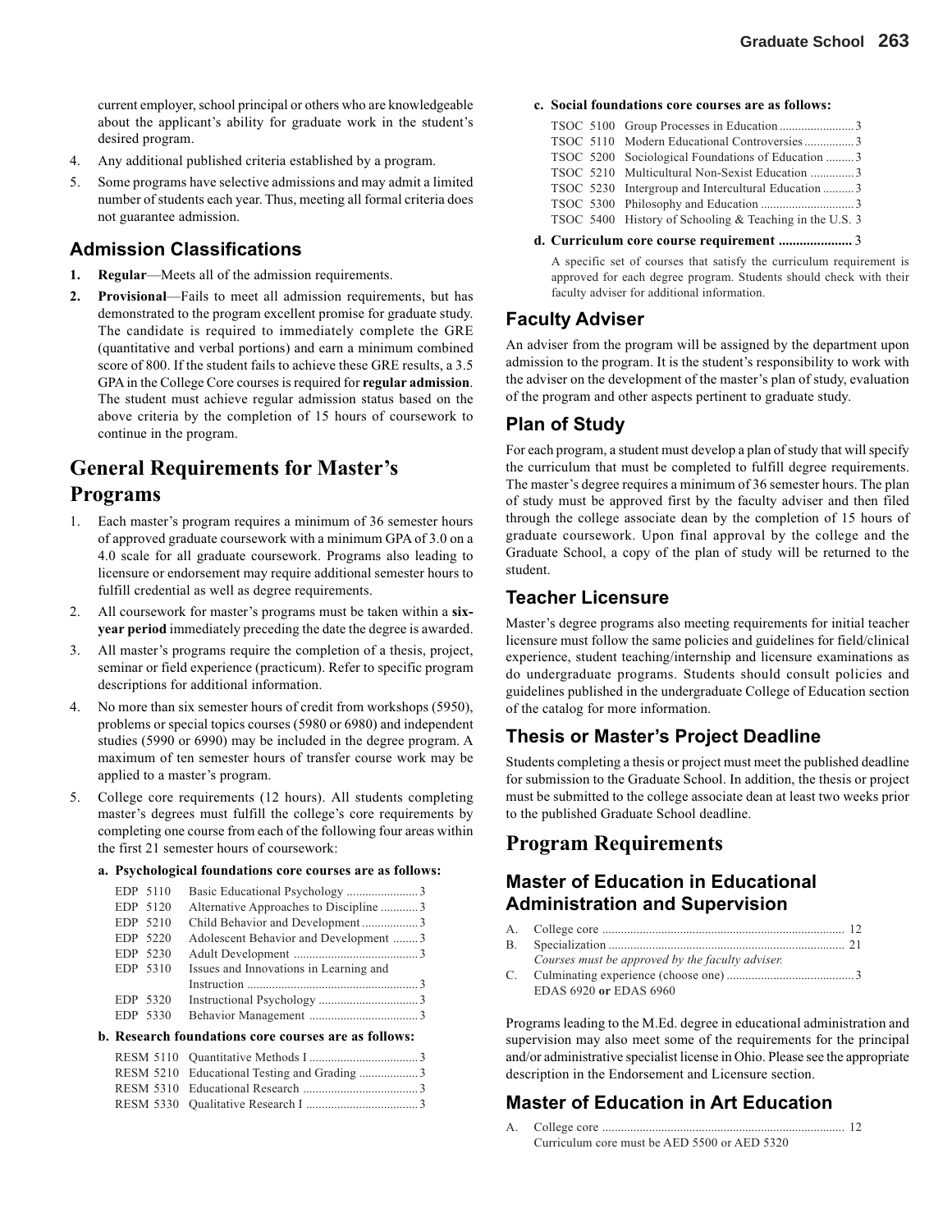current employer, school principal or others who are knowledgeable about the applicant's ability for graduate work in the student's desired program.

4. Any additional published criteria established by a program.
5. Some programs have selective admissions and may admit a limited number of students each year. Thus, meeting all formal criteria does not guarantee admission.

## Admission Classifications

1. **Regular**—Meets all of the admission requirements.
2. **Provisional**—Fails to meet all admission requirements, but has demonstrated to the program excellent promise for graduate study. The candidate is required to immediately complete the GRE (quantitative and verbal portions) and earn a minimum combined score of 800. If the student fails to achieve these GRE results, a 3.5 GPA in the College Core courses is required for **regular admission**. The student must achieve regular admission status based on the above criteria by the completion of 15 hours of coursework to continue in the program.

# General Requirements for Master's Programs

1. Each master's program requires a minimum of 36 semester hours of approved graduate coursework with a minimum GPA of 3.0 on a 4.0 scale for all graduate coursework. Programs also leading to licensure or endorsement may require additional semester hours to fulfill credential as well as degree requirements.
2. All coursework for master's programs must be taken within a **six-year period** immediately preceding the date the degree is awarded.
3. All master's programs require the completion of a thesis, project, seminar or field experience (practicum). Refer to specific program descriptions for additional information.
4. No more than six semester hours of credit from workshops (5950), problems or special topics courses (5980 or 6980) and independent studies (5990 or 6990) may be included in the degree program. A maximum of ten semester hours of transfer course work may be applied to a master's program.
5. College core requirements (12 hours). All students completing master's degrees must fulfill the college's core requirements by completing one course from each of the following four areas within the first 21 semester hours of coursework:

**a. Psychological foundations core courses are as follows:**

| Course | Title | Hours |
|---|---|---|
| EDP 5110 | Basic Educational Psychology | 3 |
| EDP 5120 | Alternative Approaches to Discipline | 3 |
| EDP 5210 | Child Behavior and Development | 3 |
| EDP 5220 | Adolescent Behavior and Development | 3 |
| EDP 5230 | Adult Development | 3 |
| EDP 5310 | Issues and Innovations in Learning and Instruction | 3 |
| EDP 5320 | Instructional Psychology | 3 |
| EDP 5330 | Behavior Management | 3 |

**b. Research foundations core courses are as follows:**

| Course | Title | Hours |
|---|---|---|
| RESM 5110 | Quantitative Methods I | 3 |
| RESM 5210 | Educational Testing and Grading | 3 |
| RESM 5310 | Educational Research | 3 |
| RESM 5330 | Qualitative Research I | 3 |

**c. Social foundations core courses are as follows:**

| Course | Title | Hours |
|---|---|---|
| TSOC 5100 | Group Processes in Education | 3 |
| TSOC 5110 | Modern Educational Controversies | 3 |
| TSOC 5200 | Sociological Foundations of Education | 3 |
| TSOC 5210 | Multicultural Non-Sexist Education | 3 |
| TSOC 5230 | Intergroup and Intercultural Education | 3 |
| TSOC 5300 | Philosophy and Education | 3 |
| TSOC 5400 | History of Schooling & Teaching in the U.S. | 3 |

**d. Curriculum core course requirement** ..................... 3

A specific set of courses that satisfy the curriculum requirement is approved for each degree program. Students should check with their faculty adviser for additional information.

## Faculty Adviser

An adviser from the program will be assigned by the department upon admission to the program. It is the student's responsibility to work with the adviser on the development of the master's plan of study, evaluation of the program and other aspects pertinent to graduate study.

## Plan of Study

For each program, a student must develop a plan of study that will specify the curriculum that must be completed to fulfill degree requirements. The master's degree requires a minimum of 36 semester hours. The plan of study must be approved first by the faculty adviser and then filed through the college associate dean by the completion of 15 hours of graduate coursework. Upon final approval by the college and the Graduate School, a copy of the plan of study will be returned to the student.

## Teacher Licensure

Master's degree programs also meeting requirements for initial teacher licensure must follow the same policies and guidelines for field/clinical experience, student teaching/internship and licensure examinations as do undergraduate programs. Students should consult policies and guidelines published in the undergraduate College of Education section of the catalog for more information.

## Thesis or Master's Project Deadline

Students completing a thesis or project must meet the published deadline for submission to the Graduate School. In addition, the thesis or project must be submitted to the college associate dean at least two weeks prior to the published Graduate School deadline.

# Program Requirements

## Master of Education in Educational Administration and Supervision

A. College core ............................................................................ 12

B. Specialization ........................................................................... 21
*Courses must be approved by the faculty adviser.*

C. Culminating experience (choose one) ......................................... 3
EDAS 6920 **or** EDAS 6960

Programs leading to the M.Ed. degree in educational administration and supervision may also meet some of the requirements for the principal and/or administrative specialist license in Ohio. Please see the appropriate description in the Endorsement and Licensure section.

## Master of Education in Art Education

A. College core ............................................................................ 12
Curriculum core must be AED 5500 or AED 5320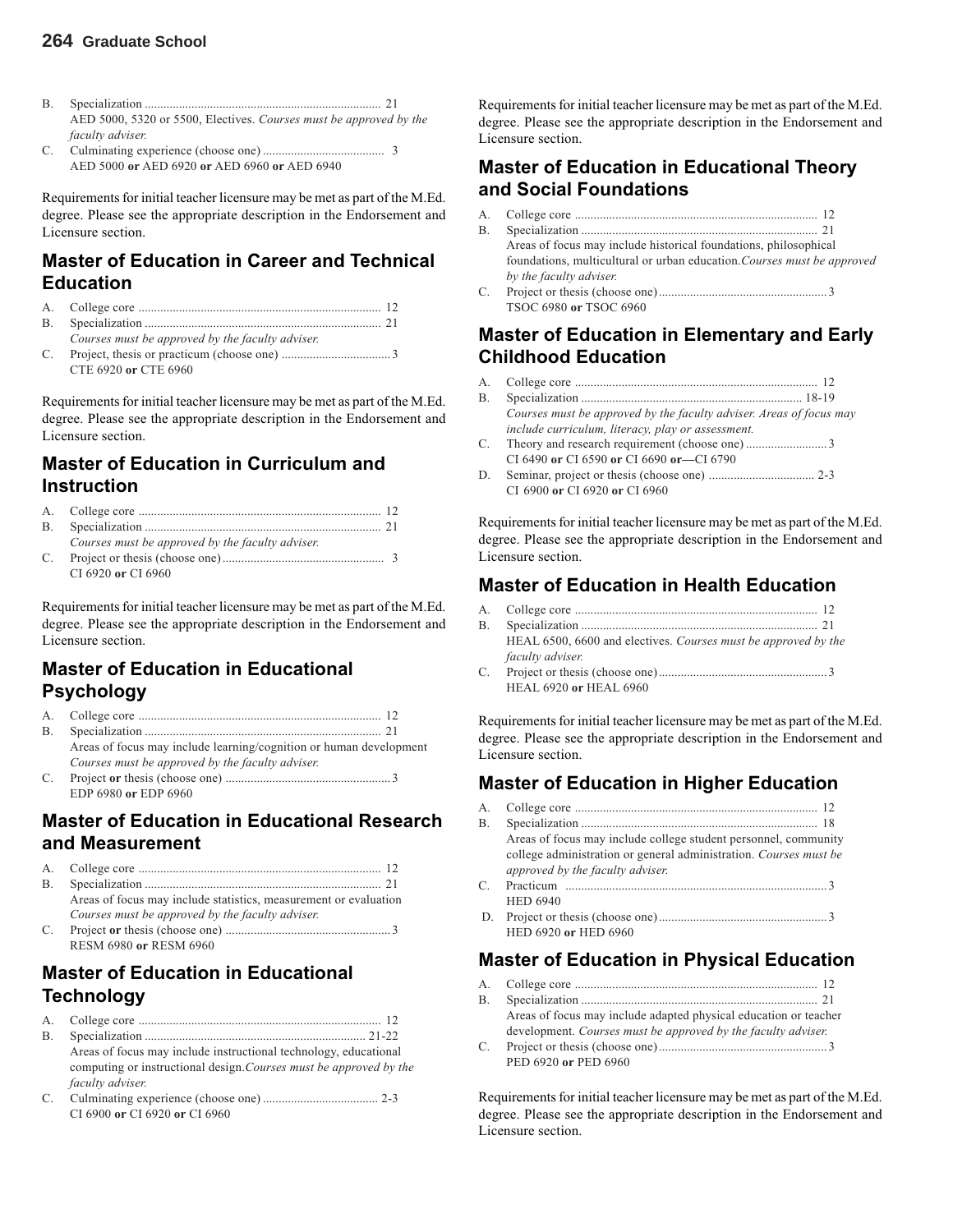B. Specialization ........................................................................... 21
AED 5000, 5320 or 5500, Electives. *Courses must be approved by the faculty adviser.*

C. Culminating experience (choose one) ....................................... 3
AED 5000 **or** AED 6920 **or** AED 6960 **or** AED 6940

Requirements for initial teacher licensure may be met as part of the M.Ed. degree. Please see the appropriate description in the Endorsement and Licensure section.

## Master of Education in Career and Technical Education

A. College core ............................................................................. 12

B. Specialization ........................................................................... 21
*Courses must be approved by the faculty adviser.*

C. Project, thesis or practicum (choose one) ................................... 3
CTE 6920 **or** CTE 6960

Requirements for initial teacher licensure may be met as part of the M.Ed. degree. Please see the appropriate description in the Endorsement and Licensure section.

## Master of Education in Curriculum and Instruction

A. College core ............................................................................. 12

B. Specialization ........................................................................... 21
*Courses must be approved by the faculty adviser.*

C. Project or thesis (choose one) .................................................... 3
CI 6920 **or** CI 6960

Requirements for initial teacher licensure may be met as part of the M.Ed. degree. Please see the appropriate description in the Endorsement and Licensure section.

## Master of Education in Educational Psychology

A. College core ............................................................................. 12

B. Specialization ........................................................................... 21
Areas of focus may include learning/cognition or human development *Courses must be approved by the faculty adviser.*

C. Project **or** thesis (choose one) ..................................................... 3
EDP 6980 **or** EDP 6960

## Master of Education in Educational Research and Measurement

A. College core ............................................................................. 12

B. Specialization ........................................................................... 21
Areas of focus may include statistics, measurement or evaluation *Courses must be approved by the faculty adviser.*

C. Project **or** thesis (choose one) ..................................................... 3
RESM 6980 **or** RESM 6960

## Master of Education in Educational Technology

A. College core ............................................................................. 12

B. Specialization ...................................................................... 21-22
Areas of focus may include instructional technology, educational computing or instructional design. *Courses must be approved by the faculty adviser.*

C. Culminating experience (choose one) .................................... 2-3
CI 6900 **or** CI 6920 **or** CI 6960

Requirements for initial teacher licensure may be met as part of the M.Ed. degree. Please see the appropriate description in the Endorsement and Licensure section.

## Master of Education in Educational Theory and Social Foundations

A. College core ............................................................................. 12

B. Specialization ........................................................................... 21
Areas of focus may include historical foundations, philosophical foundations, multicultural or urban education. *Courses must be approved by the faculty adviser.*

C. Project or thesis (choose one) ...................................................... 3
TSOC 6980 **or** TSOC 6960

## Master of Education in Elementary and Early Childhood Education

A. College core ............................................................................. 12

B. Specialization ...................................................................... 18-19
*Courses must be approved by the faculty adviser. Areas of focus may include curriculum, literacy, play or assessment.*

C. Theory and research requirement (choose one) .......................... 3
CI 6490 **or** CI 6590 **or** CI 6690 **or**—CI 6790

D. Seminar, project or thesis (choose one) .................................. 2-3
CI 6900 **or** CI 6920 **or** CI 6960

Requirements for initial teacher licensure may be met as part of the M.Ed. degree. Please see the appropriate description in the Endorsement and Licensure section.

## Master of Education in Health Education

A. College core ............................................................................. 12

B. Specialization ........................................................................... 21
HEAL 6500, 6600 and electives. *Courses must be approved by the faculty adviser.*

C. Project or thesis (choose one) ...................................................... 3
HEAL 6920 **or** HEAL 6960

Requirements for initial teacher licensure may be met as part of the M.Ed. degree. Please see the appropriate description in the Endorsement and Licensure section.

## Master of Education in Higher Education

A. College core ............................................................................. 12

B. Specialization ........................................................................... 18
Areas of focus may include college student personnel, community college administration or general administration. *Courses must be approved by the faculty adviser.*

C. Practicum .................................................................................... 3
HED 6940

D. Project or thesis (choose one) ...................................................... 3
HED 6920 **or** HED 6960

## Master of Education in Physical Education

A. College core ............................................................................. 12

B. Specialization ........................................................................... 21
Areas of focus may include adapted physical education or teacher development. *Courses must be approved by the faculty adviser.*

C. Project or thesis (choose one) ...................................................... 3
PED 6920 **or** PED 6960

Requirements for initial teacher licensure may be met as part of the M.Ed. degree. Please see the appropriate description in the Endorsement and Licensure section.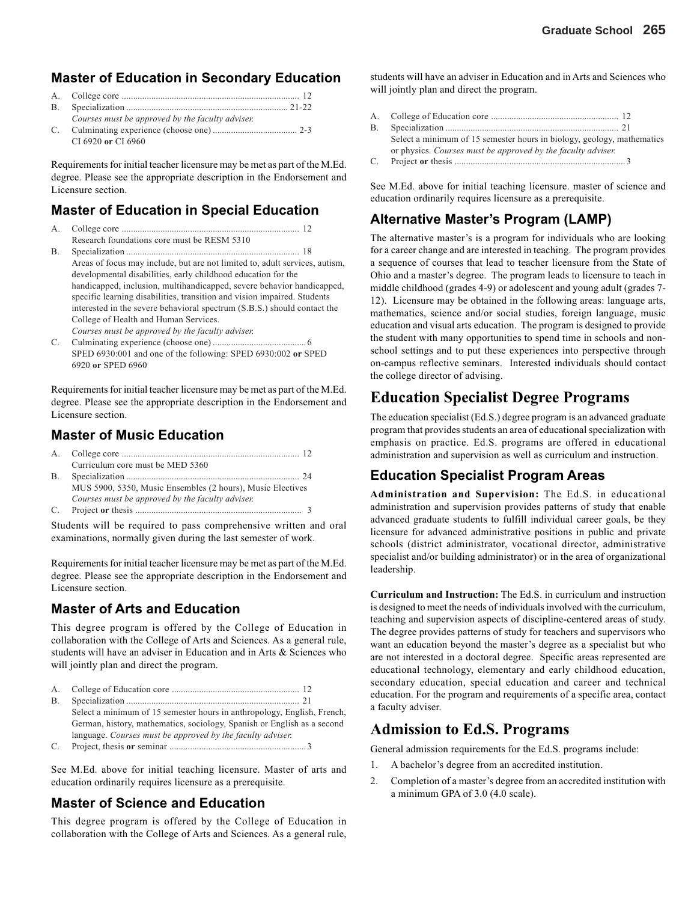## Master of Education in Secondary Education

A. College core ..................................................................... 12

B. Specialization ........................................................... 21-22

   *Courses must be approved by the faculty adviser.*

C. Culminating experience (choose one) .................................... 2-3

   CI 6920 **or** CI 6960

Requirements for initial teacher licensure may be met as part of the M.Ed. degree. Please see the appropriate description in the Endorsement and Licensure section.

## Master of Education in Special Education

A. College core ..................................................................... 12

   Research foundations core must be RESM 5310

B. Specialization ...................................................................... 18

   Areas of focus may include, but are not limited to, adult services, autism, developmental disabilities, early childhood education for the handicapped, inclusion, multihandicapped, severe behavior handicapped, specific learning disabilities, transition and vision impaired. Students interested in the severe behavioral spectrum (S.B.S.) should contact the College of Health and Human Services.

   *Courses must be approved by the faculty adviser.*

C. Culminating experience (choose one) ......................................... 6

   SPED 6930:001 and one of the following: SPED 6930:002 **or** SPED 6920 **or** SPED 6960

Requirements for initial teacher licensure may be met as part of the M.Ed. degree. Please see the appropriate description in the Endorsement and Licensure section.

## Master of Music Education

A. College core ..................................................................... 12

   Curriculum core must be MED 5360

B. Specialization ...................................................................... 24

   MUS 5900, 5350, Music Ensembles (2 hours), Music Electives

   *Courses must be approved by the faculty adviser.*

C. Project **or** thesis .................................................................. 3

Students will be required to pass comprehensive written and oral examinations, normally given during the last semester of work.

Requirements for initial teacher licensure may be met as part of the M.Ed. degree. Please see the appropriate description in the Endorsement and Licensure section.

## Master of Arts and Education

This degree program is offered by the College of Education in collaboration with the College of Arts and Sciences. As a general rule, students will have an adviser in Education and in Arts & Sciences who will jointly plan and direct the program.

A. College of Education core ....................................................... 12

B. Specialization ...................................................................... 21

   Select a minimum of 15 semester hours in anthropology, English, French, German, history, mathematics, sociology, Spanish or English as a second language. *Courses must be approved by the faculty adviser.*

C. Project, thesis **or** seminar ........................................................... 3

See M.Ed. above for initial teaching licensure. Master of arts and education ordinarily requires licensure as a prerequisite.

## Master of Science and Education

This degree program is offered by the College of Education in collaboration with the College of Arts and Sciences. As a general rule, students will have an adviser in Education and in Arts and Sciences who will jointly plan and direct the program.

A. College of Education core ....................................................... 12

B. Specialization ...................................................................... 21

   Select a minimum of 15 semester hours in biology, geology, mathematics or physics. *Courses must be approved by the faculty adviser.*

C. Project **or** thesis ..................................................................... 3

See M.Ed. above for initial teaching licensure. master of science and education ordinarily requires licensure as a prerequisite.

## Alternative Master's Program (LAMP)

The alternative master's is a program for individuals who are looking for a career change and are interested in teaching. The program provides a sequence of courses that lead to teacher licensure from the State of Ohio and a master's degree. The program leads to licensure to teach in middle childhood (grades 4-9) or adolescent and young adult (grades 7-12). Licensure may be obtained in the following areas: language arts, mathematics, science and/or social studies, foreign language, music education and visual arts education. The program is designed to provide the student with many opportunities to spend time in schools and non-school settings and to put these experiences into perspective through on-campus reflective seminars. Interested individuals should contact the college director of advising.

# Education Specialist Degree Programs

The education specialist (Ed.S.) degree program is an advanced graduate program that provides students an area of educational specialization with emphasis on practice. Ed.S. programs are offered in educational administration and supervision as well as curriculum and instruction.

## Education Specialist Program Areas

**Administration and Supervision:** The Ed.S. in educational administration and supervision provides patterns of study that enable advanced graduate students to fulfill individual career goals, be they licensure for advanced administrative positions in public and private schools (district administrator, vocational director, administrative specialist and/or building administrator) or in the area of organizational leadership.

**Curriculum and Instruction:** The Ed.S. in curriculum and instruction is designed to meet the needs of individuals involved with the curriculum, teaching and supervision aspects of discipline-centered areas of study. The degree provides patterns of study for teachers and supervisors who want an education beyond the master's degree as a specialist but who are not interested in a doctoral degree. Specific areas represented are educational technology, elementary and early childhood education, secondary education, special education and career and technical education. For the program and requirements of a specific area, contact a faculty adviser.

# Admission to Ed.S. Programs

General admission requirements for the Ed.S. programs include:

1. A bachelor's degree from an accredited institution.
2. Completion of a master's degree from an accredited institution with a minimum GPA of 3.0 (4.0 scale).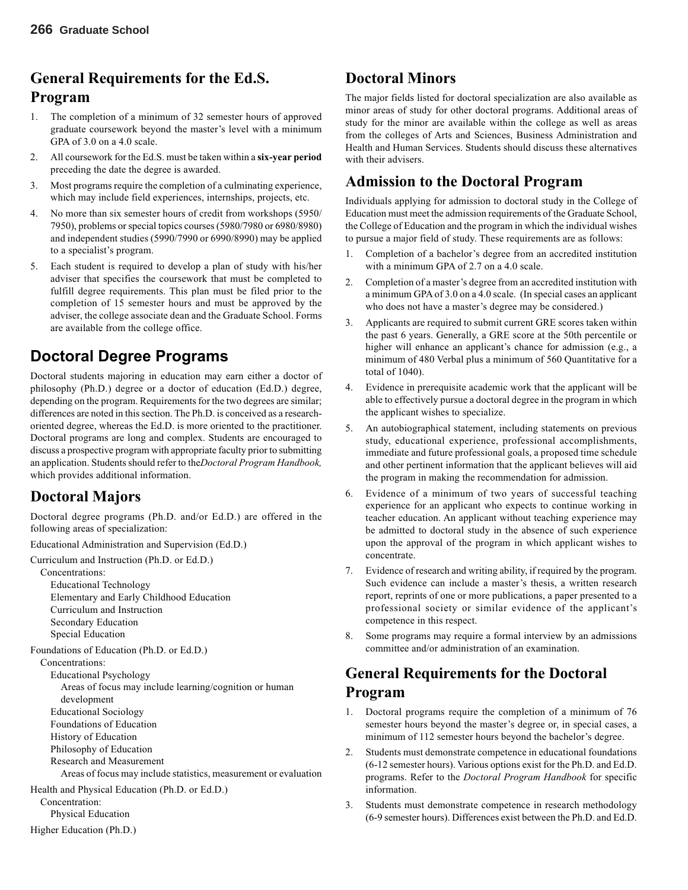## General Requirements for the Ed.S. Program

1. The completion of a minimum of 32 semester hours of approved graduate coursework beyond the master's level with a minimum GPA of 3.0 on a 4.0 scale.
2. All coursework for the Ed.S. must be taken within a **six-year period** preceding the date the degree is awarded.
3. Most programs require the completion of a culminating experience, which may include field experiences, internships, projects, etc.
4. No more than six semester hours of credit from workshops (5950/7950), problems or special topics courses (5980/7980 or 6980/8980) and independent studies (5990/7990 or 6990/8990) may be applied to a specialist's program.
5. Each student is required to develop a plan of study with his/her adviser that specifies the coursework that must be completed to fulfill degree requirements. This plan must be filed prior to the completion of 15 semester hours and must be approved by the adviser, the college associate dean and the Graduate School. Forms are available from the college office.

## Doctoral Degree Programs

Doctoral students majoring in education may earn either a doctor of philosophy (Ph.D.) degree or a doctor of education (Ed.D.) degree, depending on the program. Requirements for the two degrees are similar; differences are noted in this section. The Ph.D. is conceived as a research-oriented degree, whereas the Ed.D. is more oriented to the practitioner. Doctoral programs are long and complex. Students are encouraged to discuss a prospective program with appropriate faculty prior to submitting an application. Students should refer to the *Doctoral Program Handbook,* which provides additional information.

## Doctoral Majors

Doctoral degree programs (Ph.D. and/or Ed.D.) are offered in the following areas of specialization:

Educational Administration and Supervision (Ed.D.)

Curriculum and Instruction (Ph.D. or Ed.D.)
- Concentrations:
  - Educational Technology
  - Elementary and Early Childhood Education
  - Curriculum and Instruction
  - Secondary Education
  - Special Education

Foundations of Education (Ph.D. or Ed.D.)
- Concentrations:
  - Educational Psychology
    - Areas of focus may include learning/cognition or human development
  - Educational Sociology
  - Foundations of Education
  - History of Education
  - Philosophy of Education
  - Research and Measurement
    - Areas of focus may include statistics, measurement or evaluation

Health and Physical Education (Ph.D. or Ed.D.)
- Concentration:
  - Physical Education

Higher Education (Ph.D.)

## Doctoral Minors

The major fields listed for doctoral specialization are also available as minor areas of study for other doctoral programs. Additional areas of study for the minor are available within the college as well as areas from the colleges of Arts and Sciences, Business Administration and Health and Human Services. Students should discuss these alternatives with their advisers.

## Admission to the Doctoral Program

Individuals applying for admission to doctoral study in the College of Education must meet the admission requirements of the Graduate School, the College of Education and the program in which the individual wishes to pursue a major field of study. These requirements are as follows:

1. Completion of a bachelor's degree from an accredited institution with a minimum GPA of 2.7 on a 4.0 scale.
2. Completion of a master's degree from an accredited institution with a minimum GPA of 3.0 on a 4.0 scale. (In special cases an applicant who does not have a master's degree may be considered.)
3. Applicants are required to submit current GRE scores taken within the past 6 years. Generally, a GRE score at the 50th percentile or higher will enhance an applicant's chance for admission (e.g., a minimum of 480 Verbal plus a minimum of 560 Quantitative for a total of 1040).
4. Evidence in prerequisite academic work that the applicant will be able to effectively pursue a doctoral degree in the program in which the applicant wishes to specialize.
5. An autobiographical statement, including statements on previous study, educational experience, professional accomplishments, immediate and future professional goals, a proposed time schedule and other pertinent information that the applicant believes will aid the program in making the recommendation for admission.
6. Evidence of a minimum of two years of successful teaching experience for an applicant who expects to continue working in teacher education. An applicant without teaching experience may be admitted to doctoral study in the absence of such experience upon the approval of the program in which applicant wishes to concentrate.
7. Evidence of research and writing ability, if required by the program. Such evidence can include a master's thesis, a written research report, reprints of one or more publications, a paper presented to a professional society or similar evidence of the applicant's competence in this respect.
8. Some programs may require a formal interview by an admissions committee and/or administration of an examination.

## General Requirements for the Doctoral Program

1. Doctoral programs require the completion of a minimum of 76 semester hours beyond the master's degree or, in special cases, a minimum of 112 semester hours beyond the bachelor's degree.
2. Students must demonstrate competence in educational foundations (6-12 semester hours). Various options exist for the Ph.D. and Ed.D. programs. Refer to the *Doctoral Program Handbook* for specific information.
3. Students must demonstrate competence in research methodology (6-9 semester hours). Differences exist between the Ph.D. and Ed.D.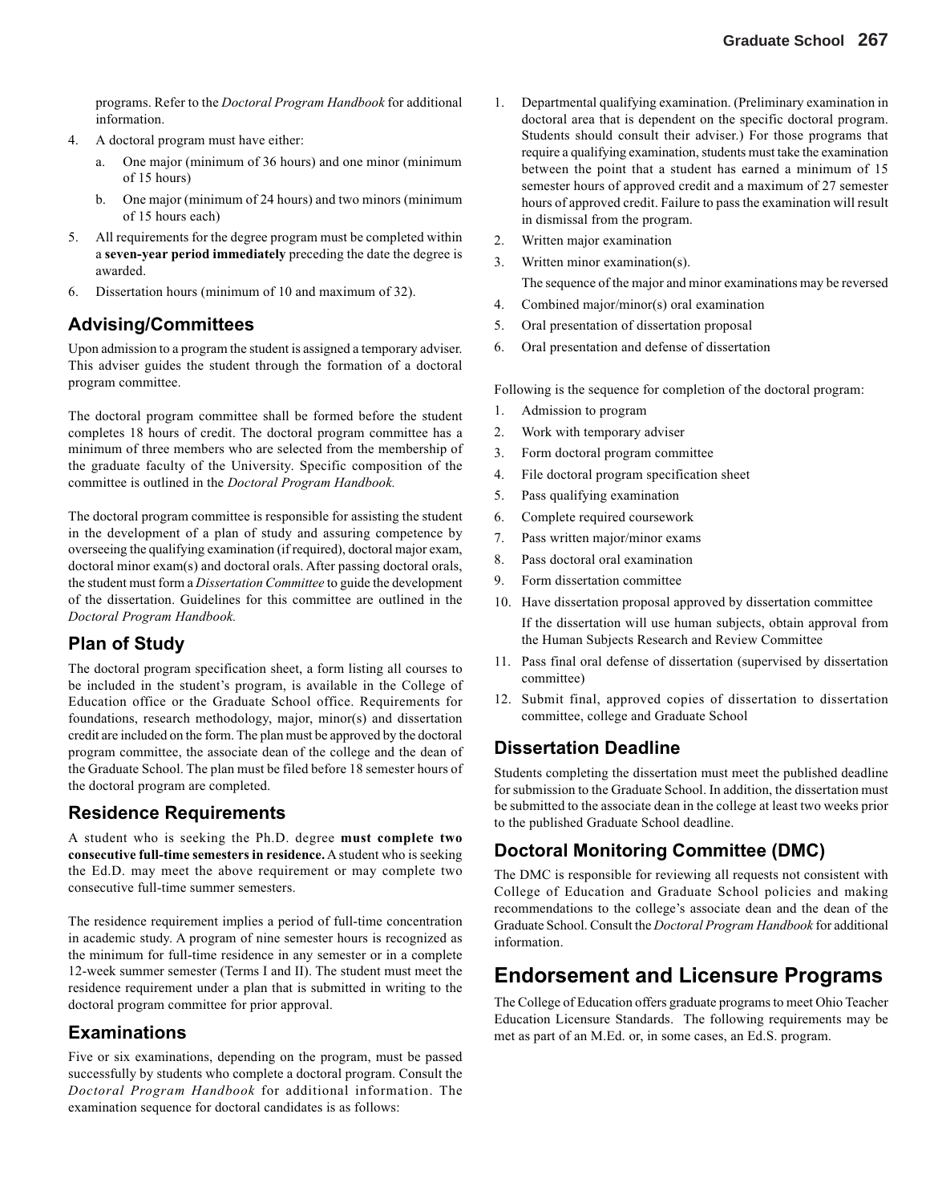programs. Refer to the *Doctoral Program Handbook* for additional information.

4. A doctoral program must have either:
   a. One major (minimum of 36 hours) and one minor (minimum of 15 hours)
   b. One major (minimum of 24 hours) and two minors (minimum of 15 hours each)
5. All requirements for the degree program must be completed within a **seven-year period immediately** preceding the date the degree is awarded.
6. Dissertation hours (minimum of 10 and maximum of 32).

## Advising/Committees

Upon admission to a program the student is assigned a temporary adviser. This adviser guides the student through the formation of a doctoral program committee.

The doctoral program committee shall be formed before the student completes 18 hours of credit. The doctoral program committee has a minimum of three members who are selected from the membership of the graduate faculty of the University. Specific composition of the committee is outlined in the *Doctoral Program Handbook.*

The doctoral program committee is responsible for assisting the student in the development of a plan of study and assuring competence by overseeing the qualifying examination (if required), doctoral major exam, doctoral minor exam(s) and doctoral orals. After passing doctoral orals, the student must form a *Dissertation Committee* to guide the development of the dissertation. Guidelines for this committee are outlined in the *Doctoral Program Handbook.*

## Plan of Study

The doctoral program specification sheet, a form listing all courses to be included in the student's program, is available in the College of Education office or the Graduate School office. Requirements for foundations, research methodology, major, minor(s) and dissertation credit are included on the form. The plan must be approved by the doctoral program committee, the associate dean of the college and the dean of the Graduate School. The plan must be filed before 18 semester hours of the doctoral program are completed.

## Residence Requirements

A student who is seeking the Ph.D. degree **must complete two consecutive full-time semesters in residence.** A student who is seeking the Ed.D. may meet the above requirement or may complete two consecutive full-time summer semesters.

The residence requirement implies a period of full-time concentration in academic study. A program of nine semester hours is recognized as the minimum for full-time residence in any semester or in a complete 12-week summer semester (Terms I and II). The student must meet the residence requirement under a plan that is submitted in writing to the doctoral program committee for prior approval.

## Examinations

Five or six examinations, depending on the program, must be passed successfully by students who complete a doctoral program. Consult the *Doctoral Program Handbook* for additional information. The examination sequence for doctoral candidates is as follows:

1. Departmental qualifying examination. (Preliminary examination in doctoral area that is dependent on the specific doctoral program. Students should consult their adviser.) For those programs that require a qualifying examination, students must take the examination between the point that a student has earned a minimum of 15 semester hours of approved credit and a maximum of 27 semester hours of approved credit. Failure to pass the examination will result in dismissal from the program.
2. Written major examination
3. Written minor examination(s).

   The sequence of the major and minor examinations may be reversed
4. Combined major/minor(s) oral examination
5. Oral presentation of dissertation proposal
6. Oral presentation and defense of dissertation

Following is the sequence for completion of the doctoral program:

1. Admission to program
2. Work with temporary adviser
3. Form doctoral program committee
4. File doctoral program specification sheet
5. Pass qualifying examination
6. Complete required coursework
7. Pass written major/minor exams
8. Pass doctoral oral examination
9. Form dissertation committee
10. Have dissertation proposal approved by dissertation committee

    If the dissertation will use human subjects, obtain approval from the Human Subjects Research and Review Committee
11. Pass final oral defense of dissertation (supervised by dissertation committee)
12. Submit final, approved copies of dissertation to dissertation committee, college and Graduate School

## Dissertation Deadline

Students completing the dissertation must meet the published deadline for submission to the Graduate School. In addition, the dissertation must be submitted to the associate dean in the college at least two weeks prior to the published Graduate School deadline.

## Doctoral Monitoring Committee (DMC)

The DMC is responsible for reviewing all requests not consistent with College of Education and Graduate School policies and making recommendations to the college's associate dean and the dean of the Graduate School. Consult the *Doctoral Program Handbook* for additional information.

# Endorsement and Licensure Programs

The College of Education offers graduate programs to meet Ohio Teacher Education Licensure Standards. The following requirements may be met as part of an M.Ed. or, in some cases, an Ed.S. program.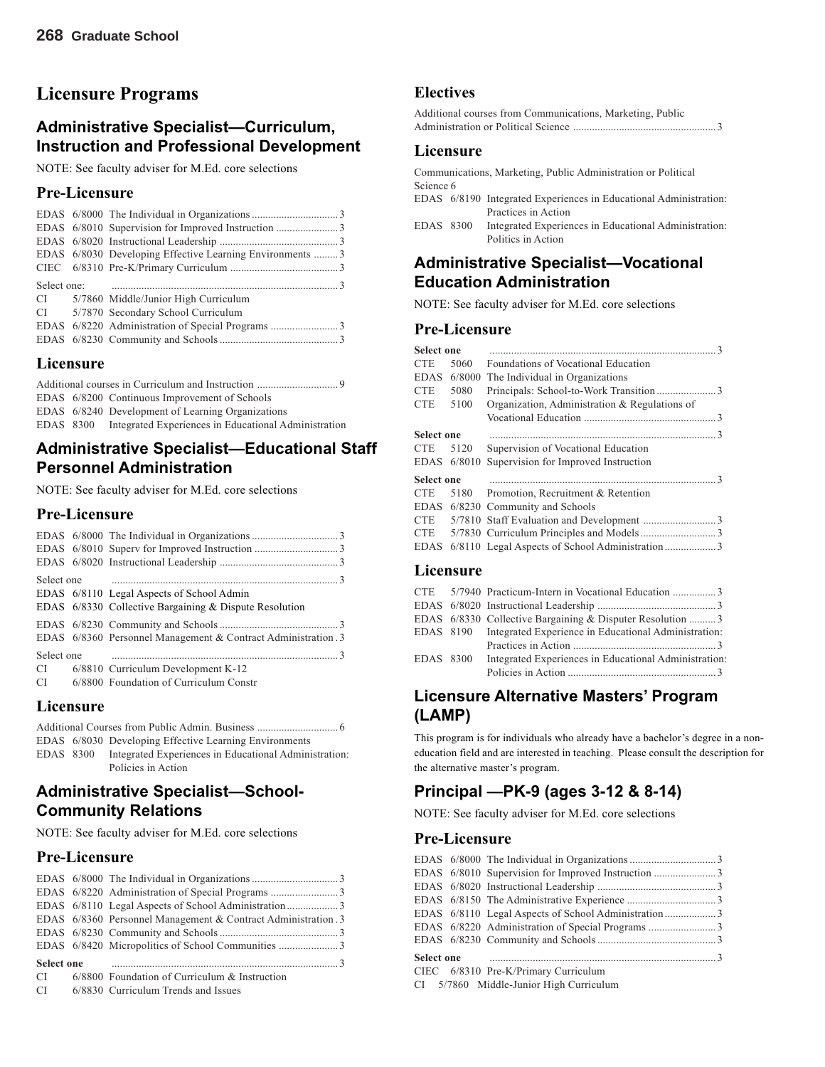# Licensure Programs

## Administrative Specialist—Curriculum, Instruction and Professional Development

NOTE: See faculty adviser for M.Ed. core selections

### Pre-Licensure

| | | | |
|---|---|---|---|
| EDAS | 6/8000 | The Individual in Organizations | 3 |
| EDAS | 6/8010 | Supervision for Improved Instruction | 3 |
| EDAS | 6/8020 | Instructional Leadership | 3 |
| EDAS | 6/8030 | Developing Effective Learning Environments | 3 |
| CIEC | 6/8310 | Pre-K/Primary Curriculum | 3 |
| Select one: | | | 3 |
| CI | 5/7860 | Middle/Junior High Curriculum | |
| CI | 5/7870 | Secondary School Curriculum | |
| EDAS | 6/8220 | Administration of Special Programs | 3 |
| EDAS | 6/8230 | Community and Schools | 3 |

### Licensure

| | | | |
|---|---|---|---|
| Additional courses in Curriculum and Instruction | | | 9 |
| EDAS | 6/8200 | Continuous Improvement of Schools | |
| EDAS | 6/8240 | Development of Learning Organizations | |
| EDAS | 8300 | Integrated Experiences in Educational Administration | |

## Administrative Specialist—Educational Staff Personnel Administration

NOTE: See faculty adviser for M.Ed. core selections

### Pre-Licensure

| | | | |
|---|---|---|---|
| EDAS | 6/8000 | The Individual in Organizations | 3 |
| EDAS | 6/8010 | Superv for Improved Instruction | 3 |
| EDAS | 6/8020 | Instructional Leadership | 3 |
| Select one | | | 3 |
| EDAS | 6/8110 | Legal Aspects of School Admin | |
| EDAS | 6/8330 | Collective Bargaining & Dispute Resolution | |
| EDAS | 6/8230 | Community and Schools | 3 |
| EDAS | 6/8360 | Personnel Management & Contract Administration | 3 |
| Select one | | | 3 |
| CI | 6/8810 | Curriculum Development K-12 | |
| CI | 6/8800 | Foundation of Curriculum Constr | |

### Licensure

| | | | |
|---|---|---|---|
| Additional Courses from Public Admin. Business | | | 6 |
| EDAS | 6/8030 | Developing Effective Learning Environments | |
| EDAS | 8300 | Integrated Experiences in Educational Administration: Policies in Action | |

## Administrative Specialist—School-Community Relations

NOTE: See faculty adviser for M.Ed. core selections

### Pre-Licensure

| | | | |
|---|---|---|---|
| EDAS | 6/8000 | The Individual in Organizations | 3 |
| EDAS | 6/8220 | Administration of Special Programs | 3 |
| EDAS | 6/8110 | Legal Aspects of School Administration | 3 |
| EDAS | 6/8360 | Personnel Management & Contract Administration | 3 |
| EDAS | 6/8230 | Community and Schools | 3 |
| EDAS | 6/8420 | Micropolitics of School Communities | 3 |
| **Select one** | | | 3 |
| CI | 6/8800 | Foundation of Curriculum & Instruction | |
| CI | 6/8830 | Curriculum Trends and Issues | |

### Electives

| | | | |
|---|---|---|---|
| Additional courses from Communications, Marketing, Public Administration or Political Science | | | 3 |

### Licensure

| | | | |
|---|---|---|---|
| Communications, Marketing, Public Administration or Political Science | | | 6 |
| EDAS | 6/8190 | Integrated Experiences in Educational Administration: Practices in Action | |
| EDAS | 8300 | Integrated Experiences in Educational Administration: Politics in Action | |

## Administrative Specialist—Vocational Education Administration

NOTE: See faculty adviser for M.Ed. core selections

### Pre-Licensure

| | | | |
|---|---|---|---|
| **Select one** | | | 3 |
| CTE | 5060 | Foundations of Vocational Education | |
| EDAS | 6/8000 | The Individual in Organizations | |
| CTE | 5080 | Principals: School-to-Work Transition | 3 |
| CTE | 5100 | Organization, Administration & Regulations of Vocational Education | 3 |
| **Select one** | | | 3 |
| CTE | 5120 | Supervision of Vocational Education | |
| EDAS | 6/8010 | Supervision for Improved Instruction | |
| **Select one** | | | 3 |
| CTE | 5180 | Promotion, Recruitment & Retention | |
| EDAS | 6/8230 | Community and Schools | |
| CTE | 5/7810 | Staff Evaluation and Development | 3 |
| CTE | 5/7830 | Curriculum Principles and Models | 3 |
| EDAS | 6/8110 | Legal Aspects of School Administration | 3 |

### Licensure

| | | | |
|---|---|---|---|
| CTE | 5/7940 | Practicum-Intern in Vocational Education | 3 |
| EDAS | 6/8020 | Instructional Leadership | 3 |
| EDAS | 6/8330 | Collective Bargaining & Disputer Resolution | 3 |
| EDAS | 8190 | Integrated Experience in Educational Administration: Practices in Action | 3 |
| EDAS | 8300 | Integrated Experiences in Educational Administration: Policies in Action | 3 |

## Licensure Alternative Masters' Program (LAMP)

This program is for individuals who already have a bachelor's degree in a non-education field and are interested in teaching. Please consult the description for the alternative master's program.

## Principal —PK-9 (ages 3-12 & 8-14)

NOTE: See faculty adviser for M.Ed. core selections

### Pre-Licensure

| | | | |
|---|---|---|---|
| EDAS | 6/8000 | The Individual in Organizations | 3 |
| EDAS | 6/8010 | Supervision for Improved Instruction | 3 |
| EDAS | 6/8020 | Instructional Leadership | 3 |
| EDAS | 6/8150 | The Administrative Experience | 3 |
| EDAS | 6/8110 | Legal Aspects of School Administration | 3 |
| EDAS | 6/8220 | Administration of Special Programs | 3 |
| EDAS | 6/8230 | Community and Schools | 3 |
| **Select one** | | | 3 |
| CIEC | 6/8310 | Pre-K/Primary Curriculum | |
| CI | 5/7860 | Middle-Junior High Curriculum | |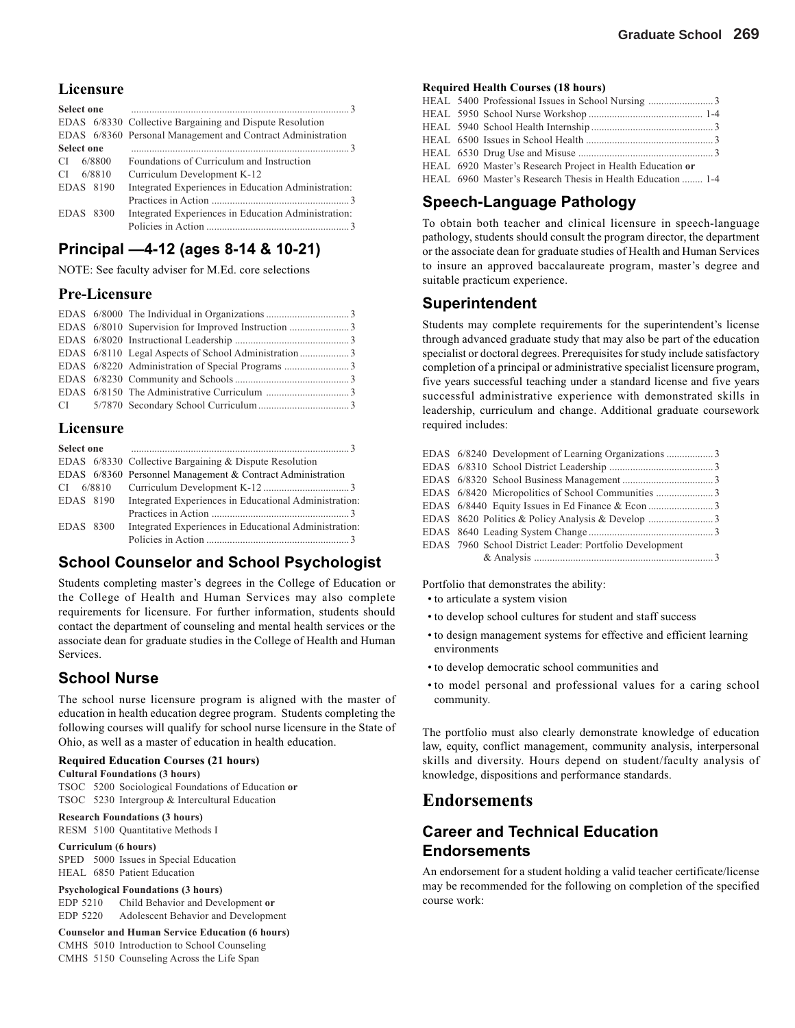## Licensure

**Select one** .......... 3

EDAS 6/8330 Collective Bargaining and Dispute Resolution
EDAS 6/8360 Personal Management and Contract Administration

**Select one** .......... 3

CI 6/8800 Foundations of Curriculum and Instruction
CI 6/8810 Curriculum Development K-12
EDAS 8190 Integrated Experiences in Education Administration: Practices in Action .......... 3
EDAS 8300 Integrated Experiences in Education Administration: Policies in Action .......... 3

## Principal —4-12 (ages 8-14 & 10-21)

NOTE: See faculty adviser for M.Ed. core selections

### Pre-Licensure

EDAS 6/8000 The Individual in Organizations .......... 3
EDAS 6/8010 Supervision for Improved Instruction .......... 3
EDAS 6/8020 Instructional Leadership .......... 3
EDAS 6/8110 Legal Aspects of School Administration .......... 3
EDAS 6/8220 Administration of Special Programs .......... 3
EDAS 6/8230 Community and Schools .......... 3
EDAS 6/8150 The Administrative Curriculum .......... 3
CI 5/7870 Secondary School Curriculum .......... 3

### Licensure

**Select one** .......... 3

EDAS 6/8330 Collective Bargaining & Dispute Resolution
EDAS 6/8360 Personnel Management & Contract Administration
CI 6/8810 Curriculum Development K-12 .......... 3
EDAS 8190 Integrated Experiences in Educational Administration: Practices in Action .......... 3
EDAS 8300 Integrated Experiences in Educational Administration: Policies in Action .......... 3

## School Counselor and School Psychologist

Students completing master's degrees in the College of Education or the College of Health and Human Services may also complete requirements for licensure. For further information, students should contact the department of counseling and mental health services or the associate dean for graduate studies in the College of Health and Human Services.

## School Nurse

The school nurse licensure program is aligned with the master of education in health education degree program. Students completing the following courses will qualify for school nurse licensure in the State of Ohio, as well as a master of education in health education.

**Required Education Courses (21 hours)**

**Cultural Foundations (3 hours)**
TSOC 5200 Sociological Foundations of Education **or**
TSOC 5230 Intergroup & Intercultural Education

**Research Foundations (3 hours)**
RESM 5100 Quantitative Methods I

**Curriculum (6 hours)**
SPED 5000 Issues in Special Education
HEAL 6850 Patient Education

**Psychological Foundations (3 hours)**
EDP 5210 Child Behavior and Development **or**
EDP 5220 Adolescent Behavior and Development

**Counselor and Human Service Education (6 hours)**
CMHS 5010 Introduction to School Counseling
CMHS 5150 Counseling Across the Life Span

**Required Health Courses (18 hours)**

HEAL 5400 Professional Issues in School Nursing .......... 3
HEAL 5950 School Nurse Workshop .......... 1-4
HEAL 5940 School Health Internship .......... 3
HEAL 6500 Issues in School Health .......... 3
HEAL 6530 Drug Use and Misuse .......... 3
HEAL 6920 Master's Research Project in Health Education **or**
HEAL 6960 Master's Research Thesis in Health Education .......... 1-4

## Speech-Language Pathology

To obtain both teacher and clinical licensure in speech-language pathology, students should consult the program director, the department or the associate dean for graduate studies of Health and Human Services to insure an approved baccalaureate program, master's degree and suitable practicum experience.

## Superintendent

Students may complete requirements for the superintendent's license through advanced graduate study that may also be part of the education specialist or doctoral degrees. Prerequisites for study include satisfactory completion of a principal or administrative specialist licensure program, five years successful teaching under a standard license and five years successful administrative experience with demonstrated skills in leadership, curriculum and change. Additional graduate coursework required includes:

EDAS 6/8240 Development of Learning Organizations .......... 3
EDAS 6/8310 School District Leadership .......... 3
EDAS 6/8320 School Business Management .......... 3
EDAS 6/8420 Micropolitics of School Communities .......... 3
EDAS 6/8440 Equity Issues in Ed Finance & Econ .......... 3
EDAS 8620 Politics & Policy Analysis & Develop .......... 3
EDAS 8640 Leading System Change .......... 3
EDAS 7960 School District Leader: Portfolio Development & Analysis .......... 3

Portfolio that demonstrates the ability:

- to articulate a system vision
- to develop school cultures for student and staff success
- to design management systems for effective and efficient learning environments
- to develop democratic school communities and
- to model personal and professional values for a caring school community.

The portfolio must also clearly demonstrate knowledge of education law, equity, conflict management, community analysis, interpersonal skills and diversity. Hours depend on student/faculty analysis of knowledge, dispositions and performance standards.

# Endorsements

## Career and Technical Education Endorsements

An endorsement for a student holding a valid teacher certificate/license may be recommended for the following on completion of the specified course work: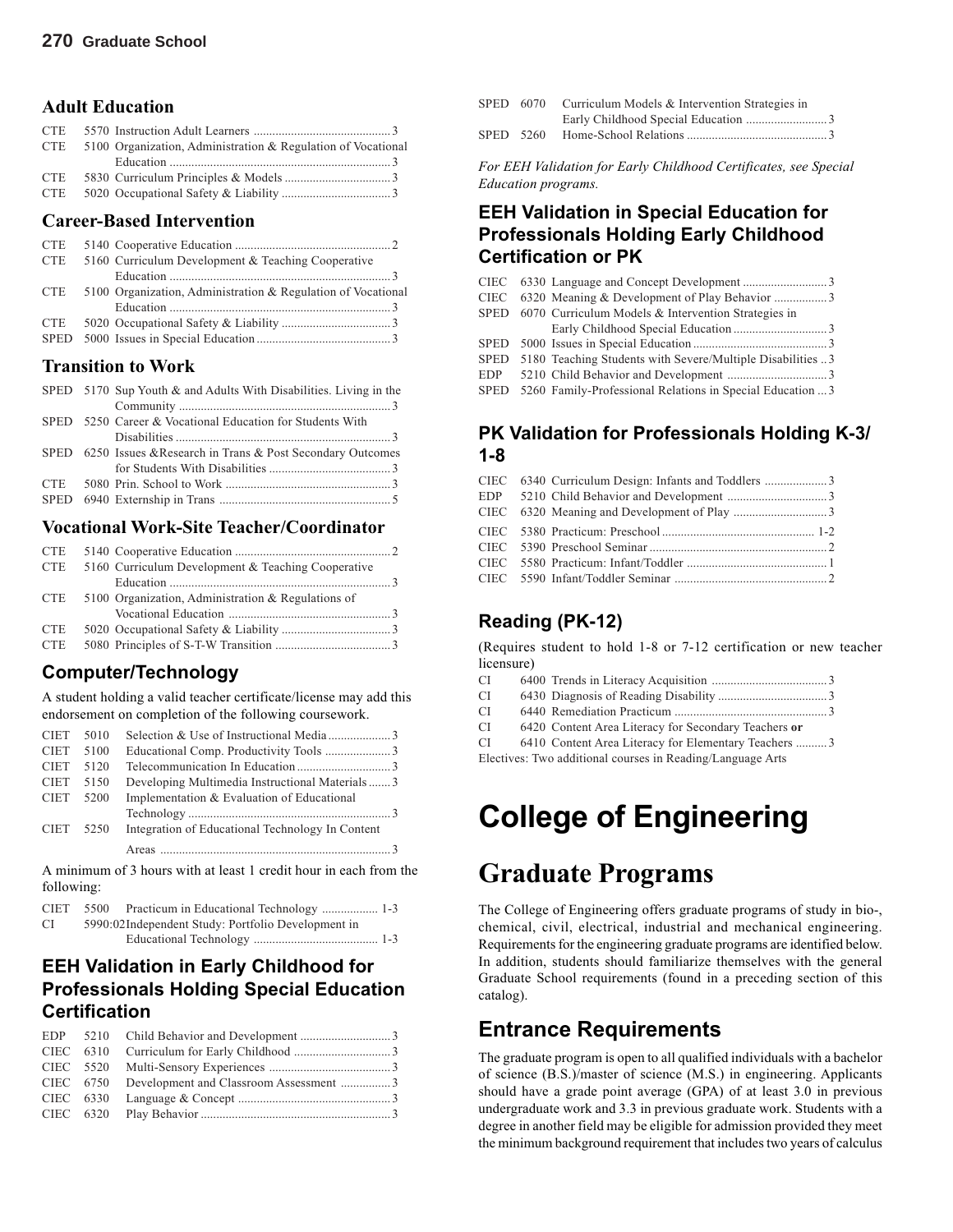## Adult Education

| | | | |
|---|---|---|---|
| CTE | 5570 | Instruction Adult Learners | 3 |
| CTE | 5100 | Organization, Administration & Regulation of Vocational Education | 3 |
| CTE | 5830 | Curriculum Principles & Models | 3 |
| CTE | 5020 | Occupational Safety & Liability | 3 |

## Career-Based Intervention

| | | | |
|---|---|---|---|
| CTE | 5140 | Cooperative Education | 2 |
| CTE | 5160 | Curriculum Development & Teaching Cooperative Education | 3 |
| CTE | 5100 | Organization, Administration & Regulation of Vocational Education | 3 |
| CTE | 5020 | Occupational Safety & Liability | 3 |
| SPED | 5000 | Issues in Special Education | 3 |

## Transition to Work

| | | | |
|---|---|---|---|
| SPED | 5170 | Sup Youth & and Adults With Disabilities. Living in the Community | 3 |
| SPED | 5250 | Career & Vocational Education for Students With Disabilities | 3 |
| SPED | 6250 | Issues &Research in Trans & Post Secondary Outcomes for Students With Disabilities | 3 |
| CTE | 5080 | Prin. School to Work | 3 |
| SPED | 6940 | Externship in Trans | 5 |

## Vocational Work-Site Teacher/Coordinator

| | | | |
|---|---|---|---|
| CTE | 5140 | Cooperative Education | 2 |
| CTE | 5160 | Curriculum Development & Teaching Cooperative Education | 3 |
| CTE | 5100 | Organization, Administration & Regulations of Vocational Education | 3 |
| CTE | 5020 | Occupational Safety & Liability | 3 |
| CTE | 5080 | Principles of S-T-W Transition | 3 |

## Computer/Technology

A student holding a valid teacher certificate/license may add this endorsement on completion of the following coursework.

| | | | |
|---|---|---|---|
| CIET | 5010 | Selection & Use of Instructional Media | 3 |
| CIET | 5100 | Educational Comp. Productivity Tools | 3 |
| CIET | 5120 | Telecommunication In Education | 3 |
| CIET | 5150 | Developing Multimedia Instructional Materials | 3 |
| CIET | 5200 | Implementation & Evaluation of Educational Technology | 3 |
| CIET | 5250 | Integration of Educational Technology In Content Areas | 3 |

A minimum of 3 hours with at least 1 credit hour in each from the following:

| | | | |
|---|---|---|---|
| CIET | 5500 | Practicum in Educational Technology | 1-3 |
| CI | 5990:02 | Independent Study: Portfolio Development in Educational Technology | 1-3 |

## EEH Validation in Early Childhood for Professionals Holding Special Education Certification

| | | | |
|---|---|---|---|
| EDP | 5210 | Child Behavior and Development | 3 |
| CIEC | 6310 | Curriculum for Early Childhood | 3 |
| CIEC | 5520 | Multi-Sensory Experiences | 3 |
| CIEC | 6750 | Development and Classroom Assessment | 3 |
| CIEC | 6330 | Language & Concept | 3 |
| CIEC | 6320 | Play Behavior | 3 |
| SPED | 6070 | Curriculum Models & Intervention Strategies in Early Childhood Special Education | 3 |
| SPED | 5260 | Home-School Relations | 3 |

*For EEH Validation for Early Childhood Certificates, see Special Education programs.*

## EEH Validation in Special Education for Professionals Holding Early Childhood Certification or PK

| | | | |
|---|---|---|---|
| CIEC | 6330 | Language and Concept Development | 3 |
| CIEC | 6320 | Meaning & Development of Play Behavior | 3 |
| SPED | 6070 | Curriculum Models & Intervention Strategies in Early Childhood Special Education | 3 |
| SPED | 5000 | Issues in Special Education | 3 |
| SPED | 5180 | Teaching Students with Severe/Multiple Disabilities | 3 |
| EDP | 5210 | Child Behavior and Development | 3 |
| SPED | 5260 | Family-Professional Relations in Special Education | 3 |

## PK Validation for Professionals Holding K-3/1-8

| | | | |
|---|---|---|---|
| CIEC | 6340 | Curriculum Design: Infants and Toddlers | 3 |
| EDP | 5210 | Child Behavior and Development | 3 |
| CIEC | 6320 | Meaning and Development of Play | 3 |
| CIEC | 5380 | Practicum: Preschool | 1-2 |
| CIEC | 5390 | Preschool Seminar | 2 |
| CIEC | 5580 | Practicum: Infant/Toddler | 1 |
| CIEC | 5590 | Infant/Toddler Seminar | 2 |

## Reading (PK-12)

(Requires student to hold 1-8 or 7-12 certification or new teacher licensure)

| | | | |
|---|---|---|---|
| CI | 6400 | Trends in Literacy Acquisition | 3 |
| CI | 6430 | Diagnosis of Reading Disability | 3 |
| CI | 6440 | Remediation Practicum | 3 |
| CI | 6420 | Content Area Literacy for Secondary Teachers **or** | |
| CI | 6410 | Content Area Literacy for Elementary Teachers | 3 |

Electives: Two additional courses in Reading/Language Arts

# College of Engineering

# Graduate Programs

The College of Engineering offers graduate programs of study in bio-, chemical, civil, electrical, industrial and mechanical engineering. Requirements for the engineering graduate programs are identified below. In addition, students should familiarize themselves with the general Graduate School requirements (found in a preceding section of this catalog).

## Entrance Requirements

The graduate program is open to all qualified individuals with a bachelor of science (B.S.)/master of science (M.S.) in engineering. Applicants should have a grade point average (GPA) of at least 3.0 in previous undergraduate work and 3.3 in previous graduate work. Students with a degree in another field may be eligible for admission provided they meet the minimum background requirement that includes two years of calculus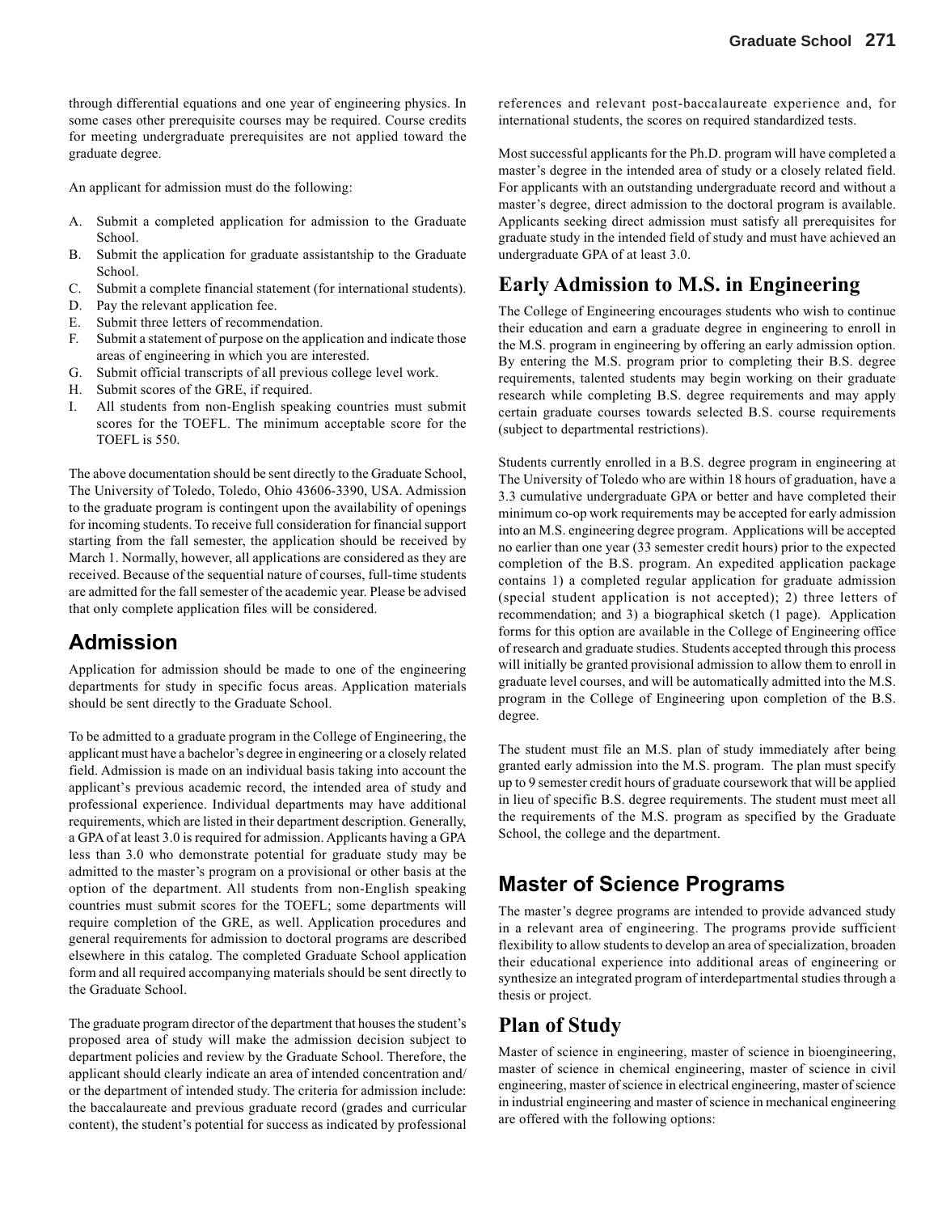through differential equations and one year of engineering physics. In some cases other prerequisite courses may be required. Course credits for meeting undergraduate prerequisites are not applied toward the graduate degree.

An applicant for admission must do the following:

A. Submit a completed application for admission to the Graduate School.
B. Submit the application for graduate assistantship to the Graduate School.
C. Submit a complete financial statement (for international students).
D. Pay the relevant application fee.
E. Submit three letters of recommendation.
F. Submit a statement of purpose on the application and indicate those areas of engineering in which you are interested.
G. Submit official transcripts of all previous college level work.
H. Submit scores of the GRE, if required.
I. All students from non-English speaking countries must submit scores for the TOEFL. The minimum acceptable score for the TOEFL is 550.

The above documentation should be sent directly to the Graduate School, The University of Toledo, Toledo, Ohio 43606-3390, USA. Admission to the graduate program is contingent upon the availability of openings for incoming students. To receive full consideration for financial support starting from the fall semester, the application should be received by March 1. Normally, however, all applications are considered as they are received. Because of the sequential nature of courses, full-time students are admitted for the fall semester of the academic year. Please be advised that only complete application files will be considered.

## Admission

Application for admission should be made to one of the engineering departments for study in specific focus areas. Application materials should be sent directly to the Graduate School.

To be admitted to a graduate program in the College of Engineering, the applicant must have a bachelor's degree in engineering or a closely related field. Admission is made on an individual basis taking into account the applicant's previous academic record, the intended area of study and professional experience. Individual departments may have additional requirements, which are listed in their department description. Generally, a GPA of at least 3.0 is required for admission. Applicants having a GPA less than 3.0 who demonstrate potential for graduate study may be admitted to the master's program on a provisional or other basis at the option of the department. All students from non-English speaking countries must submit scores for the TOEFL; some departments will require completion of the GRE, as well. Application procedures and general requirements for admission to doctoral programs are described elsewhere in this catalog. The completed Graduate School application form and all required accompanying materials should be sent directly to the Graduate School.

The graduate program director of the department that houses the student's proposed area of study will make the admission decision subject to department policies and review by the Graduate School. Therefore, the applicant should clearly indicate an area of intended concentration and/or the department of intended study. The criteria for admission include: the baccalaureate and previous graduate record (grades and curricular content), the student's potential for success as indicated by professional references and relevant post-baccalaureate experience and, for international students, the scores on required standardized tests.

Most successful applicants for the Ph.D. program will have completed a master's degree in the intended area of study or a closely related field. For applicants with an outstanding undergraduate record and without a master's degree, direct admission to the doctoral program is available. Applicants seeking direct admission must satisfy all prerequisites for graduate study in the intended field of study and must have achieved an undergraduate GPA of at least 3.0.

## Early Admission to M.S. in Engineering

The College of Engineering encourages students who wish to continue their education and earn a graduate degree in engineering to enroll in the M.S. program in engineering by offering an early admission option. By entering the M.S. program prior to completing their B.S. degree requirements, talented students may begin working on their graduate research while completing B.S. degree requirements and may apply certain graduate courses towards selected B.S. course requirements (subject to departmental restrictions).

Students currently enrolled in a B.S. degree program in engineering at The University of Toledo who are within 18 hours of graduation, have a 3.3 cumulative undergraduate GPA or better and have completed their minimum co-op work requirements may be accepted for early admission into an M.S. engineering degree program. Applications will be accepted no earlier than one year (33 semester credit hours) prior to the expected completion of the B.S. program. An expedited application package contains 1) a completed regular application for graduate admission (special student application is not accepted); 2) three letters of recommendation; and 3) a biographical sketch (1 page). Application forms for this option are available in the College of Engineering office of research and graduate studies. Students accepted through this process will initially be granted provisional admission to allow them to enroll in graduate level courses, and will be automatically admitted into the M.S. program in the College of Engineering upon completion of the B.S. degree.

The student must file an M.S. plan of study immediately after being granted early admission into the M.S. program. The plan must specify up to 9 semester credit hours of graduate coursework that will be applied in lieu of specific B.S. degree requirements. The student must meet all the requirements of the M.S. program as specified by the Graduate School, the college and the department.

## Master of Science Programs

The master's degree programs are intended to provide advanced study in a relevant area of engineering. The programs provide sufficient flexibility to allow students to develop an area of specialization, broaden their educational experience into additional areas of engineering or synthesize an integrated program of interdepartmental studies through a thesis or project.

## Plan of Study

Master of science in engineering, master of science in bioengineering, master of science in chemical engineering, master of science in civil engineering, master of science in electrical engineering, master of science in industrial engineering and master of science in mechanical engineering are offered with the following options: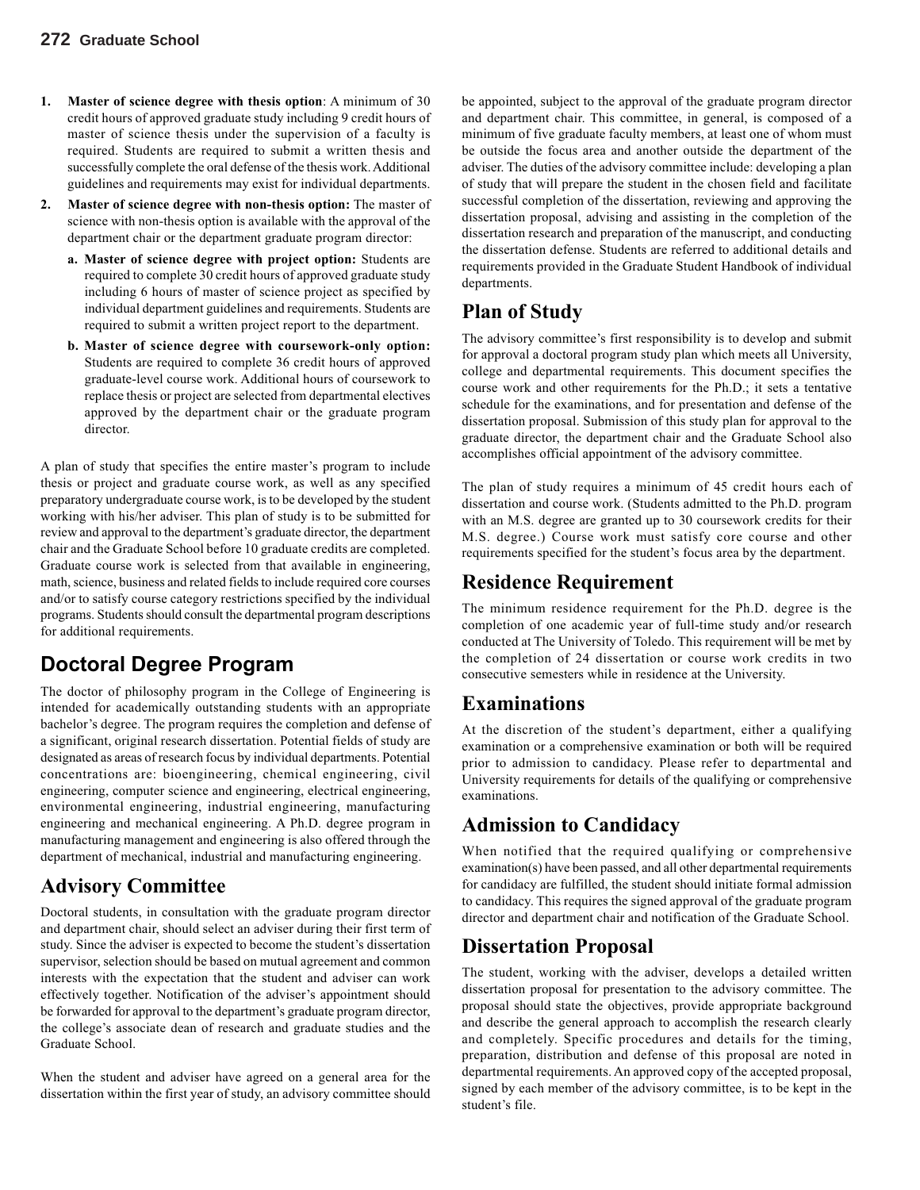1. **Master of science degree with thesis option**: A minimum of 30 credit hours of approved graduate study including 9 credit hours of master of science thesis under the supervision of a faculty is required. Students are required to submit a written thesis and successfully complete the oral defense of the thesis work. Additional guidelines and requirements may exist for individual departments.
2. **Master of science degree with non-thesis option:** The master of science with non-thesis option is available with the approval of the department chair or the department graduate program director:
   a. **Master of science degree with project option:** Students are required to complete 30 credit hours of approved graduate study including 6 hours of master of science project as specified by individual department guidelines and requirements. Students are required to submit a written project report to the department.
   b. **Master of science degree with coursework-only option:** Students are required to complete 36 credit hours of approved graduate-level course work. Additional hours of coursework to replace thesis or project are selected from departmental electives approved by the department chair or the graduate program director.

A plan of study that specifies the entire master's program to include thesis or project and graduate course work, as well as any specified preparatory undergraduate course work, is to be developed by the student working with his/her adviser. This plan of study is to be submitted for review and approval to the department's graduate director, the department chair and the Graduate School before 10 graduate credits are completed. Graduate course work is selected from that available in engineering, math, science, business and related fields to include required core courses and/or to satisfy course category restrictions specified by the individual programs. Students should consult the departmental program descriptions for additional requirements.

## Doctoral Degree Program

The doctor of philosophy program in the College of Engineering is intended for academically outstanding students with an appropriate bachelor's degree. The program requires the completion and defense of a significant, original research dissertation. Potential fields of study are designated as areas of research focus by individual departments. Potential concentrations are: bioengineering, chemical engineering, civil engineering, computer science and engineering, electrical engineering, environmental engineering, industrial engineering, manufacturing engineering and mechanical engineering. A Ph.D. degree program in manufacturing management and engineering is also offered through the department of mechanical, industrial and manufacturing engineering.

## Advisory Committee

Doctoral students, in consultation with the graduate program director and department chair, should select an adviser during their first term of study. Since the adviser is expected to become the student's dissertation supervisor, selection should be based on mutual agreement and common interests with the expectation that the student and adviser can work effectively together. Notification of the adviser's appointment should be forwarded for approval to the department's graduate program director, the college's associate dean of research and graduate studies and the Graduate School.

When the student and adviser have agreed on a general area for the dissertation within the first year of study, an advisory committee should be appointed, subject to the approval of the graduate program director and department chair. This committee, in general, is composed of a minimum of five graduate faculty members, at least one of whom must be outside the focus area and another outside the department of the adviser. The duties of the advisory committee include: developing a plan of study that will prepare the student in the chosen field and facilitate successful completion of the dissertation, reviewing and approving the dissertation proposal, advising and assisting in the completion of the dissertation research and preparation of the manuscript, and conducting the dissertation defense. Students are referred to additional details and requirements provided in the Graduate Student Handbook of individual departments.

## Plan of Study

The advisory committee's first responsibility is to develop and submit for approval a doctoral program study plan which meets all University, college and departmental requirements. This document specifies the course work and other requirements for the Ph.D.; it sets a tentative schedule for the examinations, and for presentation and defense of the dissertation proposal. Submission of this study plan for approval to the graduate director, the department chair and the Graduate School also accomplishes official appointment of the advisory committee.

The plan of study requires a minimum of 45 credit hours each of dissertation and course work. (Students admitted to the Ph.D. program with an M.S. degree are granted up to 30 coursework credits for their M.S. degree.) Course work must satisfy core course and other requirements specified for the student's focus area by the department.

## Residence Requirement

The minimum residence requirement for the Ph.D. degree is the completion of one academic year of full-time study and/or research conducted at The University of Toledo. This requirement will be met by the completion of 24 dissertation or course work credits in two consecutive semesters while in residence at the University.

## Examinations

At the discretion of the student's department, either a qualifying examination or a comprehensive examination or both will be required prior to admission to candidacy. Please refer to departmental and University requirements for details of the qualifying or comprehensive examinations.

## Admission to Candidacy

When notified that the required qualifying or comprehensive examination(s) have been passed, and all other departmental requirements for candidacy are fulfilled, the student should initiate formal admission to candidacy. This requires the signed approval of the graduate program director and department chair and notification of the Graduate School.

## Dissertation Proposal

The student, working with the adviser, develops a detailed written dissertation proposal for presentation to the advisory committee. The proposal should state the objectives, provide appropriate background and describe the general approach to accomplish the research clearly and completely. Specific procedures and details for the timing, preparation, distribution and defense of this proposal are noted in departmental requirements. An approved copy of the accepted proposal, signed by each member of the advisory committee, is to be kept in the student's file.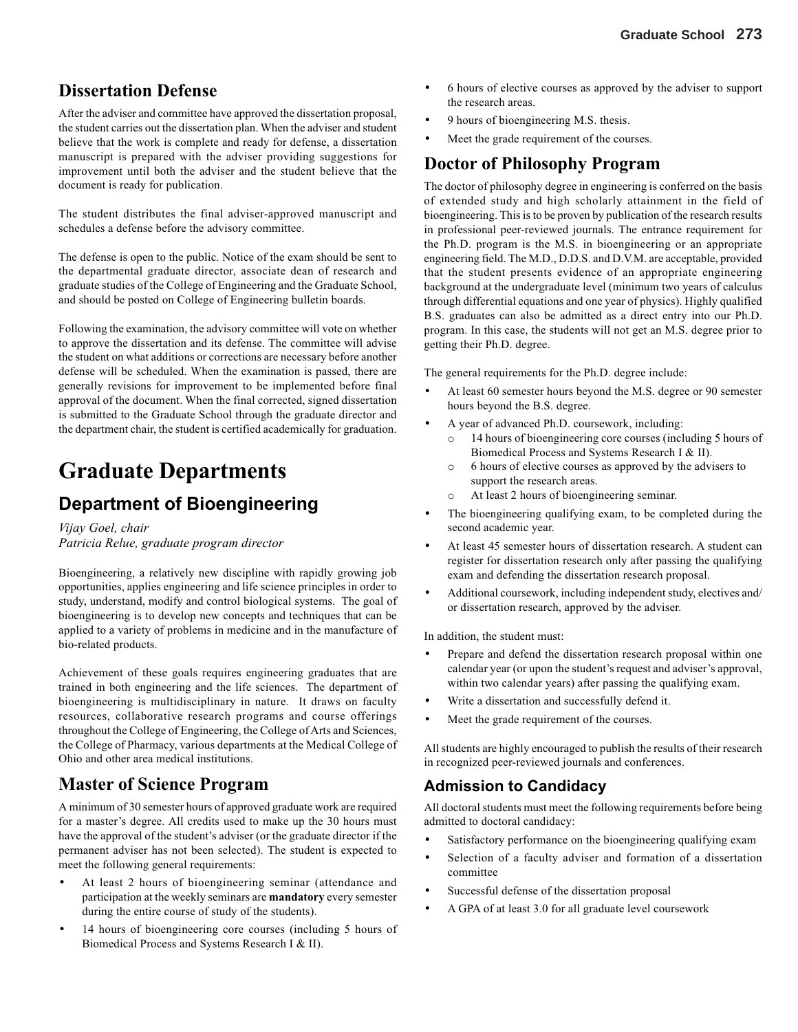## Dissertation Defense

After the adviser and committee have approved the dissertation proposal, the student carries out the dissertation plan. When the adviser and student believe that the work is complete and ready for defense, a dissertation manuscript is prepared with the adviser providing suggestions for improvement until both the adviser and the student believe that the document is ready for publication.

The student distributes the final adviser-approved manuscript and schedules a defense before the advisory committee.

The defense is open to the public. Notice of the exam should be sent to the departmental graduate director, associate dean of research and graduate studies of the College of Engineering and the Graduate School, and should be posted on College of Engineering bulletin boards.

Following the examination, the advisory committee will vote on whether to approve the dissertation and its defense. The committee will advise the student on what additions or corrections are necessary before another defense will be scheduled. When the examination is passed, there are generally revisions for improvement to be implemented before final approval of the document. When the final corrected, signed dissertation is submitted to the Graduate School through the graduate director and the department chair, the student is certified academically for graduation.

# Graduate Departments

## Department of Bioengineering

*Vijay Goel, chair*
*Patricia Relue, graduate program director*

Bioengineering, a relatively new discipline with rapidly growing job opportunities, applies engineering and life science principles in order to study, understand, modify and control biological systems. The goal of bioengineering is to develop new concepts and techniques that can be applied to a variety of problems in medicine and in the manufacture of bio-related products.

Achievement of these goals requires engineering graduates that are trained in both engineering and the life sciences. The department of bioengineering is multidisciplinary in nature. It draws on faculty resources, collaborative research programs and course offerings throughout the College of Engineering, the College of Arts and Sciences, the College of Pharmacy, various departments at the Medical College of Ohio and other area medical institutions.

### Master of Science Program

A minimum of 30 semester hours of approved graduate work are required for a master's degree. All credits used to make up the 30 hours must have the approval of the student's adviser (or the graduate director if the permanent adviser has not been selected). The student is expected to meet the following general requirements:

- At least 2 hours of bioengineering seminar (attendance and participation at the weekly seminars are **mandatory** every semester during the entire course of study of the students).
- 14 hours of bioengineering core courses (including 5 hours of Biomedical Process and Systems Research I & II).
- 6 hours of elective courses as approved by the adviser to support the research areas.
- 9 hours of bioengineering M.S. thesis.
- Meet the grade requirement of the courses.

### Doctor of Philosophy Program

The doctor of philosophy degree in engineering is conferred on the basis of extended study and high scholarly attainment in the field of bioengineering. This is to be proven by publication of the research results in professional peer-reviewed journals. The entrance requirement for the Ph.D. program is the M.S. in bioengineering or an appropriate engineering field. The M.D., D.D.S. and D.V.M. are acceptable, provided that the student presents evidence of an appropriate engineering background at the undergraduate level (minimum two years of calculus through differential equations and one year of physics). Highly qualified B.S. graduates can also be admitted as a direct entry into our Ph.D. program. In this case, the students will not get an M.S. degree prior to getting their Ph.D. degree.

The general requirements for the Ph.D. degree include:

- At least 60 semester hours beyond the M.S. degree or 90 semester hours beyond the B.S. degree.
- A year of advanced Ph.D. coursework, including:
    - 14 hours of bioengineering core courses (including 5 hours of Biomedical Process and Systems Research I & II).
    - 6 hours of elective courses as approved by the advisers to support the research areas.
    - At least 2 hours of bioengineering seminar.
- The bioengineering qualifying exam, to be completed during the second academic year.
- At least 45 semester hours of dissertation research. A student can register for dissertation research only after passing the qualifying exam and defending the dissertation research proposal.
- Additional coursework, including independent study, electives and/or dissertation research, approved by the adviser.

In addition, the student must:

- Prepare and defend the dissertation research proposal within one calendar year (or upon the student's request and adviser's approval, within two calendar years) after passing the qualifying exam.
- Write a dissertation and successfully defend it.
- Meet the grade requirement of the courses.

All students are highly encouraged to publish the results of their research in recognized peer-reviewed journals and conferences.

### Admission to Candidacy

All doctoral students must meet the following requirements before being admitted to doctoral candidacy:

- Satisfactory performance on the bioengineering qualifying exam
- Selection of a faculty adviser and formation of a dissertation committee
- Successful defense of the dissertation proposal
- A GPA of at least 3.0 for all graduate level coursework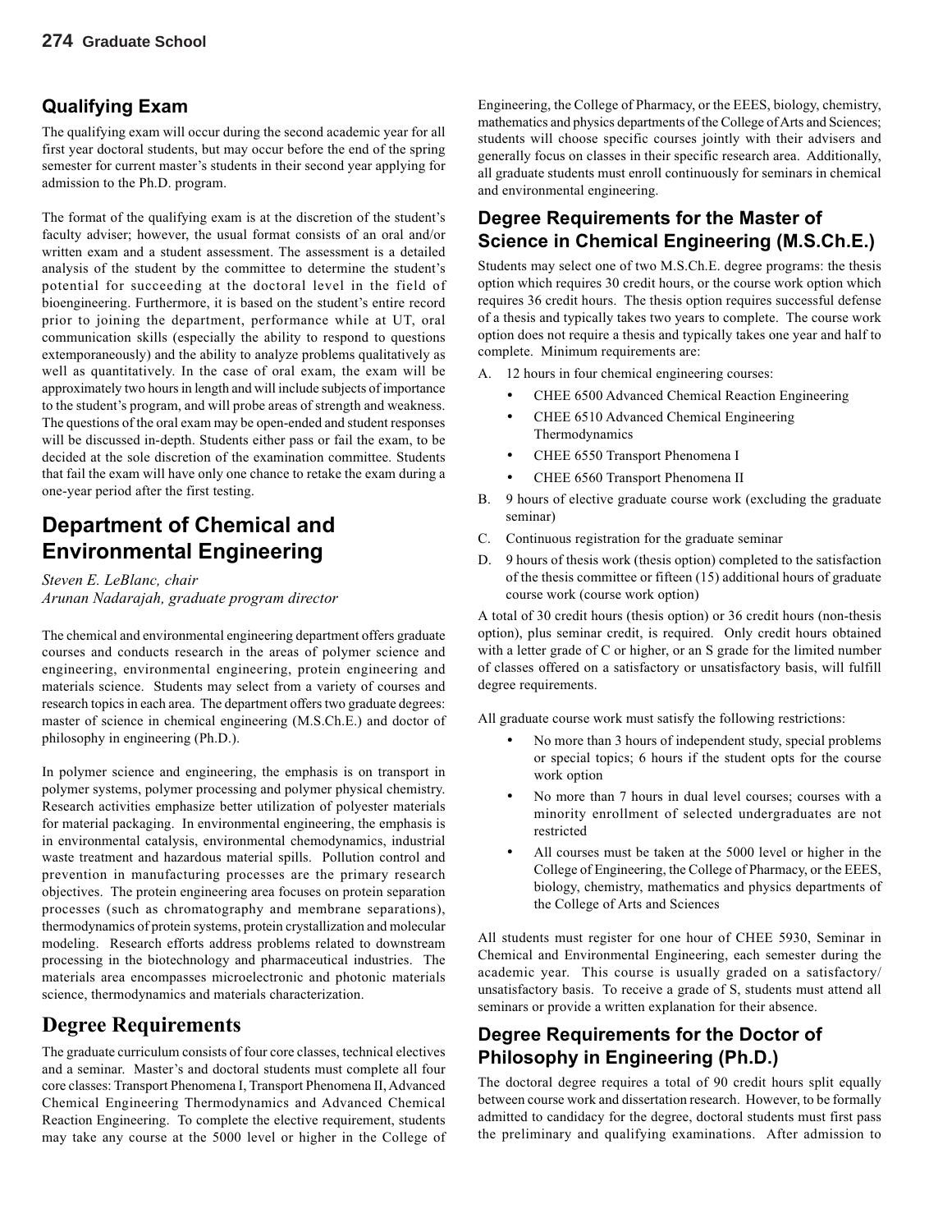## Qualifying Exam

The qualifying exam will occur during the second academic year for all first year doctoral students, but may occur before the end of the spring semester for current master's students in their second year applying for admission to the Ph.D. program.

The format of the qualifying exam is at the discretion of the student's faculty adviser; however, the usual format consists of an oral and/or written exam and a student assessment. The assessment is a detailed analysis of the student by the committee to determine the student's potential for succeeding at the doctoral level in the field of bioengineering. Furthermore, it is based on the student's entire record prior to joining the department, performance while at UT, oral communication skills (especially the ability to respond to questions extemporaneously) and the ability to analyze problems qualitatively as well as quantitatively. In the case of oral exam, the exam will be approximately two hours in length and will include subjects of importance to the student's program, and will probe areas of strength and weakness. The questions of the oral exam may be open-ended and student responses will be discussed in-depth. Students either pass or fail the exam, to be decided at the sole discretion of the examination committee. Students that fail the exam will have only one chance to retake the exam during a one-year period after the first testing.

# Department of Chemical and Environmental Engineering

*Steven E. LeBlanc, chair*
*Arunan Nadarajah, graduate program director*

The chemical and environmental engineering department offers graduate courses and conducts research in the areas of polymer science and engineering, environmental engineering, protein engineering and materials science. Students may select from a variety of courses and research topics in each area. The department offers two graduate degrees: master of science in chemical engineering (M.S.Ch.E.) and doctor of philosophy in engineering (Ph.D.).

In polymer science and engineering, the emphasis is on transport in polymer systems, polymer processing and polymer physical chemistry. Research activities emphasize better utilization of polyester materials for material packaging. In environmental engineering, the emphasis is in environmental catalysis, environmental chemodynamics, industrial waste treatment and hazardous material spills. Pollution control and prevention in manufacturing processes are the primary research objectives. The protein engineering area focuses on protein separation processes (such as chromatography and membrane separations), thermodynamics of protein systems, protein crystallization and molecular modeling. Research efforts address problems related to downstream processing in the biotechnology and pharmaceutical industries. The materials area encompasses microelectronic and photonic materials science, thermodynamics and materials characterization.

# Degree Requirements

The graduate curriculum consists of four core classes, technical electives and a seminar. Master's and doctoral students must complete all four core classes: Transport Phenomena I, Transport Phenomena II, Advanced Chemical Engineering Thermodynamics and Advanced Chemical Reaction Engineering. To complete the elective requirement, students may take any course at the 5000 level or higher in the College of Engineering, the College of Pharmacy, or the EEES, biology, chemistry, mathematics and physics departments of the College of Arts and Sciences; students will choose specific courses jointly with their advisers and generally focus on classes in their specific research area. Additionally, all graduate students must enroll continuously for seminars in chemical and environmental engineering.

## Degree Requirements for the Master of Science in Chemical Engineering (M.S.Ch.E.)

Students may select one of two M.S.Ch.E. degree programs: the thesis option which requires 30 credit hours, or the course work option which requires 36 credit hours. The thesis option requires successful defense of a thesis and typically takes two years to complete. The course work option does not require a thesis and typically takes one year and half to complete. Minimum requirements are:

A. 12 hours in four chemical engineering courses:
   - CHEE 6500 Advanced Chemical Reaction Engineering
   - CHEE 6510 Advanced Chemical Engineering Thermodynamics
   - CHEE 6550 Transport Phenomena I
   - CHEE 6560 Transport Phenomena II

B. 9 hours of elective graduate course work (excluding the graduate seminar)

C. Continuous registration for the graduate seminar

D. 9 hours of thesis work (thesis option) completed to the satisfaction of the thesis committee or fifteen (15) additional hours of graduate course work (course work option)

A total of 30 credit hours (thesis option) or 36 credit hours (non-thesis option), plus seminar credit, is required. Only credit hours obtained with a letter grade of C or higher, or an S grade for the limited number of classes offered on a satisfactory or unsatisfactory basis, will fulfill degree requirements.

All graduate course work must satisfy the following restrictions:

- No more than 3 hours of independent study, special problems or special topics; 6 hours if the student opts for the course work option
- No more than 7 hours in dual level courses; courses with a minority enrollment of selected undergraduates are not restricted
- All courses must be taken at the 5000 level or higher in the College of Engineering, the College of Pharmacy, or the EEES, biology, chemistry, mathematics and physics departments of the College of Arts and Sciences

All students must register for one hour of CHEE 5930, Seminar in Chemical and Environmental Engineering, each semester during the academic year. This course is usually graded on a satisfactory/unsatisfactory basis. To receive a grade of S, students must attend all seminars or provide a written explanation for their absence.

## Degree Requirements for the Doctor of Philosophy in Engineering (Ph.D.)

The doctoral degree requires a total of 90 credit hours split equally between course work and dissertation research. However, to be formally admitted to candidacy for the degree, doctoral students must first pass the preliminary and qualifying examinations. After admission to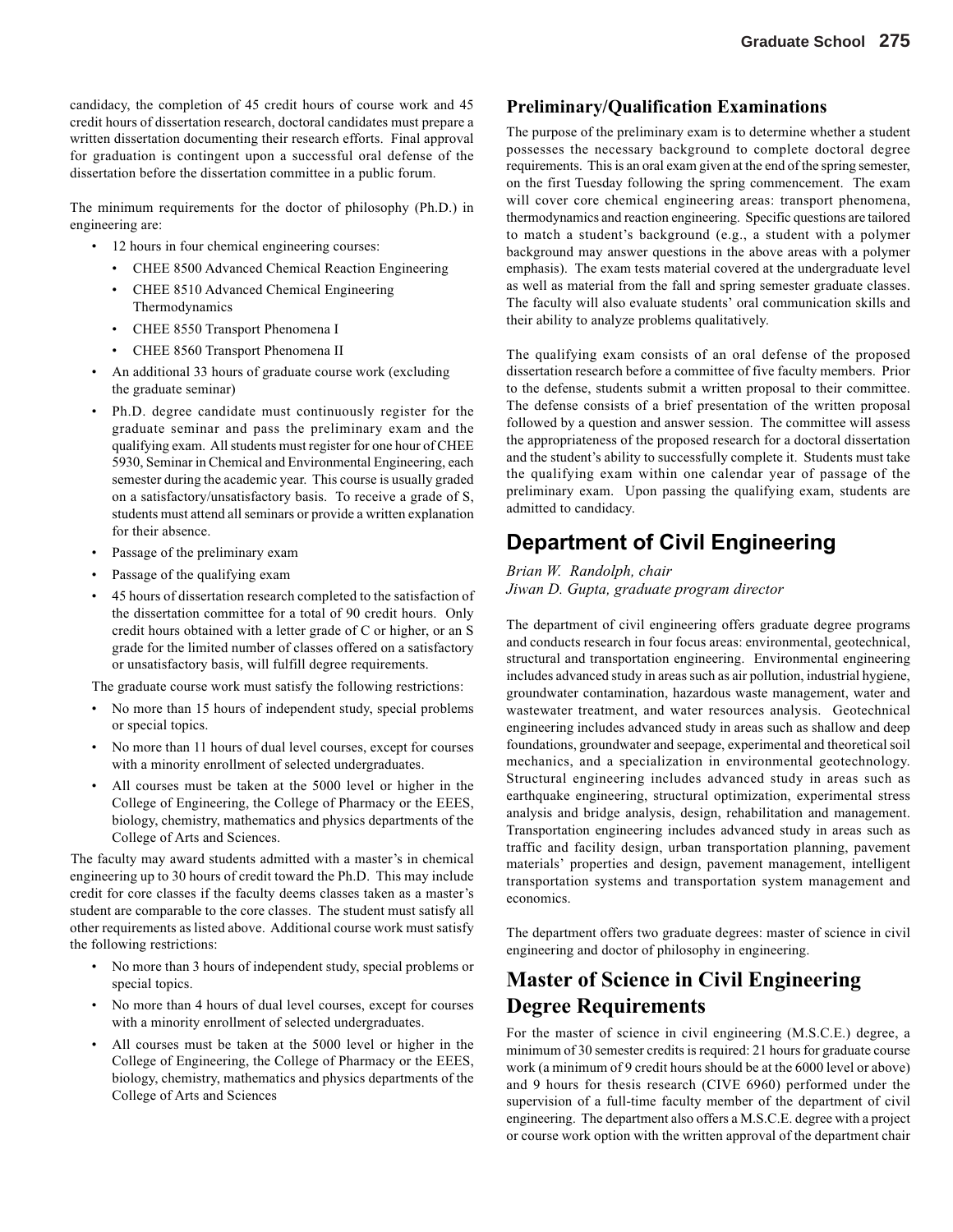candidacy, the completion of 45 credit hours of course work and 45 credit hours of dissertation research, doctoral candidates must prepare a written dissertation documenting their research efforts. Final approval for graduation is contingent upon a successful oral defense of the dissertation before the dissertation committee in a public forum.

The minimum requirements for the doctor of philosophy (Ph.D.) in engineering are:

- 12 hours in four chemical engineering courses:
  - CHEE 8500 Advanced Chemical Reaction Engineering
  - CHEE 8510 Advanced Chemical Engineering Thermodynamics
  - CHEE 8550 Transport Phenomena I
  - CHEE 8560 Transport Phenomena II
- An additional 33 hours of graduate course work (excluding the graduate seminar)
- Ph.D. degree candidate must continuously register for the graduate seminar and pass the preliminary exam and the qualifying exam. All students must register for one hour of CHEE 5930, Seminar in Chemical and Environmental Engineering, each semester during the academic year. This course is usually graded on a satisfactory/unsatisfactory basis. To receive a grade of S, students must attend all seminars or provide a written explanation for their absence.
- Passage of the preliminary exam
- Passage of the qualifying exam
- 45 hours of dissertation research completed to the satisfaction of the dissertation committee for a total of 90 credit hours. Only credit hours obtained with a letter grade of C or higher, or an S grade for the limited number of classes offered on a satisfactory or unsatisfactory basis, will fulfill degree requirements.

The graduate course work must satisfy the following restrictions:

- No more than 15 hours of independent study, special problems or special topics.
- No more than 11 hours of dual level courses, except for courses with a minority enrollment of selected undergraduates.
- All courses must be taken at the 5000 level or higher in the College of Engineering, the College of Pharmacy or the EEES, biology, chemistry, mathematics and physics departments of the College of Arts and Sciences.

The faculty may award students admitted with a master's in chemical engineering up to 30 hours of credit toward the Ph.D. This may include credit for core classes if the faculty deems classes taken as a master's student are comparable to the core classes. The student must satisfy all other requirements as listed above. Additional course work must satisfy the following restrictions:

- No more than 3 hours of independent study, special problems or special topics.
- No more than 4 hours of dual level courses, except for courses with a minority enrollment of selected undergraduates.
- All courses must be taken at the 5000 level or higher in the College of Engineering, the College of Pharmacy or the EEES, biology, chemistry, mathematics and physics departments of the College of Arts and Sciences

### Preliminary/Qualification Examinations

The purpose of the preliminary exam is to determine whether a student possesses the necessary background to complete doctoral degree requirements. This is an oral exam given at the end of the spring semester, on the first Tuesday following the spring commencement. The exam will cover core chemical engineering areas: transport phenomena, thermodynamics and reaction engineering. Specific questions are tailored to match a student's background (e.g., a student with a polymer background may answer questions in the above areas with a polymer emphasis). The exam tests material covered at the undergraduate level as well as material from the fall and spring semester graduate classes. The faculty will also evaluate students' oral communication skills and their ability to analyze problems qualitatively.

The qualifying exam consists of an oral defense of the proposed dissertation research before a committee of five faculty members. Prior to the defense, students submit a written proposal to their committee. The defense consists of a brief presentation of the written proposal followed by a question and answer session. The committee will assess the appropriateness of the proposed research for a doctoral dissertation and the student's ability to successfully complete it. Students must take the qualifying exam within one calendar year of passage of the preliminary exam. Upon passing the qualifying exam, students are admitted to candidacy.

## Department of Civil Engineering

*Brian W. Randolph, chair*
*Jiwan D. Gupta, graduate program director*

The department of civil engineering offers graduate degree programs and conducts research in four focus areas: environmental, geotechnical, structural and transportation engineering. Environmental engineering includes advanced study in areas such as air pollution, industrial hygiene, groundwater contamination, hazardous waste management, water and wastewater treatment, and water resources analysis. Geotechnical engineering includes advanced study in areas such as shallow and deep foundations, groundwater and seepage, experimental and theoretical soil mechanics, and a specialization in environmental geotechnology. Structural engineering includes advanced study in areas such as earthquake engineering, structural optimization, experimental stress analysis and bridge analysis, design, rehabilitation and management. Transportation engineering includes advanced study in areas such as traffic and facility design, urban transportation planning, pavement materials' properties and design, pavement management, intelligent transportation systems and transportation system management and economics.

The department offers two graduate degrees: master of science in civil engineering and doctor of philosophy in engineering.

### Master of Science in Civil Engineering Degree Requirements

For the master of science in civil engineering (M.S.C.E.) degree, a minimum of 30 semester credits is required: 21 hours for graduate course work (a minimum of 9 credit hours should be at the 6000 level or above) and 9 hours for thesis research (CIVE 6960) performed under the supervision of a full-time faculty member of the department of civil engineering. The department also offers a M.S.C.E. degree with a project or course work option with the written approval of the department chair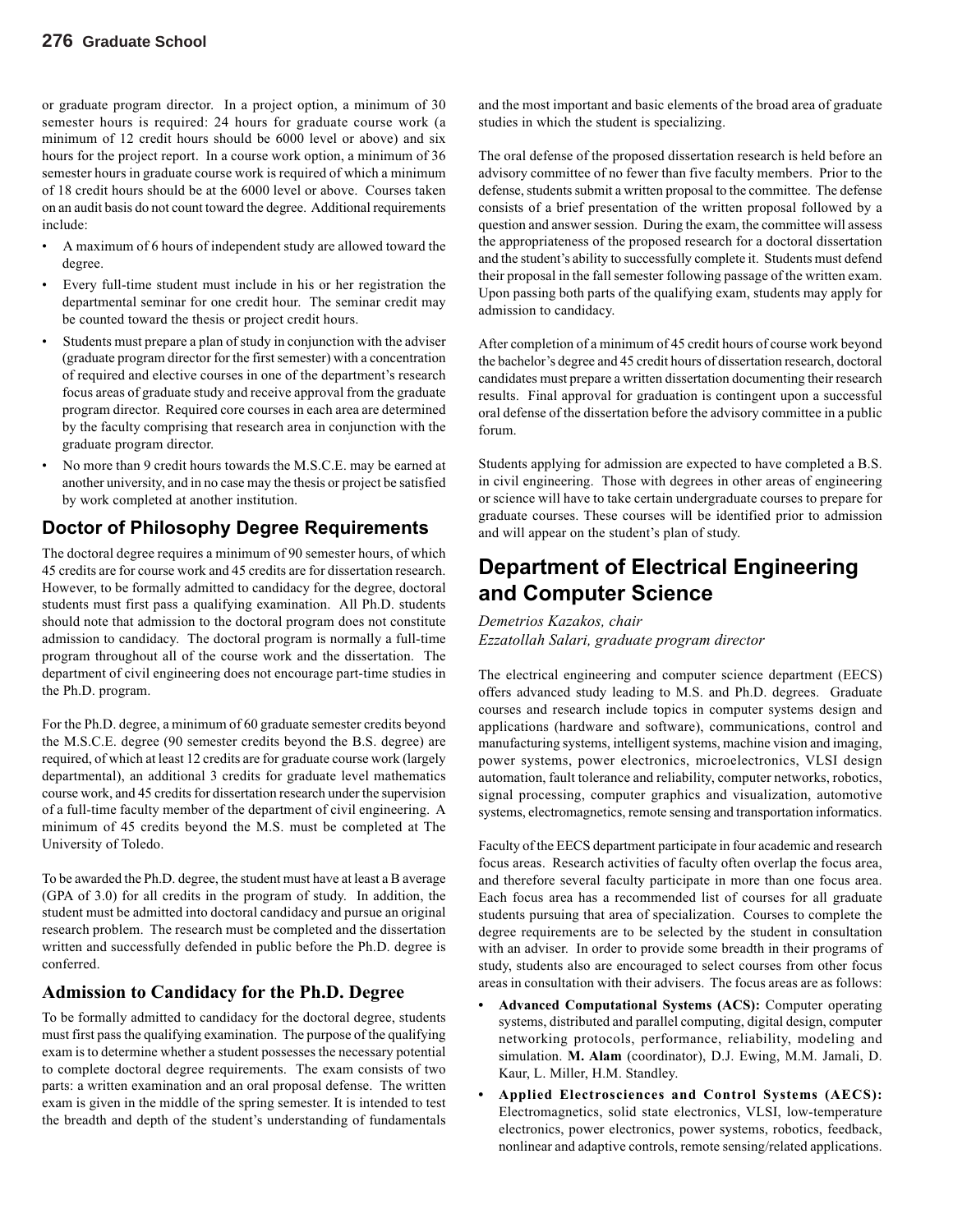or graduate program director. In a project option, a minimum of 30 semester hours is required: 24 hours for graduate course work (a minimum of 12 credit hours should be 6000 level or above) and six hours for the project report. In a course work option, a minimum of 36 semester hours in graduate course work is required of which a minimum of 18 credit hours should be at the 6000 level or above. Courses taken on an audit basis do not count toward the degree. Additional requirements include:

- A maximum of 6 hours of independent study are allowed toward the degree.
- Every full-time student must include in his or her registration the departmental seminar for one credit hour. The seminar credit may be counted toward the thesis or project credit hours.
- Students must prepare a plan of study in conjunction with the adviser (graduate program director for the first semester) with a concentration of required and elective courses in one of the department's research focus areas of graduate study and receive approval from the graduate program director. Required core courses in each area are determined by the faculty comprising that research area in conjunction with the graduate program director.
- No more than 9 credit hours towards the M.S.C.E. may be earned at another university, and in no case may the thesis or project be satisfied by work completed at another institution.

## Doctor of Philosophy Degree Requirements

The doctoral degree requires a minimum of 90 semester hours, of which 45 credits are for course work and 45 credits are for dissertation research. However, to be formally admitted to candidacy for the degree, doctoral students must first pass a qualifying examination. All Ph.D. students should note that admission to the doctoral program does not constitute admission to candidacy. The doctoral program is normally a full-time program throughout all of the course work and the dissertation. The department of civil engineering does not encourage part-time studies in the Ph.D. program.

For the Ph.D. degree, a minimum of 60 graduate semester credits beyond the M.S.C.E. degree (90 semester credits beyond the B.S. degree) are required, of which at least 12 credits are for graduate course work (largely departmental), an additional 3 credits for graduate level mathematics course work, and 45 credits for dissertation research under the supervision of a full-time faculty member of the department of civil engineering. A minimum of 45 credits beyond the M.S. must be completed at The University of Toledo.

To be awarded the Ph.D. degree, the student must have at least a B average (GPA of 3.0) for all credits in the program of study. In addition, the student must be admitted into doctoral candidacy and pursue an original research problem. The research must be completed and the dissertation written and successfully defended in public before the Ph.D. degree is conferred.

## Admission to Candidacy for the Ph.D. Degree

To be formally admitted to candidacy for the doctoral degree, students must first pass the qualifying examination. The purpose of the qualifying exam is to determine whether a student possesses the necessary potential to complete doctoral degree requirements. The exam consists of two parts: a written examination and an oral proposal defense. The written exam is given in the middle of the spring semester. It is intended to test the breadth and depth of the student's understanding of fundamentals and the most important and basic elements of the broad area of graduate studies in which the student is specializing.

The oral defense of the proposed dissertation research is held before an advisory committee of no fewer than five faculty members. Prior to the defense, students submit a written proposal to the committee. The defense consists of a brief presentation of the written proposal followed by a question and answer session. During the exam, the committee will assess the appropriateness of the proposed research for a doctoral dissertation and the student's ability to successfully complete it. Students must defend their proposal in the fall semester following passage of the written exam. Upon passing both parts of the qualifying exam, students may apply for admission to candidacy.

After completion of a minimum of 45 credit hours of course work beyond the bachelor's degree and 45 credit hours of dissertation research, doctoral candidates must prepare a written dissertation documenting their research results. Final approval for graduation is contingent upon a successful oral defense of the dissertation before the advisory committee in a public forum.

Students applying for admission are expected to have completed a B.S. in civil engineering. Those with degrees in other areas of engineering or science will have to take certain undergraduate courses to prepare for graduate courses. These courses will be identified prior to admission and will appear on the student's plan of study.

# Department of Electrical Engineering and Computer Science

*Demetrios Kazakos, chair*
*Ezzatollah Salari, graduate program director*

The electrical engineering and computer science department (EECS) offers advanced study leading to M.S. and Ph.D. degrees. Graduate courses and research include topics in computer systems design and applications (hardware and software), communications, control and manufacturing systems, intelligent systems, machine vision and imaging, power systems, power electronics, microelectronics, VLSI design automation, fault tolerance and reliability, computer networks, robotics, signal processing, computer graphics and visualization, automotive systems, electromagnetics, remote sensing and transportation informatics.

Faculty of the EECS department participate in four academic and research focus areas. Research activities of faculty often overlap the focus area, and therefore several faculty participate in more than one focus area. Each focus area has a recommended list of courses for all graduate students pursuing that area of specialization. Courses to complete the degree requirements are to be selected by the student in consultation with an adviser. In order to provide some breadth in their programs of study, students also are encouraged to select courses from other focus areas in consultation with their advisers. The focus areas are as follows:

- **Advanced Computational Systems (ACS):** Computer operating systems, distributed and parallel computing, digital design, computer networking protocols, performance, reliability, modeling and simulation. **M. Alam** (coordinator), D.J. Ewing, M.M. Jamali, D. Kaur, L. Miller, H.M. Standley.
- **Applied Electrosciences and Control Systems (AECS):** Electromagnetics, solid state electronics, VLSI, low-temperature electronics, power electronics, power systems, robotics, feedback, nonlinear and adaptive controls, remote sensing/related applications.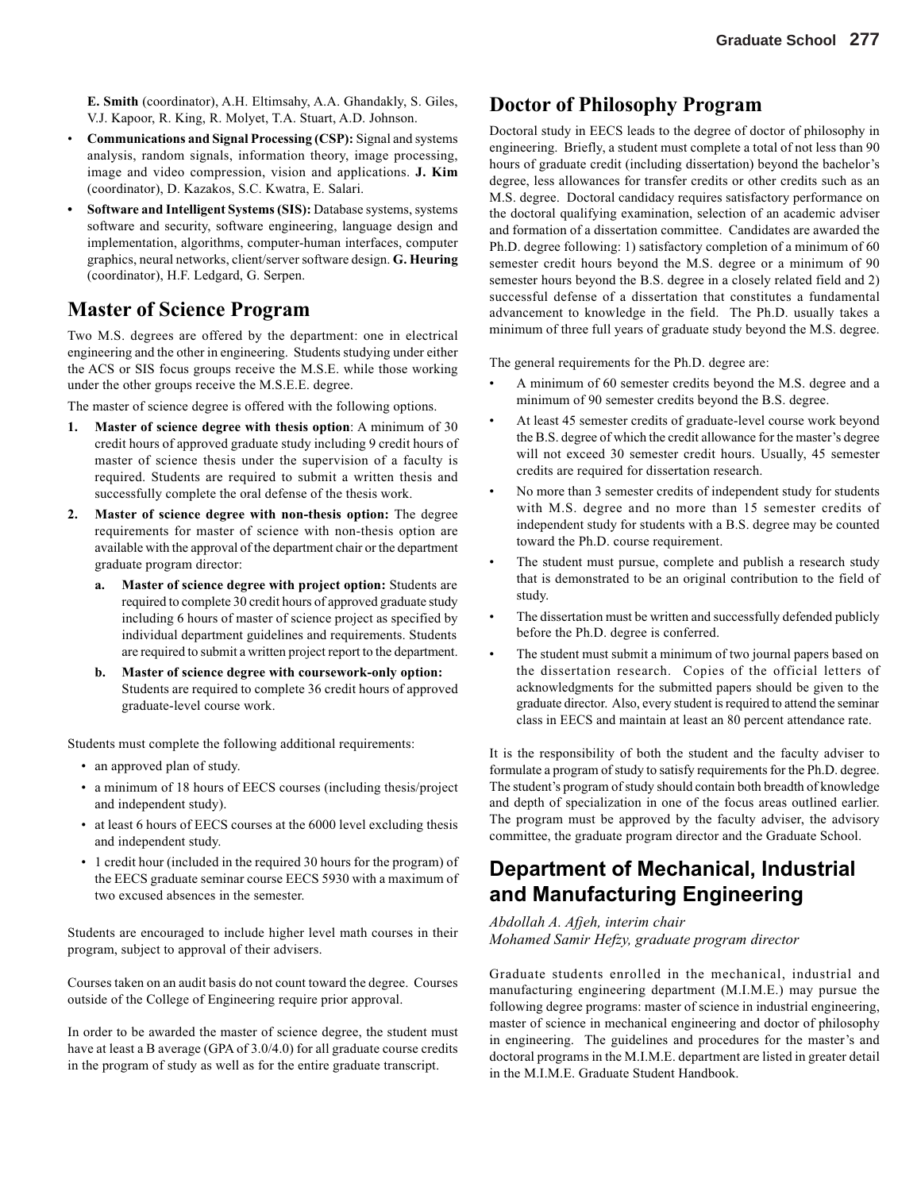**E. Smith** (coordinator), A.H. Eltimsahy, A.A. Ghandakly, S. Giles, V.J. Kapoor, R. King, R. Molyet, T.A. Stuart, A.D. Johnson.

- **Communications and Signal Processing (CSP):** Signal and systems analysis, random signals, information theory, image processing, image and video compression, vision and applications. **J. Kim** (coordinator), D. Kazakos, S.C. Kwatra, E. Salari.
- **Software and Intelligent Systems (SIS):** Database systems, systems software and security, software engineering, language design and implementation, algorithms, computer-human interfaces, computer graphics, neural networks, client/server software design. **G. Heuring** (coordinator), H.F. Ledgard, G. Serpen.

## Master of Science Program

Two M.S. degrees are offered by the department: one in electrical engineering and the other in engineering. Students studying under either the ACS or SIS focus groups receive the M.S.E. while those working under the other groups receive the M.S.E.E. degree.

The master of science degree is offered with the following options.

1. **Master of science degree with thesis option**: A minimum of 30 credit hours of approved graduate study including 9 credit hours of master of science thesis under the supervision of a faculty is required. Students are required to submit a written thesis and successfully complete the oral defense of the thesis work.
2. **Master of science degree with non-thesis option:** The degree requirements for master of science with non-thesis option are available with the approval of the department chair or the department graduate program director:
   - a. **Master of science degree with project option:** Students are required to complete 30 credit hours of approved graduate study including 6 hours of master of science project as specified by individual department guidelines and requirements. Students are required to submit a written project report to the department.
   - b. **Master of science degree with coursework-only option:** Students are required to complete 36 credit hours of approved graduate-level course work.

Students must complete the following additional requirements:

- an approved plan of study.
- a minimum of 18 hours of EECS courses (including thesis/project and independent study).
- at least 6 hours of EECS courses at the 6000 level excluding thesis and independent study.
- 1 credit hour (included in the required 30 hours for the program) of the EECS graduate seminar course EECS 5930 with a maximum of two excused absences in the semester.

Students are encouraged to include higher level math courses in their program, subject to approval of their advisers.

Courses taken on an audit basis do not count toward the degree. Courses outside of the College of Engineering require prior approval.

In order to be awarded the master of science degree, the student must have at least a B average (GPA of 3.0/4.0) for all graduate course credits in the program of study as well as for the entire graduate transcript.

## Doctor of Philosophy Program

Doctoral study in EECS leads to the degree of doctor of philosophy in engineering. Briefly, a student must complete a total of not less than 90 hours of graduate credit (including dissertation) beyond the bachelor's degree, less allowances for transfer credits or other credits such as an M.S. degree. Doctoral candidacy requires satisfactory performance on the doctoral qualifying examination, selection of an academic adviser and formation of a dissertation committee. Candidates are awarded the Ph.D. degree following: 1) satisfactory completion of a minimum of 60 semester credit hours beyond the M.S. degree or a minimum of 90 semester hours beyond the B.S. degree in a closely related field and 2) successful defense of a dissertation that constitutes a fundamental advancement to knowledge in the field. The Ph.D. usually takes a minimum of three full years of graduate study beyond the M.S. degree.

The general requirements for the Ph.D. degree are:

- A minimum of 60 semester credits beyond the M.S. degree and a minimum of 90 semester credits beyond the B.S. degree.
- At least 45 semester credits of graduate-level course work beyond the B.S. degree of which the credit allowance for the master's degree will not exceed 30 semester credit hours. Usually, 45 semester credits are required for dissertation research.
- No more than 3 semester credits of independent study for students with M.S. degree and no more than 15 semester credits of independent study for students with a B.S. degree may be counted toward the Ph.D. course requirement.
- The student must pursue, complete and publish a research study that is demonstrated to be an original contribution to the field of study.
- The dissertation must be written and successfully defended publicly before the Ph.D. degree is conferred.
- The student must submit a minimum of two journal papers based on the dissertation research. Copies of the official letters of acknowledgments for the submitted papers should be given to the graduate director. Also, every student is required to attend the seminar class in EECS and maintain at least an 80 percent attendance rate.

It is the responsibility of both the student and the faculty adviser to formulate a program of study to satisfy requirements for the Ph.D. degree. The student's program of study should contain both breadth of knowledge and depth of specialization in one of the focus areas outlined earlier. The program must be approved by the faculty adviser, the advisory committee, the graduate program director and the Graduate School.

# Department of Mechanical, Industrial and Manufacturing Engineering

*Abdollah A. Afjeh, interim chair*
*Mohamed Samir Hefzy, graduate program director*

Graduate students enrolled in the mechanical, industrial and manufacturing engineering department (M.I.M.E.) may pursue the following degree programs: master of science in industrial engineering, master of science in mechanical engineering and doctor of philosophy in engineering. The guidelines and procedures for the master's and doctoral programs in the M.I.M.E. department are listed in greater detail in the M.I.M.E. Graduate Student Handbook.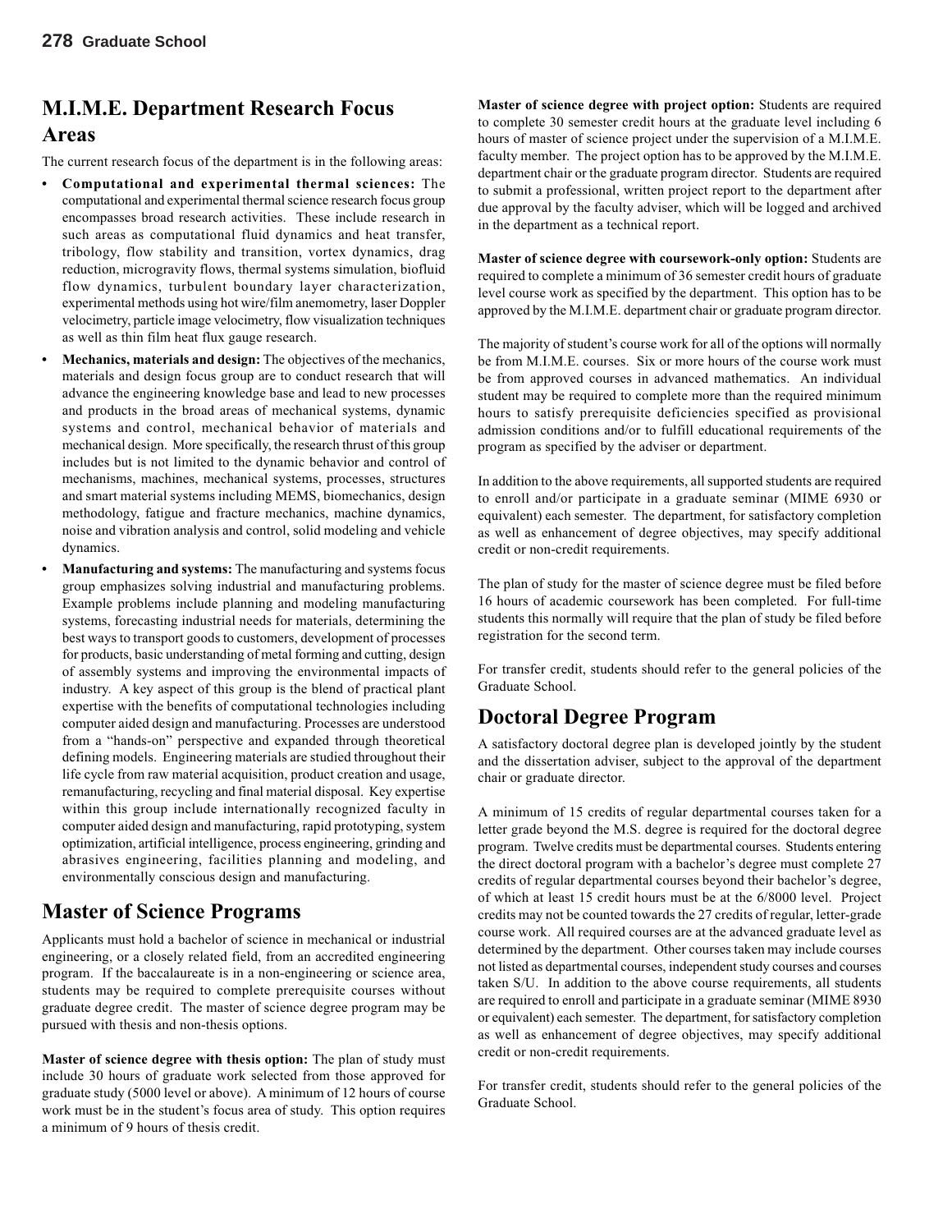## M.I.M.E. Department Research Focus Areas

The current research focus of the department is in the following areas:

- **Computational and experimental thermal sciences:** The computational and experimental thermal science research focus group encompasses broad research activities. These include research in such areas as computational fluid dynamics and heat transfer, tribology, flow stability and transition, vortex dynamics, drag reduction, microgravity flows, thermal systems simulation, biofluid flow dynamics, turbulent boundary layer characterization, experimental methods using hot wire/film anemometry, laser Doppler velocimetry, particle image velocimetry, flow visualization techniques as well as thin film heat flux gauge research.
- **Mechanics, materials and design:** The objectives of the mechanics, materials and design focus group are to conduct research that will advance the engineering knowledge base and lead to new processes and products in the broad areas of mechanical systems, dynamic systems and control, mechanical behavior of materials and mechanical design. More specifically, the research thrust of this group includes but is not limited to the dynamic behavior and control of mechanisms, machines, mechanical systems, processes, structures and smart material systems including MEMS, biomechanics, design methodology, fatigue and fracture mechanics, machine dynamics, noise and vibration analysis and control, solid modeling and vehicle dynamics.
- **Manufacturing and systems:** The manufacturing and systems focus group emphasizes solving industrial and manufacturing problems. Example problems include planning and modeling manufacturing systems, forecasting industrial needs for materials, determining the best ways to transport goods to customers, development of processes for products, basic understanding of metal forming and cutting, design of assembly systems and improving the environmental impacts of industry. A key aspect of this group is the blend of practical plant expertise with the benefits of computational technologies including computer aided design and manufacturing. Processes are understood from a "hands-on" perspective and expanded through theoretical defining models. Engineering materials are studied throughout their life cycle from raw material acquisition, product creation and usage, remanufacturing, recycling and final material disposal. Key expertise within this group include internationally recognized faculty in computer aided design and manufacturing, rapid prototyping, system optimization, artificial intelligence, process engineering, grinding and abrasives engineering, facilities planning and modeling, and environmentally conscious design and manufacturing.

## Master of Science Programs

Applicants must hold a bachelor of science in mechanical or industrial engineering, or a closely related field, from an accredited engineering program. If the baccalaureate is in a non-engineering or science area, students may be required to complete prerequisite courses without graduate degree credit. The master of science degree program may be pursued with thesis and non-thesis options.

**Master of science degree with thesis option:** The plan of study must include 30 hours of graduate work selected from those approved for graduate study (5000 level or above). A minimum of 12 hours of course work must be in the student's focus area of study. This option requires a minimum of 9 hours of thesis credit.

**Master of science degree with project option:** Students are required to complete 30 semester credit hours at the graduate level including 6 hours of master of science project under the supervision of a M.I.M.E. faculty member. The project option has to be approved by the M.I.M.E. department chair or the graduate program director. Students are required to submit a professional, written project report to the department after due approval by the faculty adviser, which will be logged and archived in the department as a technical report.

**Master of science degree with coursework-only option:** Students are required to complete a minimum of 36 semester credit hours of graduate level course work as specified by the department. This option has to be approved by the M.I.M.E. department chair or graduate program director.

The majority of student's course work for all of the options will normally be from M.I.M.E. courses. Six or more hours of the course work must be from approved courses in advanced mathematics. An individual student may be required to complete more than the required minimum hours to satisfy prerequisite deficiencies specified as provisional admission conditions and/or to fulfill educational requirements of the program as specified by the adviser or department.

In addition to the above requirements, all supported students are required to enroll and/or participate in a graduate seminar (MIME 6930 or equivalent) each semester. The department, for satisfactory completion as well as enhancement of degree objectives, may specify additional credit or non-credit requirements.

The plan of study for the master of science degree must be filed before 16 hours of academic coursework has been completed. For full-time students this normally will require that the plan of study be filed before registration for the second term.

For transfer credit, students should refer to the general policies of the Graduate School.

## Doctoral Degree Program

A satisfactory doctoral degree plan is developed jointly by the student and the dissertation adviser, subject to the approval of the department chair or graduate director.

A minimum of 15 credits of regular departmental courses taken for a letter grade beyond the M.S. degree is required for the doctoral degree program. Twelve credits must be departmental courses. Students entering the direct doctoral program with a bachelor's degree must complete 27 credits of regular departmental courses beyond their bachelor's degree, of which at least 15 credit hours must be at the 6/8000 level. Project credits may not be counted towards the 27 credits of regular, letter-grade course work. All required courses are at the advanced graduate level as determined by the department. Other courses taken may include courses not listed as departmental courses, independent study courses and courses taken S/U. In addition to the above course requirements, all students are required to enroll and participate in a graduate seminar (MIME 8930 or equivalent) each semester. The department, for satisfactory completion as well as enhancement of degree objectives, may specify additional credit or non-credit requirements.

For transfer credit, students should refer to the general policies of the Graduate School.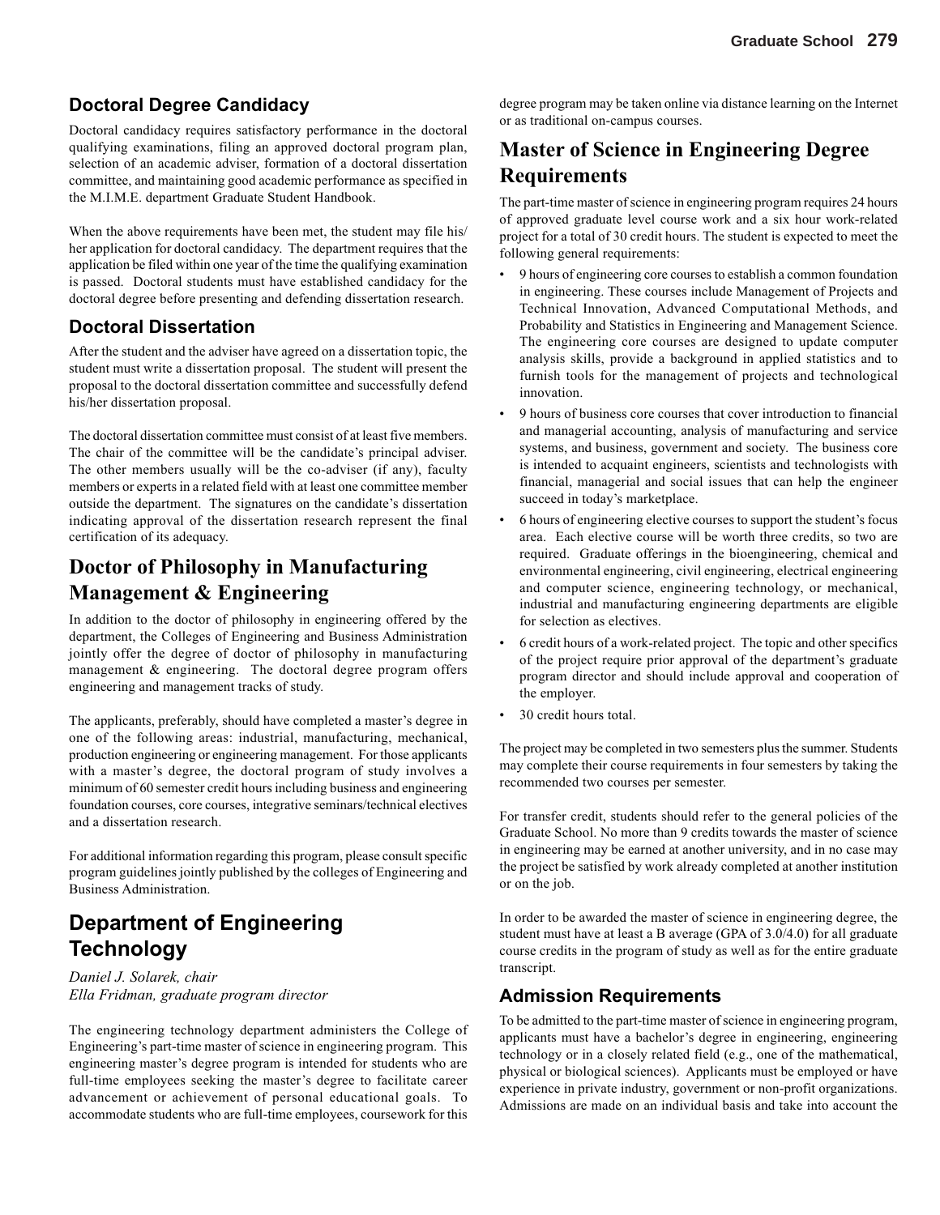## Doctoral Degree Candidacy

Doctoral candidacy requires satisfactory performance in the doctoral qualifying examinations, filing an approved doctoral program plan, selection of an academic adviser, formation of a doctoral dissertation committee, and maintaining good academic performance as specified in the M.I.M.E. department Graduate Student Handbook.

When the above requirements have been met, the student may file his/her application for doctoral candidacy. The department requires that the application be filed within one year of the time the qualifying examination is passed. Doctoral students must have established candidacy for the doctoral degree before presenting and defending dissertation research.

## Doctoral Dissertation

After the student and the adviser have agreed on a dissertation topic, the student must write a dissertation proposal. The student will present the proposal to the doctoral dissertation committee and successfully defend his/her dissertation proposal.

The doctoral dissertation committee must consist of at least five members. The chair of the committee will be the candidate's principal adviser. The other members usually will be the co-adviser (if any), faculty members or experts in a related field with at least one committee member outside the department. The signatures on the candidate's dissertation indicating approval of the dissertation research represent the final certification of its adequacy.

# Doctor of Philosophy in Manufacturing Management & Engineering

In addition to the doctor of philosophy in engineering offered by the department, the Colleges of Engineering and Business Administration jointly offer the degree of doctor of philosophy in manufacturing management & engineering. The doctoral degree program offers engineering and management tracks of study.

The applicants, preferably, should have completed a master's degree in one of the following areas: industrial, manufacturing, mechanical, production engineering or engineering management. For those applicants with a master's degree, the doctoral program of study involves a minimum of 60 semester credit hours including business and engineering foundation courses, core courses, integrative seminars/technical electives and a dissertation research.

For additional information regarding this program, please consult specific program guidelines jointly published by the colleges of Engineering and Business Administration.

# Department of Engineering Technology

*Daniel J. Solarek, chair*
*Ella Fridman, graduate program director*

The engineering technology department administers the College of Engineering's part-time master of science in engineering program. This engineering master's degree program is intended for students who are full-time employees seeking the master's degree to facilitate career advancement or achievement of personal educational goals. To accommodate students who are full-time employees, coursework for this degree program may be taken online via distance learning on the Internet or as traditional on-campus courses.

# Master of Science in Engineering Degree Requirements

The part-time master of science in engineering program requires 24 hours of approved graduate level course work and a six hour work-related project for a total of 30 credit hours. The student is expected to meet the following general requirements:

- 9 hours of engineering core courses to establish a common foundation in engineering. These courses include Management of Projects and Technical Innovation, Advanced Computational Methods, and Probability and Statistics in Engineering and Management Science. The engineering core courses are designed to update computer analysis skills, provide a background in applied statistics and to furnish tools for the management of projects and technological innovation.
- 9 hours of business core courses that cover introduction to financial and managerial accounting, analysis of manufacturing and service systems, and business, government and society. The business core is intended to acquaint engineers, scientists and technologists with financial, managerial and social issues that can help the engineer succeed in today's marketplace.
- 6 hours of engineering elective courses to support the student's focus area. Each elective course will be worth three credits, so two are required. Graduate offerings in the bioengineering, chemical and environmental engineering, civil engineering, electrical engineering and computer science, engineering technology, or mechanical, industrial and manufacturing engineering departments are eligible for selection as electives.
- 6 credit hours of a work-related project. The topic and other specifics of the project require prior approval of the department's graduate program director and should include approval and cooperation of the employer.
- 30 credit hours total.

The project may be completed in two semesters plus the summer. Students may complete their course requirements in four semesters by taking the recommended two courses per semester.

For transfer credit, students should refer to the general policies of the Graduate School. No more than 9 credits towards the master of science in engineering may be earned at another university, and in no case may the project be satisfied by work already completed at another institution or on the job.

In order to be awarded the master of science in engineering degree, the student must have at least a B average (GPA of 3.0/4.0) for all graduate course credits in the program of study as well as for the entire graduate transcript.

## Admission Requirements

To be admitted to the part-time master of science in engineering program, applicants must have a bachelor's degree in engineering, engineering technology or in a closely related field (e.g., one of the mathematical, physical or biological sciences). Applicants must be employed or have experience in private industry, government or non-profit organizations. Admissions are made on an individual basis and take into account the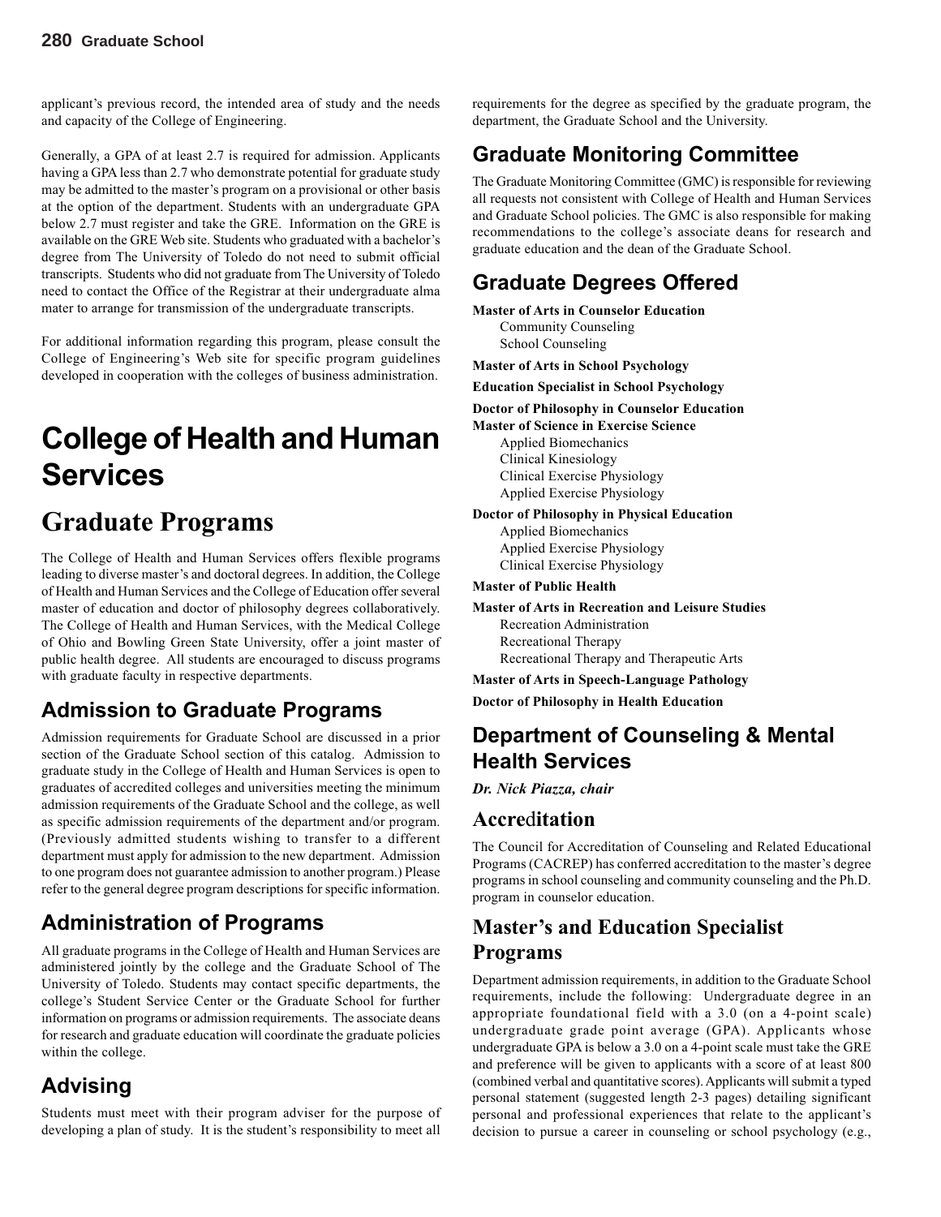applicant's previous record, the intended area of study and the needs and capacity of the College of Engineering.

Generally, a GPA of at least 2.7 is required for admission. Applicants having a GPA less than 2.7 who demonstrate potential for graduate study may be admitted to the master's program on a provisional or other basis at the option of the department. Students with an undergraduate GPA below 2.7 must register and take the GRE. Information on the GRE is available on the GRE Web site. Students who graduated with a bachelor's degree from The University of Toledo do not need to submit official transcripts. Students who did not graduate from The University of Toledo need to contact the Office of the Registrar at their undergraduate alma mater to arrange for transmission of the undergraduate transcripts.

For additional information regarding this program, please consult the College of Engineering's Web site for specific program guidelines developed in cooperation with the colleges of business administration.

# College of Health and Human Services

## Graduate Programs

The College of Health and Human Services offers flexible programs leading to diverse master's and doctoral degrees. In addition, the College of Health and Human Services and the College of Education offer several master of education and doctor of philosophy degrees collaboratively. The College of Health and Human Services, with the Medical College of Ohio and Bowling Green State University, offer a joint master of public health degree. All students are encouraged to discuss programs with graduate faculty in respective departments.

### Admission to Graduate Programs

Admission requirements for Graduate School are discussed in a prior section of the Graduate School section of this catalog. Admission to graduate study in the College of Health and Human Services is open to graduates of accredited colleges and universities meeting the minimum admission requirements of the Graduate School and the college, as well as specific admission requirements of the department and/or program. (Previously admitted students wishing to transfer to a different department must apply for admission to the new department. Admission to one program does not guarantee admission to another program.) Please refer to the general degree program descriptions for specific information.

### Administration of Programs

All graduate programs in the College of Health and Human Services are administered jointly by the college and the Graduate School of The University of Toledo. Students may contact specific departments, the college's Student Service Center or the Graduate School for further information on programs or admission requirements. The associate deans for research and graduate education will coordinate the graduate policies within the college.

### Advising

Students must meet with their program adviser for the purpose of developing a plan of study. It is the student's responsibility to meet all requirements for the degree as specified by the graduate program, the department, the Graduate School and the University.

### Graduate Monitoring Committee

The Graduate Monitoring Committee (GMC) is responsible for reviewing all requests not consistent with College of Health and Human Services and Graduate School policies. The GMC is also responsible for making recommendations to the college's associate deans for research and graduate education and the dean of the Graduate School.

### Graduate Degrees Offered

**Master of Arts in Counselor Education**
- Community Counseling
- School Counseling

**Master of Arts in School Psychology**

**Education Specialist in School Psychology**

**Doctor of Philosophy in Counselor Education**

**Master of Science in Exercise Science**
- Applied Biomechanics
- Clinical Kinesiology
- Clinical Exercise Physiology
- Applied Exercise Physiology

**Doctor of Philosophy in Physical Education**
- Applied Biomechanics
- Applied Exercise Physiology
- Clinical Exercise Physiology

**Master of Public Health**

**Master of Arts in Recreation and Leisure Studies**
- Recreation Administration
- Recreational Therapy
- Recreational Therapy and Therapeutic Arts

**Master of Arts in Speech-Language Pathology**

**Doctor of Philosophy in Health Education**

### Department of Counseling & Mental Health Services

***Dr. Nick Piazza, chair***

## Accreditation

The Council for Accreditation of Counseling and Related Educational Programs (CACREP) has conferred accreditation to the master's degree programs in school counseling and community counseling and the Ph.D. program in counselor education.

## Master's and Education Specialist Programs

Department admission requirements, in addition to the Graduate School requirements, include the following: Undergraduate degree in an appropriate foundational field with a 3.0 (on a 4-point scale) undergraduate grade point average (GPA). Applicants whose undergraduate GPA is below a 3.0 on a 4-point scale must take the GRE and preference will be given to applicants with a score of at least 800 (combined verbal and quantitative scores). Applicants will submit a typed personal statement (suggested length 2-3 pages) detailing significant personal and professional experiences that relate to the applicant's decision to pursue a career in counseling or school psychology (e.g.,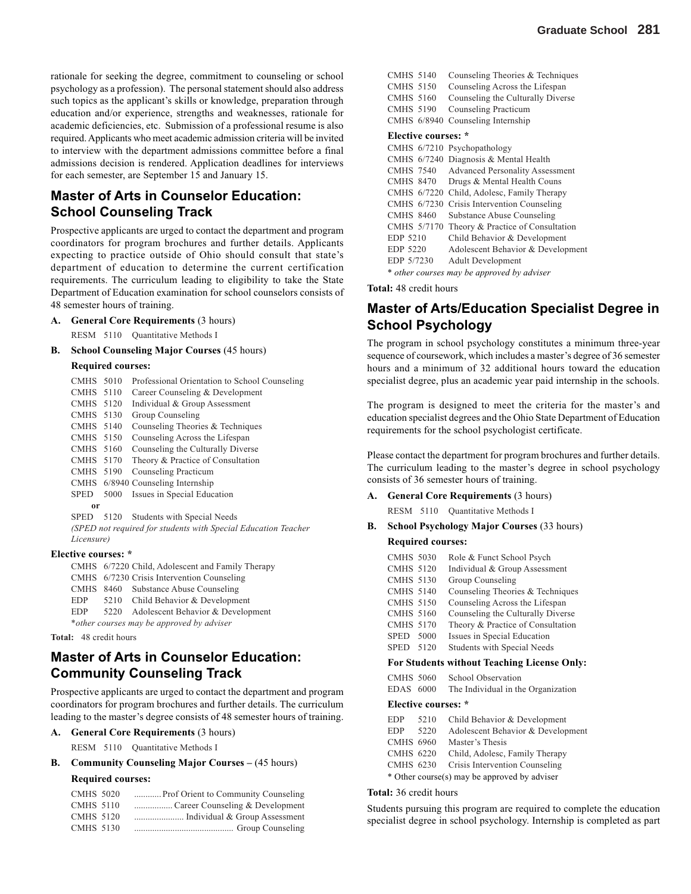rationale for seeking the degree, commitment to counseling or school psychology as a profession). The personal statement should also address such topics as the applicant's skills or knowledge, preparation through education and/or experience, strengths and weaknesses, rationale for academic deficiencies, etc. Submission of a professional resume is also required. Applicants who meet academic admission criteria will be invited to interview with the department admissions committee before a final admissions decision is rendered. Application deadlines for interviews for each semester, are September 15 and January 15.

## Master of Arts in Counselor Education: School Counseling Track

Prospective applicants are urged to contact the department and program coordinators for program brochures and further details. Applicants expecting to practice outside of Ohio should consult that state's department of education to determine the current certification requirements. The curriculum leading to eligibility to take the State Department of Education examination for school counselors consists of 48 semester hours of training.

**A. General Core Requirements** (3 hours)

RESM 5110 Quantitative Methods I

**B. School Counseling Major Courses** (45 hours)

**Required courses:**

CMHS 5010 Professional Orientation to School Counseling
CMHS 5110 Career Counseling & Development
CMHS 5120 Individual & Group Assessment
CMHS 5130 Group Counseling
CMHS 5140 Counseling Theories & Techniques
CMHS 5150 Counseling Across the Lifespan
CMHS 5160 Counseling the Culturally Diverse
CMHS 5170 Theory & Practice of Consultation
CMHS 5190 Counseling Practicum
CMHS 6/8940 Counseling Internship
SPED 5000 Issues in Special Education
**or**
SPED 5120 Students with Special Needs
*(SPED not required for students with Special Education Teacher Licensure)*

**Elective courses: ***

CMHS 6/7220 Child, Adolescent and Family Therapy
CMHS 6/7230 Crisis Intervention Counseling
CMHS 8460 Substance Abuse Counseling
EDP 5210 Child Behavior & Development
EDP 5220 Adolescent Behavior & Development
**other courses may be approved by adviser*

**Total:** 48 credit hours

## Master of Arts in Counselor Education: Community Counseling Track

Prospective applicants are urged to contact the department and program coordinators for program brochures and further details. The curriculum leading to the master's degree consists of 48 semester hours of training.

**A. General Core Requirements** (3 hours)

RESM 5110 Quantitative Methods I

**B. Community Counseling Major Courses** – (45 hours)

**Required courses:**

CMHS 5020 Prof Orient to Community Counseling
CMHS 5110 Career Counseling & Development
CMHS 5120 Individual & Group Assessment
CMHS 5130 Group Counseling
CMHS 5140 Counseling Theories & Techniques
CMHS 5150 Counseling Across the Lifespan
CMHS 5160 Counseling the Culturally Diverse
CMHS 5190 Counseling Practicum
CMHS 6/8940 Counseling Internship

**Elective courses: ***

CMHS 6/7210 Psychopathology
CMHS 6/7240 Diagnosis & Mental Health
CMHS 7540 Advanced Personality Assessment
CMHS 8470 Drugs & Mental Health Couns
CMHS 6/7220 Child, Adolesc, Family Therapy
CMHS 6/7230 Crisis Intervention Counseling
CMHS 8460 Substance Abuse Counseling
CMHS 5/7170 Theory & Practice of Consultation
EDP 5210 Child Behavior & Development
EDP 5220 Adolescent Behavior & Development
EDP 5/7230 Adult Development
* *other courses may be approved by adviser*

**Total:** 48 credit hours

## Master of Arts/Education Specialist Degree in School Psychology

The program in school psychology constitutes a minimum three-year sequence of coursework, which includes a master's degree of 36 semester hours and a minimum of 32 additional hours toward the education specialist degree, plus an academic year paid internship in the schools.

The program is designed to meet the criteria for the master's and education specialist degrees and the Ohio State Department of Education requirements for the school psychologist certificate.

Please contact the department for program brochures and further details. The curriculum leading to the master's degree in school psychology consists of 36 semester hours of training.

**A. General Core Requirements** (3 hours)

RESM 5110 Quantitative Methods I

**B. School Psychology Major Courses** (33 hours)

**Required courses:**

CMHS 5030 Role & Funct School Psych
CMHS 5120 Individual & Group Assessment
CMHS 5130 Group Counseling
CMHS 5140 Counseling Theories & Techniques
CMHS 5150 Counseling Across the Lifespan
CMHS 5160 Counseling the Culturally Diverse
CMHS 5170 Theory & Practice of Consultation
SPED 5000 Issues in Special Education
SPED 5120 Students with Special Needs

**For Students without Teaching License Only:**

CMHS 5060 School Observation
EDAS 6000 The Individual in the Organization

**Elective courses: ***

EDP 5210 Child Behavior & Development
EDP 5220 Adolescent Behavior & Development
CMHS 6960 Master's Thesis
CMHS 6220 Child, Adolesc, Family Therapy
CMHS 6230 Crisis Intervention Counseling
* Other course(s) may be approved by adviser

**Total:** 36 credit hours

Students pursuing this program are required to complete the education specialist degree in school psychology. Internship is completed as part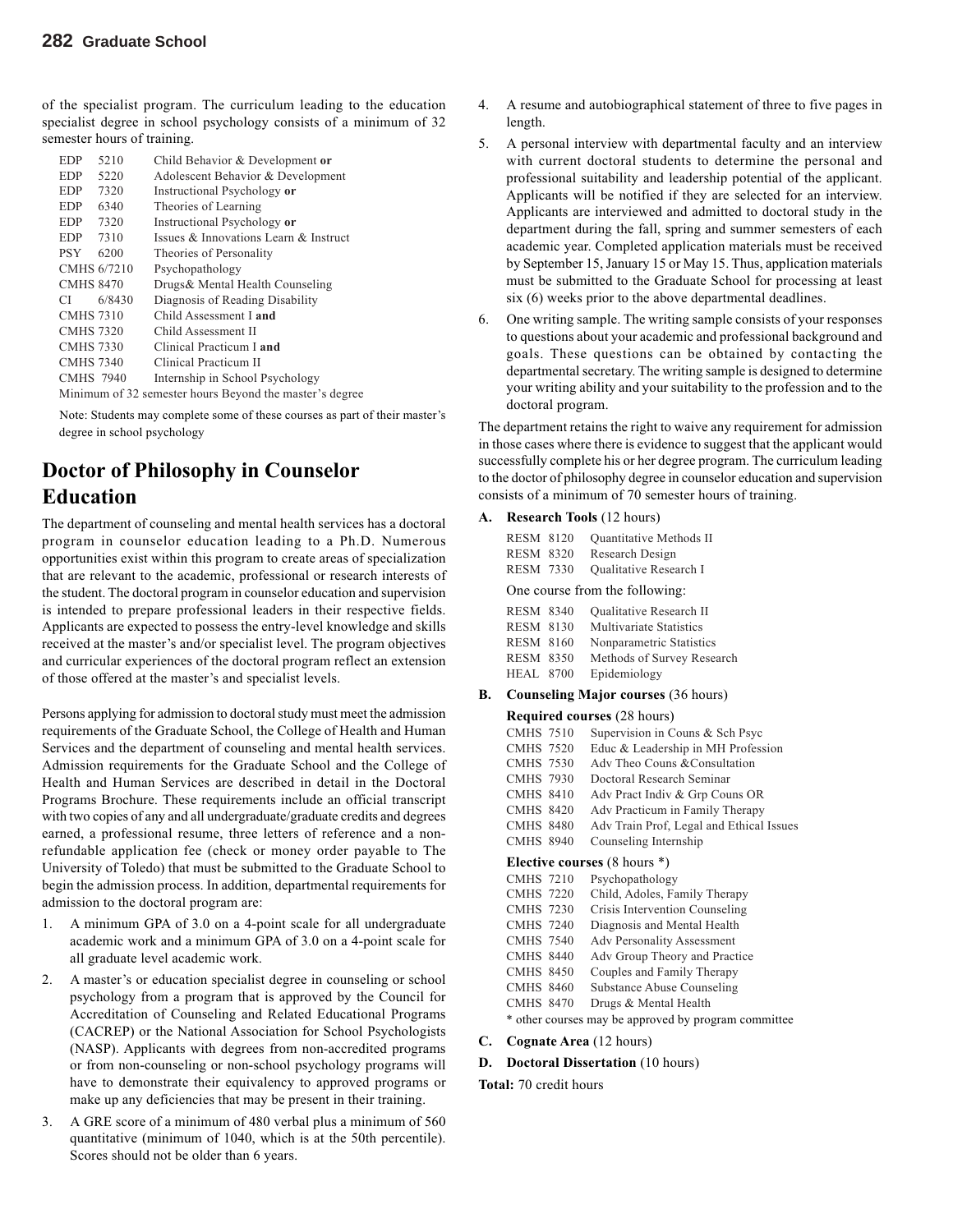of the specialist program. The curriculum leading to the education specialist degree in school psychology consists of a minimum of 32 semester hours of training.

| | | |
|---|---|---|
| EDP | 5210 | Child Behavior & Development **or** |
| EDP | 5220 | Adolescent Behavior & Development |
| EDP | 7320 | Instructional Psychology **or** |
| EDP | 6340 | Theories of Learning |
| EDP | 7320 | Instructional Psychology **or** |
| EDP | 7310 | Issues & Innovations Learn & Instruct |
| PSY | 6200 | Theories of Personality |
| CMHS | 6/7210 | Psychopathology |
| CMHS | 8470 | Drugs& Mental Health Counseling |
| CI | 6/8430 | Diagnosis of Reading Disability |
| CMHS | 7310 | Child Assessment I **and** |
| CMHS | 7320 | Child Assessment II |
| CMHS | 7330 | Clinical Practicum I **and** |
| CMHS | 7340 | Clinical Practicum II |
| CMHS | 7940 | Internship in School Psychology |

Minimum of 32 semester hours Beyond the master's degree

Note: Students may complete some of these courses as part of their master's degree in school psychology

## Doctor of Philosophy in Counselor Education

The department of counseling and mental health services has a doctoral program in counselor education leading to a Ph.D. Numerous opportunities exist within this program to create areas of specialization that are relevant to the academic, professional or research interests of the student. The doctoral program in counselor education and supervision is intended to prepare professional leaders in their respective fields. Applicants are expected to possess the entry-level knowledge and skills received at the master's and/or specialist level. The program objectives and curricular experiences of the doctoral program reflect an extension of those offered at the master's and specialist levels.

Persons applying for admission to doctoral study must meet the admission requirements of the Graduate School, the College of Health and Human Services and the department of counseling and mental health services. Admission requirements for the Graduate School and the College of Health and Human Services are described in detail in the Doctoral Programs Brochure. These requirements include an official transcript with two copies of any and all undergraduate/graduate credits and degrees earned, a professional resume, three letters of reference and a non-refundable application fee (check or money order payable to The University of Toledo) that must be submitted to the Graduate School to begin the admission process. In addition, departmental requirements for admission to the doctoral program are:

1. A minimum GPA of 3.0 on a 4-point scale for all undergraduate academic work and a minimum GPA of 3.0 on a 4-point scale for all graduate level academic work.
2. A master's or education specialist degree in counseling or school psychology from a program that is approved by the Council for Accreditation of Counseling and Related Educational Programs (CACREP) or the National Association for School Psychologists (NASP). Applicants with degrees from non-accredited programs or from non-counseling or non-school psychology programs will have to demonstrate their equivalency to approved programs or make up any deficiencies that may be present in their training.
3. A GRE score of a minimum of 480 verbal plus a minimum of 560 quantitative (minimum of 1040, which is at the 50th percentile). Scores should not be older than 6 years.
4. A resume and autobiographical statement of three to five pages in length.
5. A personal interview with departmental faculty and an interview with current doctoral students to determine the personal and professional suitability and leadership potential of the applicant. Applicants will be notified if they are selected for an interview. Applicants are interviewed and admitted to doctoral study in the department during the fall, spring and summer semesters of each academic year. Completed application materials must be received by September 15, January 15 or May 15. Thus, application materials must be submitted to the Graduate School for processing at least six (6) weeks prior to the above departmental deadlines.
6. One writing sample. The writing sample consists of your responses to questions about your academic and professional background and goals. These questions can be obtained by contacting the departmental secretary. The writing sample is designed to determine your writing ability and your suitability to the profession and to the doctoral program.

The department retains the right to waive any requirement for admission in those cases where there is evidence to suggest that the applicant would successfully complete his or her degree program. The curriculum leading to the doctor of philosophy degree in counselor education and supervision consists of a minimum of 70 semester hours of training.

**A. Research Tools** (12 hours)

| | | |
|---|---|---|
| RESM | 8120 | Quantitative Methods II |
| RESM | 8320 | Research Design |
| RESM | 7330 | Qualitative Research I |

One course from the following:

| | | |
|---|---|---|
| RESM | 8340 | Qualitative Research II |
| RESM | 8130 | Multivariate Statistics |
| RESM | 8160 | Nonparametric Statistics |
| RESM | 8350 | Methods of Survey Research |
| HEAL | 8700 | Epidemiology |

**B. Counseling Major courses** (36 hours)

**Required courses** (28 hours)

| | | |
|---|---|---|
| CMHS | 7510 | Supervision in Couns & Sch Psyc |
| CMHS | 7520 | Educ & Leadership in MH Profession |
| CMHS | 7530 | Adv Theo Couns &Consultation |
| CMHS | 7930 | Doctoral Research Seminar |
| CMHS | 8410 | Adv Pract Indiv & Grp Couns OR |
| CMHS | 8420 | Adv Practicum in Family Therapy |
| CMHS | 8480 | Adv Train Prof, Legal and Ethical Issues |
| CMHS | 8940 | Counseling Internship |

**Elective courses** (8 hours *)

| | | |
|---|---|---|
| CMHS | 7210 | Psychopathology |
| CMHS | 7220 | Child, Adoles, Family Therapy |
| CMHS | 7230 | Crisis Intervention Counseling |
| CMHS | 7240 | Diagnosis and Mental Health |
| CMHS | 7540 | Adv Personality Assessment |
| CMHS | 8440 | Adv Group Theory and Practice |
| CMHS | 8450 | Couples and Family Therapy |
| CMHS | 8460 | Substance Abuse Counseling |
| CMHS | 8470 | Drugs & Mental Health |

* other courses may be approved by program committee

**C. Cognate Area** (12 hours)

**D. Doctoral Dissertation** (10 hours)

**Total:** 70 credit hours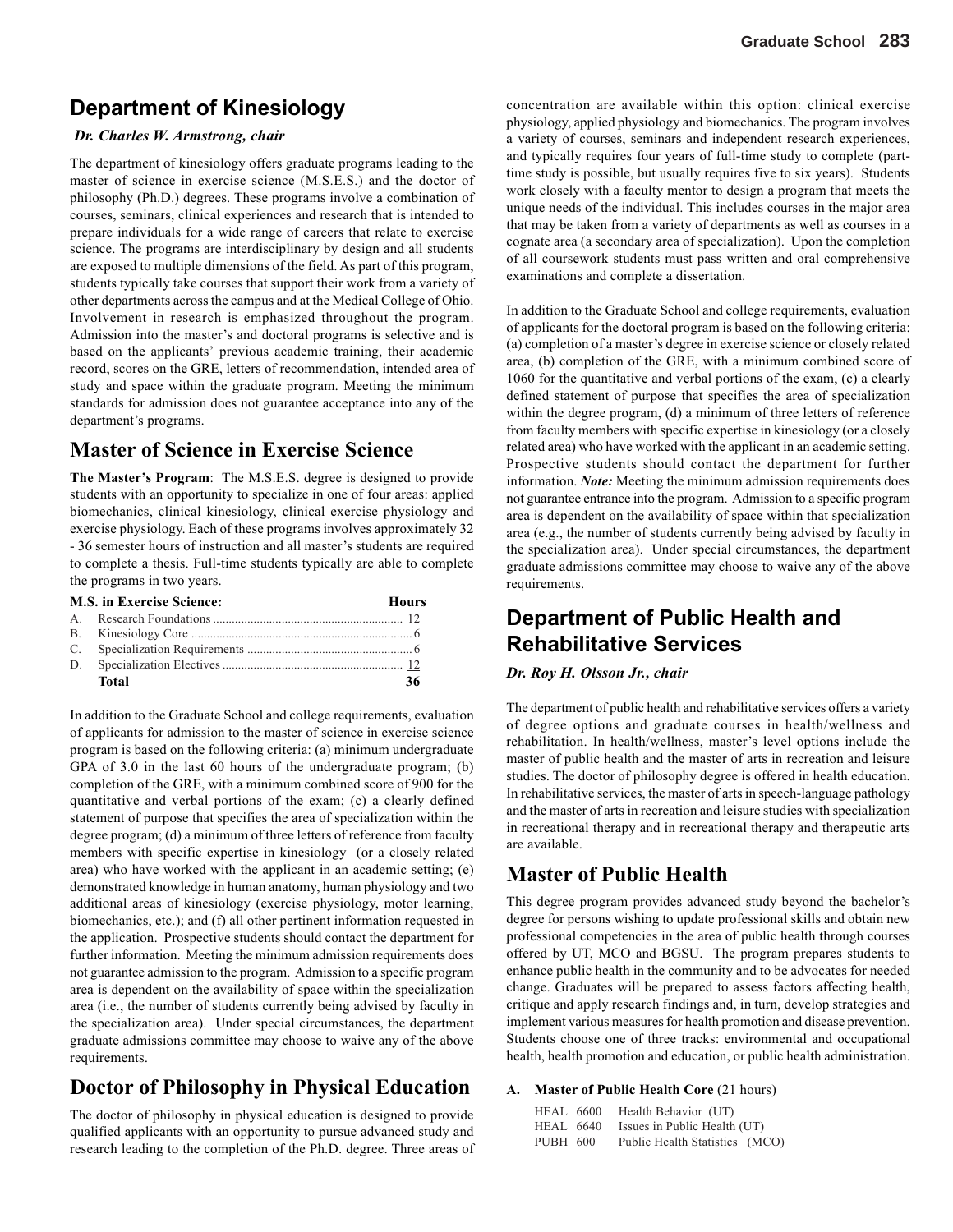## Department of Kinesiology

***Dr. Charles W. Armstrong, chair***

The department of kinesiology offers graduate programs leading to the master of science in exercise science (M.S.E.S.) and the doctor of philosophy (Ph.D.) degrees. These programs involve a combination of courses, seminars, clinical experiences and research that is intended to prepare individuals for a wide range of careers that relate to exercise science. The programs are interdisciplinary by design and all students are exposed to multiple dimensions of the field. As part of this program, students typically take courses that support their work from a variety of other departments across the campus and at the Medical College of Ohio. Involvement in research is emphasized throughout the program. Admission into the master's and doctoral programs is selective and is based on the applicants' previous academic training, their academic record, scores on the GRE, letters of recommendation, intended area of study and space within the graduate program. Meeting the minimum standards for admission does not guarantee acceptance into any of the department's programs.

## Master of Science in Exercise Science

**The Master's Program**: The M.S.E.S. degree is designed to provide students with an opportunity to specialize in one of four areas: applied biomechanics, clinical kinesiology, clinical exercise physiology and exercise physiology. Each of these programs involves approximately 32 - 36 semester hours of instruction and all master's students are required to complete a thesis. Full-time students typically are able to complete the programs in two years.

| M.S. in Exercise Science: | Hours |
|---|---|
| A. Research Foundations | 12 |
| B. Kinesiology Core | 6 |
| C. Specialization Requirements | 6 |
| D. Specialization Electives | 12 |
| **Total** | **36** |

In addition to the Graduate School and college requirements, evaluation of applicants for admission to the master of science in exercise science program is based on the following criteria: (a) minimum undergraduate GPA of 3.0 in the last 60 hours of the undergraduate program; (b) completion of the GRE, with a minimum combined score of 900 for the quantitative and verbal portions of the exam; (c) a clearly defined statement of purpose that specifies the area of specialization within the degree program; (d) a minimum of three letters of reference from faculty members with specific expertise in kinesiology (or a closely related area) who have worked with the applicant in an academic setting; (e) demonstrated knowledge in human anatomy, human physiology and two additional areas of kinesiology (exercise physiology, motor learning, biomechanics, etc.); and (f) all other pertinent information requested in the application. Prospective students should contact the department for further information. Meeting the minimum admission requirements does not guarantee admission to the program. Admission to a specific program area is dependent on the availability of space within the specialization area (i.e., the number of students currently being advised by faculty in the specialization area). Under special circumstances, the department graduate admissions committee may choose to waive any of the above requirements.

## Doctor of Philosophy in Physical Education

The doctor of philosophy in physical education is designed to provide qualified applicants with an opportunity to pursue advanced study and research leading to the completion of the Ph.D. degree. Three areas of concentration are available within this option: clinical exercise physiology, applied physiology and biomechanics. The program involves a variety of courses, seminars and independent research experiences, and typically requires four years of full-time study to complete (part-time study is possible, but usually requires five to six years). Students work closely with a faculty mentor to design a program that meets the unique needs of the individual. This includes courses in the major area that may be taken from a variety of departments as well as courses in a cognate area (a secondary area of specialization). Upon the completion of all coursework students must pass written and oral comprehensive examinations and complete a dissertation.

In addition to the Graduate School and college requirements, evaluation of applicants for the doctoral program is based on the following criteria: (a) completion of a master's degree in exercise science or closely related area, (b) completion of the GRE, with a minimum combined score of 1060 for the quantitative and verbal portions of the exam, (c) a clearly defined statement of purpose that specifies the area of specialization within the degree program, (d) a minimum of three letters of reference from faculty members with specific expertise in kinesiology (or a closely related area) who have worked with the applicant in an academic setting. Prospective students should contact the department for further information. ***Note:*** Meeting the minimum admission requirements does not guarantee entrance into the program. Admission to a specific program area is dependent on the availability of space within that specialization area (e.g., the number of students currently being advised by faculty in the specialization area). Under special circumstances, the department graduate admissions committee may choose to waive any of the above requirements.

## Department of Public Health and Rehabilitative Services

***Dr. Roy H. Olsson Jr., chair***

The department of public health and rehabilitative services offers a variety of degree options and graduate courses in health/wellness and rehabilitation. In health/wellness, master's level options include the master of public health and the master of arts in recreation and leisure studies. The doctor of philosophy degree is offered in health education. In rehabilitative services, the master of arts in speech-language pathology and the master of arts in recreation and leisure studies with specialization in recreational therapy and in recreational therapy and therapeutic arts are available.

## Master of Public Health

This degree program provides advanced study beyond the bachelor's degree for persons wishing to update professional skills and obtain new professional competencies in the area of public health through courses offered by UT, MCO and BGSU. The program prepares students to enhance public health in the community and to be advocates for needed change. Graduates will be prepared to assess factors affecting health, critique and apply research findings and, in turn, develop strategies and implement various measures for health promotion and disease prevention. Students choose one of three tracks: environmental and occupational health, health promotion and education, or public health administration.

**A. Master of Public Health Core** (21 hours)

- HEAL 6600 Health Behavior (UT)
- HEAL 6640 Issues in Public Health (UT)
- PUBH 600 Public Health Statistics (MCO)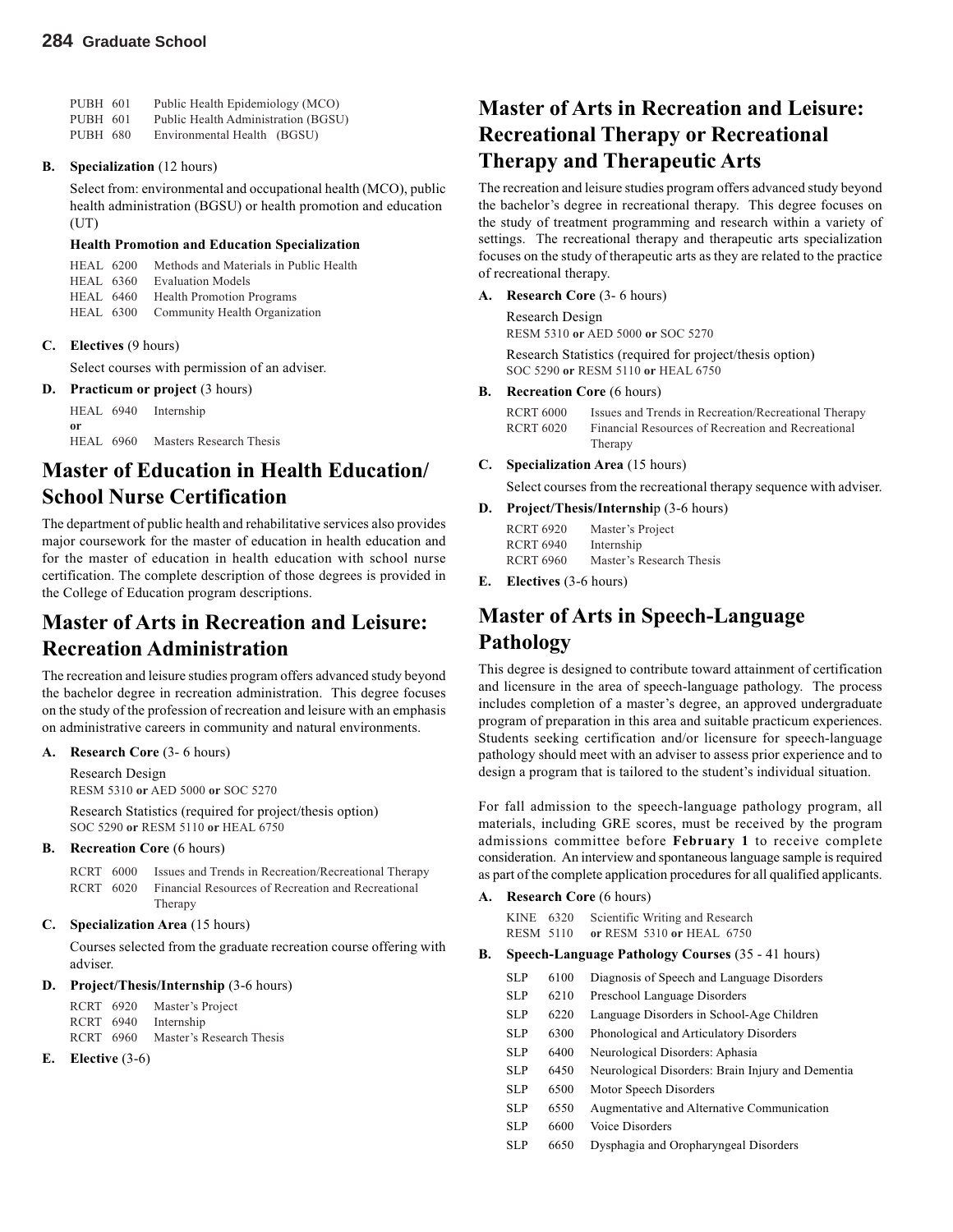| | | |
|---|---|---|
| PUBH | 601 | Public Health Epidemiology (MCO) |
| PUBH | 601 | Public Health Administration (BGSU) |
| PUBH | 680 | Environmental Health (BGSU) |

**B. Specialization** (12 hours)

Select from: environmental and occupational health (MCO), public health administration (BGSU) or health promotion and education (UT)

**Health Promotion and Education Specialization**

| | | |
|---|---|---|
| HEAL | 6200 | Methods and Materials in Public Health |
| HEAL | 6360 | Evaluation Models |
| HEAL | 6460 | Health Promotion Programs |
| HEAL | 6300 | Community Health Organization |

**C. Electives** (9 hours)

Select courses with permission of an adviser.

**D. Practicum or project** (3 hours)

HEAL 6940 Internship
**or**
HEAL 6960 Masters Research Thesis

## Master of Education in Health Education/ School Nurse Certification

The department of public health and rehabilitative services also provides major coursework for the master of education in health education and for the master of education in health education with school nurse certification. The complete description of those degrees is provided in the College of Education program descriptions.

## Master of Arts in Recreation and Leisure: Recreation Administration

The recreation and leisure studies program offers advanced study beyond the bachelor degree in recreation administration. This degree focuses on the study of the profession of recreation and leisure with an emphasis on administrative careers in community and natural environments.

**A. Research Core** (3- 6 hours)

Research Design
RESM 5310 **or** AED 5000 **or** SOC 5270

Research Statistics (required for project/thesis option)
SOC 5290 **or** RESM 5110 **or** HEAL 6750

**B. Recreation Core** (6 hours)

| | | |
|---|---|---|
| RCRT | 6000 | Issues and Trends in Recreation/Recreational Therapy |
| RCRT | 6020 | Financial Resources of Recreation and Recreational Therapy |

**C. Specialization Area** (15 hours)

Courses selected from the graduate recreation course offering with adviser.

**D. Project/Thesis/Internship** (3-6 hours)

| | | |
|---|---|---|
| RCRT | 6920 | Master's Project |
| RCRT | 6940 | Internship |
| RCRT | 6960 | Master's Research Thesis |

**E. Elective** (3-6)

## Master of Arts in Recreation and Leisure: Recreational Therapy or Recreational Therapy and Therapeutic Arts

The recreation and leisure studies program offers advanced study beyond the bachelor's degree in recreational therapy. This degree focuses on the study of treatment programming and research within a variety of settings. The recreational therapy and therapeutic arts specialization focuses on the study of therapeutic arts as they are related to the practice of recreational therapy.

**A. Research Core** (3- 6 hours)

Research Design
RESM 5310 **or** AED 5000 **or** SOC 5270

Research Statistics (required for project/thesis option)
SOC 5290 **or** RESM 5110 **or** HEAL 6750

**B. Recreation Core** (6 hours)

| | |
|---|---|
| RCRT 6000 | Issues and Trends in Recreation/Recreational Therapy |
| RCRT 6020 | Financial Resources of Recreation and Recreational Therapy |

**C. Specialization Area** (15 hours)

Select courses from the recreational therapy sequence with adviser.

**D. Project/Thesis/Internship** (3-6 hours)

| | |
|---|---|
| RCRT 6920 | Master's Project |
| RCRT 6940 | Internship |
| RCRT 6960 | Master's Research Thesis |

**E. Electives** (3-6 hours)

## Master of Arts in Speech-Language Pathology

This degree is designed to contribute toward attainment of certification and licensure in the area of speech-language pathology. The process includes completion of a master's degree, an approved undergraduate program of preparation in this area and suitable practicum experiences. Students seeking certification and/or licensure for speech-language pathology should meet with an adviser to assess prior experience and to design a program that is tailored to the student's individual situation.

For fall admission to the speech-language pathology program, all materials, including GRE scores, must be received by the program admissions committee before **February 1** to receive complete consideration. An interview and spontaneous language sample is required as part of the complete application procedures for all qualified applicants.

**A. Research Core** (6 hours)

| | | |
|---|---|---|
| KINE | 6320 | Scientific Writing and Research |
| RESM | 5110 | **or** RESM 5310 **or** HEAL 6750 |

**B. Speech-Language Pathology Courses** (35 - 41 hours)

| | | |
|---|---|---|
| SLP | 6100 | Diagnosis of Speech and Language Disorders |
| SLP | 6210 | Preschool Language Disorders |
| SLP | 6220 | Language Disorders in School-Age Children |
| SLP | 6300 | Phonological and Articulatory Disorders |
| SLP | 6400 | Neurological Disorders: Aphasia |
| SLP | 6450 | Neurological Disorders: Brain Injury and Dementia |
| SLP | 6500 | Motor Speech Disorders |
| SLP | 6550 | Augmentative and Alternative Communication |
| SLP | 6600 | Voice Disorders |
| SLP | 6650 | Dysphagia and Oropharyngeal Disorders |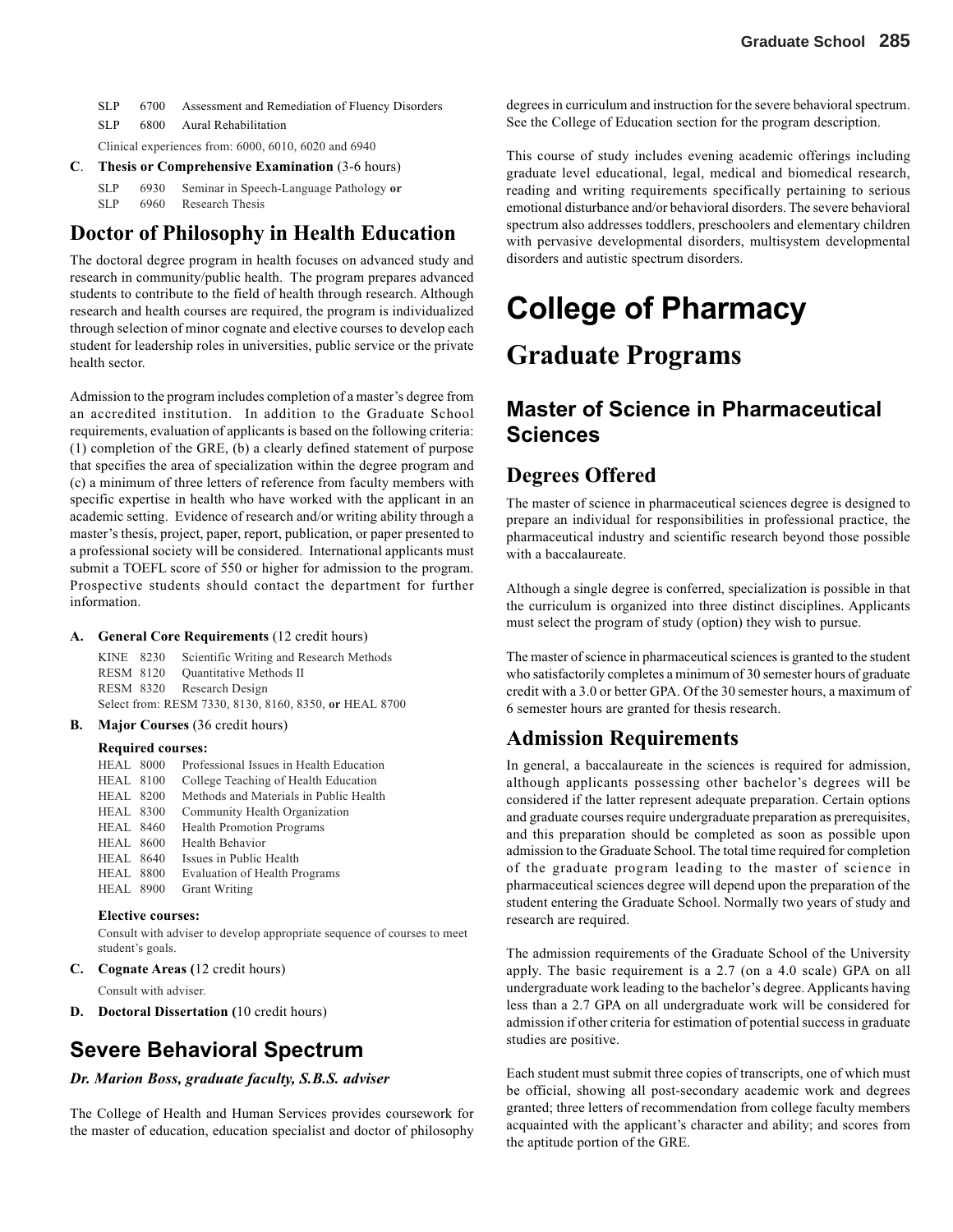SLP 6700 Assessment and Remediation of Fluency Disorders

SLP 6800 Aural Rehabilitation

Clinical experiences from: 6000, 6010, 6020 and 6940

**C. Thesis or Comprehensive Examination** (3-6 hours)

SLP 6930 Seminar in Speech-Language Pathology **or**
SLP 6960 Research Thesis

## Doctor of Philosophy in Health Education

The doctoral degree program in health focuses on advanced study and research in community/public health. The program prepares advanced students to contribute to the field of health through research. Although research and health courses are required, the program is individualized through selection of minor cognate and elective courses to develop each student for leadership roles in universities, public service or the private health sector.

Admission to the program includes completion of a master's degree from an accredited institution. In addition to the Graduate School requirements, evaluation of applicants is based on the following criteria: (1) completion of the GRE, (b) a clearly defined statement of purpose that specifies the area of specialization within the degree program and (c) a minimum of three letters of reference from faculty members with specific expertise in health who have worked with the applicant in an academic setting. Evidence of research and/or writing ability through a master's thesis, project, paper, report, publication, or paper presented to a professional society will be considered. International applicants must submit a TOEFL score of 550 or higher for admission to the program. Prospective students should contact the department for further information.

**A. General Core Requirements** (12 credit hours)

KINE 8230 Scientific Writing and Research Methods
RESM 8120 Quantitative Methods II
RESM 8320 Research Design
Select from: RESM 7330, 8130, 8160, 8350, **or** HEAL 8700

**B. Major Courses** (36 credit hours)

**Required courses:**

HEAL 8000 Professional Issues in Health Education
HEAL 8100 College Teaching of Health Education
HEAL 8200 Methods and Materials in Public Health
HEAL 8300 Community Health Organization
HEAL 8460 Health Promotion Programs
HEAL 8600 Health Behavior
HEAL 8640 Issues in Public Health
HEAL 8800 Evaluation of Health Programs
HEAL 8900 Grant Writing

**Elective courses:**

Consult with adviser to develop appropriate sequence of courses to meet student's goals.

**C. Cognate Areas (**12 credit hours)

Consult with adviser.

**D. Doctoral Dissertation (**10 credit hours)

## Severe Behavioral Spectrum

***Dr. Marion Boss, graduate faculty, S.B.S. adviser***

The College of Health and Human Services provides coursework for the master of education, education specialist and doctor of philosophy degrees in curriculum and instruction for the severe behavioral spectrum. See the College of Education section for the program description.

This course of study includes evening academic offerings including graduate level educational, legal, medical and biomedical research, reading and writing requirements specifically pertaining to serious emotional disturbance and/or behavioral disorders. The severe behavioral spectrum also addresses toddlers, preschoolers and elementary children with pervasive developmental disorders, multisystem developmental disorders and autistic spectrum disorders.

# College of Pharmacy

# Graduate Programs

## Master of Science in Pharmaceutical Sciences

### Degrees Offered

The master of science in pharmaceutical sciences degree is designed to prepare an individual for responsibilities in professional practice, the pharmaceutical industry and scientific research beyond those possible with a baccalaureate.

Although a single degree is conferred, specialization is possible in that the curriculum is organized into three distinct disciplines. Applicants must select the program of study (option) they wish to pursue.

The master of science in pharmaceutical sciences is granted to the student who satisfactorily completes a minimum of 30 semester hours of graduate credit with a 3.0 or better GPA. Of the 30 semester hours, a maximum of 6 semester hours are granted for thesis research.

### Admission Requirements

In general, a baccalaureate in the sciences is required for admission, although applicants possessing other bachelor's degrees will be considered if the latter represent adequate preparation. Certain options and graduate courses require undergraduate preparation as prerequisites, and this preparation should be completed as soon as possible upon admission to the Graduate School. The total time required for completion of the graduate program leading to the master of science in pharmaceutical sciences degree will depend upon the preparation of the student entering the Graduate School. Normally two years of study and research are required.

The admission requirements of the Graduate School of the University apply. The basic requirement is a 2.7 (on a 4.0 scale) GPA on all undergraduate work leading to the bachelor's degree. Applicants having less than a 2.7 GPA on all undergraduate work will be considered for admission if other criteria for estimation of potential success in graduate studies are positive.

Each student must submit three copies of transcripts, one of which must be official, showing all post-secondary academic work and degrees granted; three letters of recommendation from college faculty members acquainted with the applicant's character and ability; and scores from the aptitude portion of the GRE.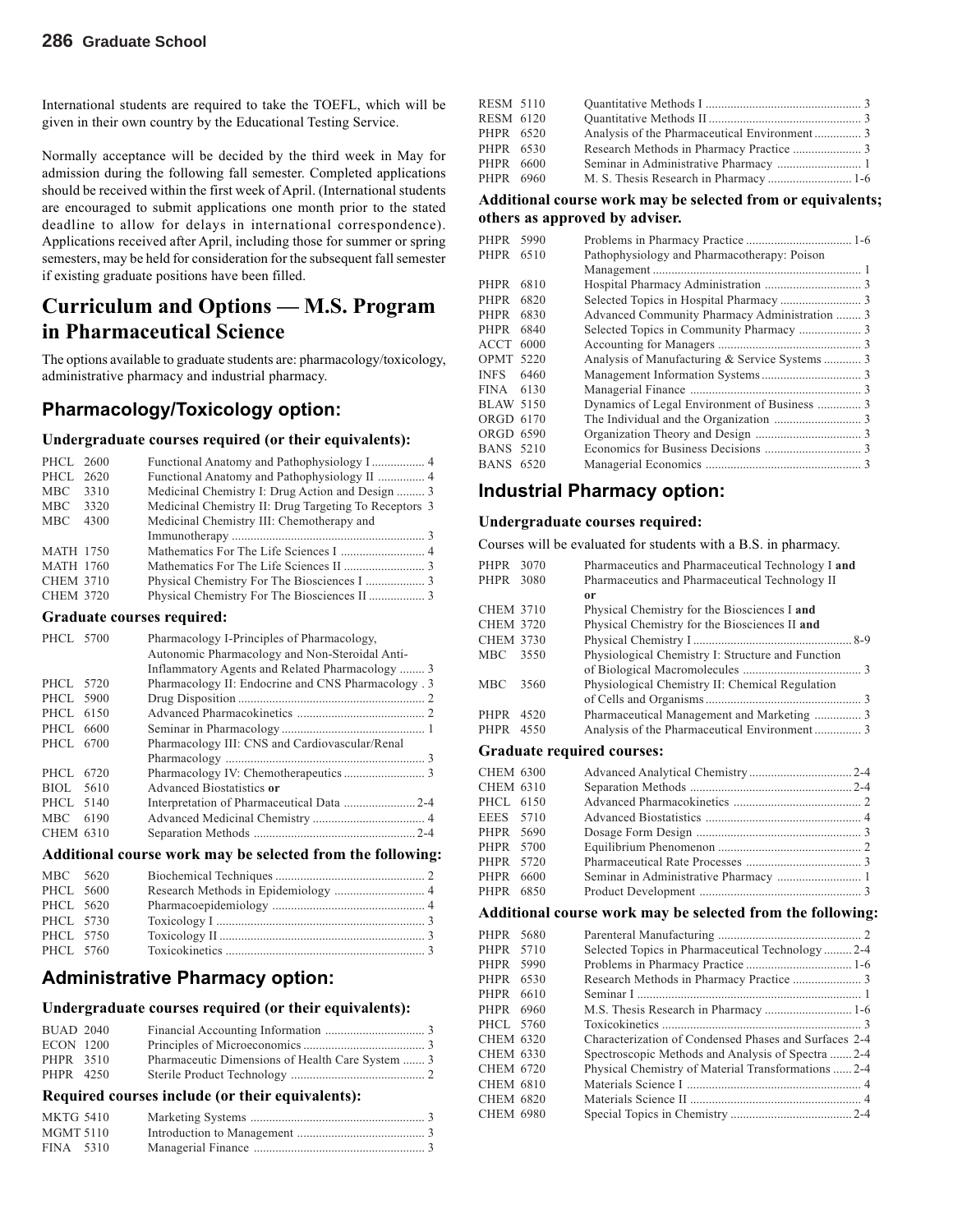International students are required to take the TOEFL, which will be given in their own country by the Educational Testing Service.

Normally acceptance will be decided by the third week in May for admission during the following fall semester. Completed applications should be received within the first week of April. (International students are encouraged to submit applications one month prior to the stated deadline to allow for delays in international correspondence). Applications received after April, including those for summer or spring semesters, may be held for consideration for the subsequent fall semester if existing graduate positions have been filled.

# Curriculum and Options — M.S. Program in Pharmaceutical Science

The options available to graduate students are: pharmacology/toxicology, administrative pharmacy and industrial pharmacy.

## Pharmacology/Toxicology option:

### Undergraduate courses required (or their equivalents):

| Course | Title | Hours |
|---|---|---|
| PHCL 2600 | Functional Anatomy and Pathophysiology I | 4 |
| PHCL 2620 | Functional Anatomy and Pathophysiology II | 4 |
| MBC 3310 | Medicinal Chemistry I: Drug Action and Design | 3 |
| MBC 3320 | Medicinal Chemistry II: Drug Targeting To Receptors | 3 |
| MBC 4300 | Medicinal Chemistry III: Chemotherapy and Immunotherapy | 3 |
| MATH 1750 | Mathematics For The Life Sciences I | 4 |
| MATH 1760 | Mathematics For The Life Sciences II | 3 |
| CHEM 3710 | Physical Chemistry For The Biosciences I | 3 |
| CHEM 3720 | Physical Chemistry For The Biosciences II | 3 |

### Graduate courses required:

| Course | Title | Hours |
|---|---|---|
| PHCL 5700 | Pharmacology I-Principles of Pharmacology, Autonomic Pharmacology and Non-Steroidal Anti-Inflammatory Agents and Related Pharmacology | 3 |
| PHCL 5720 | Pharmacology II: Endocrine and CNS Pharmacology | 3 |
| PHCL 5900 | Drug Disposition | 2 |
| PHCL 6150 | Advanced Pharmacokinetics | 2 |
| PHCL 6600 | Seminar in Pharmacology | 1 |
| PHCL 6700 | Pharmacology III: CNS and Cardiovascular/Renal Pharmacology | 3 |
| PHCL 6720 | Pharmacology IV: Chemotherapeutics | 3 |
| BIOL 5610 | Advanced Biostatistics **or** | |
| PHCL 5140 | Interpretation of Pharmaceutical Data | 2-4 |
| MBC 6190 | Advanced Medicinal Chemistry | 4 |
| CHEM 6310 | Separation Methods | 2-4 |

### Additional course work may be selected from the following:

| Course | Title | Hours |
|---|---|---|
| MBC 5620 | Biochemical Techniques | 2 |
| PHCL 5600 | Research Methods in Epidemiology | 4 |
| PHCL 5620 | Pharmacoepidemiology | 4 |
| PHCL 5730 | Toxicology I | 3 |
| PHCL 5750 | Toxicology II | 3 |
| PHCL 5760 | Toxicokinetics | 3 |

## Administrative Pharmacy option:

### Undergraduate courses required (or their equivalents):

| Course | Title | Hours |
|---|---|---|
| BUAD 2040 | Financial Accounting Information | 3 |
| ECON 1200 | Principles of Microeconomics | 3 |
| PHPR 3510 | Pharmaceutic Dimensions of Health Care System | 3 |
| PHPR 4250 | Sterile Product Technology | 2 |

### Required courses include (or their equivalents):

| Course | Title | Hours |
|---|---|---|
| MKTG 5410 | Marketing Systems | 3 |
| MGMT 5110 | Introduction to Management | 3 |
| FINA 5310 | Managerial Finance | 3 |
| RESM 5110 | Quantitative Methods I | 3 |
| RESM 6120 | Quantitative Methods II | 3 |
| PHPR 6520 | Analysis of the Pharmaceutical Environment | 3 |
| PHPR 6530 | Research Methods in Pharmacy Practice | 3 |
| PHPR 6600 | Seminar in Administrative Pharmacy | 1 |
| PHPR 6960 | M. S. Thesis Research in Pharmacy | 1-6 |

### Additional course work may be selected from or equivalents; others as approved by adviser.

| Course | Title | Hours |
|---|---|---|
| PHPR 5990 | Problems in Pharmacy Practice | 1-6 |
| PHPR 6510 | Pathophysiology and Pharmacotherapy: Poison Management | 1 |
| PHPR 6810 | Hospital Pharmacy Administration | 3 |
| PHPR 6820 | Selected Topics in Hospital Pharmacy | 3 |
| PHPR 6830 | Advanced Community Pharmacy Administration | 3 |
| PHPR 6840 | Selected Topics in Community Pharmacy | 3 |
| ACCT 6000 | Accounting for Managers | 3 |
| OPMT 5220 | Analysis of Manufacturing & Service Systems | 3 |
| INFS 6460 | Management Information Systems | 3 |
| FINA 6130 | Managerial Finance | 3 |
| BLAW 5150 | Dynamics of Legal Environment of Business | 3 |
| ORGD 6170 | The Individual and the Organization | 3 |
| ORGD 6590 | Organization Theory and Design | 3 |
| BANS 5210 | Economics for Business Decisions | 3 |
| BANS 6520 | Managerial Economics | 3 |

## Industrial Pharmacy option:

### Undergraduate courses required:

Courses will be evaluated for students with a B.S. in pharmacy.

| Course | Title | Hours |
|---|---|---|
| PHPR 3070 | Pharmaceutics and Pharmaceutical Technology I **and** | |
| PHPR 3080 | Pharmaceutics and Pharmaceutical Technology II **or** | |
| CHEM 3710 | Physical Chemistry for the Biosciences I **and** | |
| CHEM 3720 | Physical Chemistry for the Biosciences II **and** | |
| CHEM 3730 | Physical Chemistry I | 8-9 |
| MBC 3550 | Physiological Chemistry I: Structure and Function of Biological Macromolecules | 3 |
| MBC 3560 | Physiological Chemistry II: Chemical Regulation of Cells and Organisms | 3 |
| PHPR 4520 | Pharmaceutical Management and Marketing | 3 |
| PHPR 4550 | Analysis of the Pharmaceutical Environment | 3 |

### Graduate required courses:

| Course | Title | Hours |
|---|---|---|
| CHEM 6300 | Advanced Analytical Chemistry | 2-4 |
| CHEM 6310 | Separation Methods | 2-4 |
| PHCL 6150 | Advanced Pharmacokinetics | 2 |
| EEES 5710 | Advanced Biostatistics | 4 |
| PHPR 5690 | Dosage Form Design | 3 |
| PHPR 5700 | Equilibrium Phenomenon | 2 |
| PHPR 5720 | Pharmaceutical Rate Processes | 3 |
| PHPR 6600 | Seminar in Administrative Pharmacy | 1 |
| PHPR 6850 | Product Development | 3 |

### Additional course work may be selected from the following:

| Course | Title | Hours |
|---|---|---|
| PHPR 5680 | Parenteral Manufacturing | 2 |
| PHPR 5710 | Selected Topics in Pharmaceutical Technology | 2-4 |
| PHPR 5990 | Problems in Pharmacy Practice | 1-6 |
| PHPR 6530 | Research Methods in Pharmacy Practice | 3 |
| PHPR 6610 | Seminar I | 1 |
| PHPR 6960 | M.S. Thesis Research in Pharmacy | 1-6 |
| PHCL 5760 | Toxicokinetics | 3 |
| CHEM 6320 | Characterization of Condensed Phases and Surfaces | 2-4 |
| CHEM 6330 | Spectroscopic Methods and Analysis of Spectra | 2-4 |
| CHEM 6720 | Physical Chemistry of Material Transformations | 2-4 |
| CHEM 6810 | Materials Science I | 4 |
| CHEM 6820 | Materials Science II | 4 |
| CHEM 6980 | Special Topics in Chemistry | 2-4 |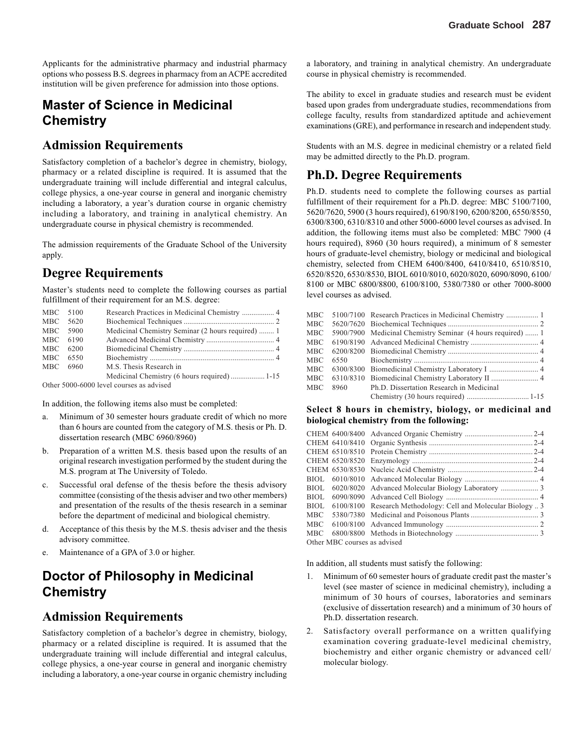Applicants for the administrative pharmacy and industrial pharmacy options who possess B.S. degrees in pharmacy from an ACPE accredited institution will be given preference for admission into those options.

# Master of Science in Medicinal Chemistry

## Admission Requirements

Satisfactory completion of a bachelor's degree in chemistry, biology, pharmacy or a related discipline is required. It is assumed that the undergraduate training will include differential and integral calculus, college physics, a one-year course in general and inorganic chemistry including a laboratory, a year's duration course in organic chemistry including a laboratory, and training in analytical chemistry. An undergraduate course in physical chemistry is recommended.

The admission requirements of the Graduate School of the University apply.

## Degree Requirements

Master's students need to complete the following courses as partial fulfillment of their requirement for an M.S. degree:

| | | | |
|---|---|---|---|
| MBC | 5100 | Research Practices in Medicinal Chemistry | 4 |
| MBC | 5620 | Biochemical Techniques | 2 |
| MBC | 5900 | Medicinal Chemistry Seminar (2 hours required) | 1 |
| MBC | 6190 | Advanced Medicinal Chemistry | 4 |
| MBC | 6200 | Biomedicinal Chemistry | 4 |
| MBC | 6550 | Biochemistry | 4 |
| MBC | 6960 | M.S. Thesis Research in Medicinal Chemistry (6 hours required) | 1-15 |

Other 5000-6000 level courses as advised

In addition, the following items also must be completed:

a. Minimum of 30 semester hours graduate credit of which no more than 6 hours are counted from the category of M.S. thesis or Ph. D. dissertation research (MBC 6960/8960)

b. Preparation of a written M.S. thesis based upon the results of an original research investigation performed by the student during the M.S. program at The University of Toledo.

c. Successful oral defense of the thesis before the thesis advisory committee (consisting of the thesis adviser and two other members) and presentation of the results of the thesis research in a seminar before the department of medicinal and biological chemistry.

d. Acceptance of this thesis by the M.S. thesis adviser and the thesis advisory committee.

e. Maintenance of a GPA of 3.0 or higher.

# Doctor of Philosophy in Medicinal Chemistry

## Admission Requirements

Satisfactory completion of a bachelor's degree in chemistry, biology, pharmacy or a related discipline is required. It is assumed that the undergraduate training will include differential and integral calculus, college physics, a one-year course in general and inorganic chemistry including a laboratory, a one-year course in organic chemistry including a laboratory, and training in analytical chemistry. An undergraduate course in physical chemistry is recommended.

The ability to excel in graduate studies and research must be evident based upon grades from undergraduate studies, recommendations from college faculty, results from standardized aptitude and achievement examinations (GRE), and performance in research and independent study.

Students with an M.S. degree in medicinal chemistry or a related field may be admitted directly to the Ph.D. program.

## Ph.D. Degree Requirements

Ph.D. students need to complete the following courses as partial fulfillment of their requirement for a Ph.D. degree: MBC 5100/7100, 5620/7620, 5900 (3 hours required), 6190/8190, 6200/8200, 6550/8550, 6300/8300, 6310/8310 and other 5000-6000 level courses as advised. In addition, the following items must also be completed: MBC 7900 (4 hours required), 8960 (30 hours required), a minimum of 8 semester hours of graduate-level chemistry, biology or medicinal and biological chemistry, selected from CHEM 6400/8400, 6410/8410, 6510/8510, 6520/8520, 6530/8530, BIOL 6010/8010, 6020/8020, 6090/8090, 6100/8100 or MBC 6800/8800, 6100/8100, 5380/7380 or other 7000-8000 level courses as advised.

| | | | |
|---|---|---|---|
| MBC | 5100/7100 | Research Practices in Medicinal Chemistry | 1 |
| MBC | 5620/7620 | Biochemical Techniques | 2 |
| MBC | 5900/7900 | Medicinal Chemistry Seminar (4 hours required) | 1 |
| MBC | 6190/8190 | Advanced Medicinal Chemistry | 4 |
| MBC | 6200/8200 | Biomedicinal Chemistry | 4 |
| MBC | 6550 | Biochemistry | 4 |
| MBC | 6300/8300 | Biomedicinal Chemistry Laboratory I | 4 |
| MBC | 6310/8310 | Biomedicinal Chemistry Laboratory II | 4 |
| MBC | 8960 | Ph.D. Dissertation Research in Medicinal Chemistry (30 hours required) | 1-15 |

**Select 8 hours in chemistry, biology, or medicinal and biological chemistry from the following:**

| | | | |
|---|---|---|---|
| CHEM | 6400/8400 | Advanced Organic Chemistry | 2-4 |
| CHEM | 6410/8410 | Organic Synthesis | 2-4 |
| CHEM | 6510/8510 | Protein Chemistry | 2-4 |
| CHEM | 6520/8520 | Enzymology | 2-4 |
| CHEM | 6530/8530 | Nucleic Acid Chemistry | 2-4 |
| BIOL | 6010/8010 | Advanced Molecular Biology | 4 |
| BIOL | 6020/8020 | Advanced Molecular Biology Laboratory | 3 |
| BIOL | 6090/8090 | Advanced Cell Biology | 4 |
| BIOL | 6100/8100 | Research Methodology: Cell and Molecular Biology | 3 |
| MBC | 5380/7380 | Medicinal and Poisonous Plants | 3 |
| MBC | 6100/8100 | Advanced Immunology | 2 |
| MBC | 6800/8800 | Methods in Biotechnology | 3 |

Other MBC courses as advised

In addition, all students must satisfy the following:

1. Minimum of 60 semester hours of graduate credit past the master's level (see master of science in medicinal chemistry), including a minimum of 30 hours of courses, laboratories and seminars (exclusive of dissertation research) and a minimum of 30 hours of Ph.D. dissertation research.

2. Satisfactory overall performance on a written qualifying examination covering graduate-level medicinal chemistry, biochemistry and either organic chemistry or advanced cell/molecular biology.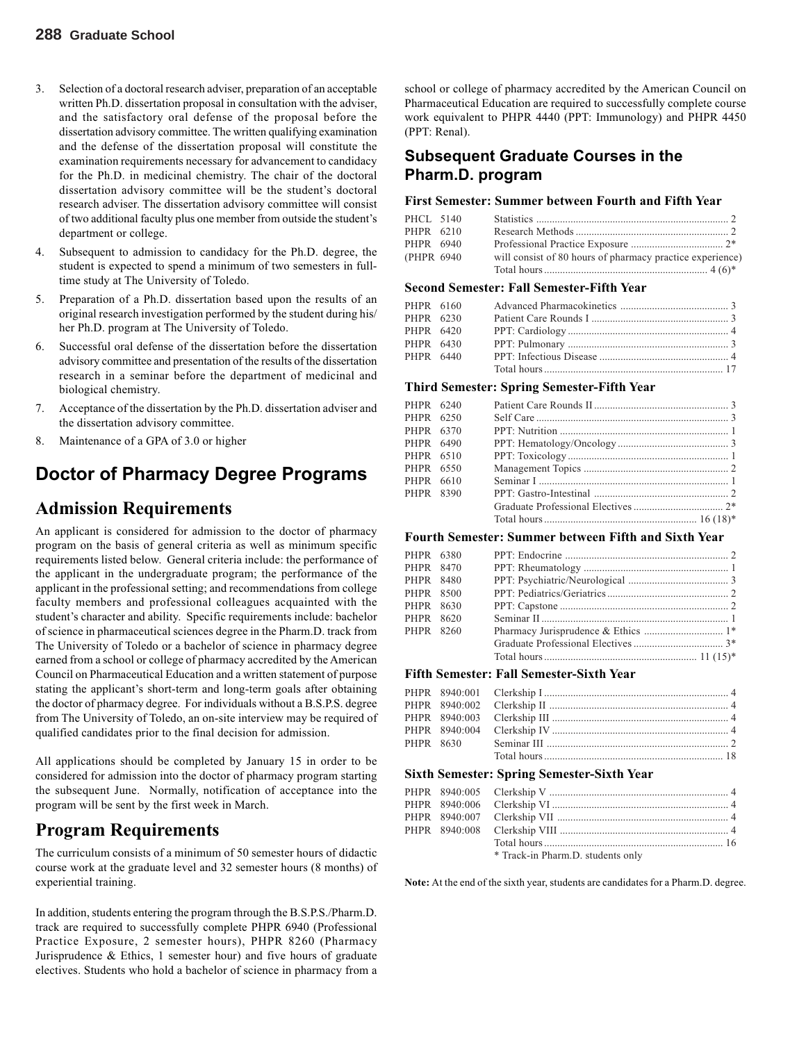3. Selection of a doctoral research adviser, preparation of an acceptable written Ph.D. dissertation proposal in consultation with the adviser, and the satisfactory oral defense of the proposal before the dissertation advisory committee. The written qualifying examination and the defense of the dissertation proposal will constitute the examination requirements necessary for advancement to candidacy for the Ph.D. in medicinal chemistry. The chair of the doctoral dissertation advisory committee will be the student's doctoral research adviser. The dissertation advisory committee will consist of two additional faculty plus one member from outside the student's department or college.
4. Subsequent to admission to candidacy for the Ph.D. degree, the student is expected to spend a minimum of two semesters in full-time study at The University of Toledo.
5. Preparation of a Ph.D. dissertation based upon the results of an original research investigation performed by the student during his/her Ph.D. program at The University of Toledo.
6. Successful oral defense of the dissertation before the dissertation advisory committee and presentation of the results of the dissertation research in a seminar before the department of medicinal and biological chemistry.
7. Acceptance of the dissertation by the Ph.D. dissertation adviser and the dissertation advisory committee.
8. Maintenance of a GPA of 3.0 or higher

## Doctor of Pharmacy Degree Programs

## Admission Requirements

An applicant is considered for admission to the doctor of pharmacy program on the basis of general criteria as well as minimum specific requirements listed below. General criteria include: the performance of the applicant in the undergraduate program; the performance of the applicant in the professional setting; and recommendations from college faculty members and professional colleagues acquainted with the student's character and ability. Specific requirements include: bachelor of science in pharmaceutical sciences degree in the Pharm.D. track from The University of Toledo or a bachelor of science in pharmacy degree earned from a school or college of pharmacy accredited by the American Council on Pharmaceutical Education and a written statement of purpose stating the applicant's short-term and long-term goals after obtaining the doctor of pharmacy degree. For individuals without a B.S.P.S. degree from The University of Toledo, an on-site interview may be required of qualified candidates prior to the final decision for admission.

All applications should be completed by January 15 in order to be considered for admission into the doctor of pharmacy program starting the subsequent June. Normally, notification of acceptance into the program will be sent by the first week in March.

## Program Requirements

The curriculum consists of a minimum of 50 semester hours of didactic course work at the graduate level and 32 semester hours (8 months) of experiential training.

In addition, students entering the program through the B.S.P.S./Pharm.D. track are required to successfully complete PHPR 6940 (Professional Practice Exposure, 2 semester hours), PHPR 8260 (Pharmacy Jurisprudence & Ethics, 1 semester hour) and five hours of graduate electives. Students who hold a bachelor of science in pharmacy from a school or college of pharmacy accredited by the American Council on Pharmaceutical Education are required to successfully complete course work equivalent to PHPR 4440 (PPT: Immunology) and PHPR 4450 (PPT: Renal).

### Subsequent Graduate Courses in the Pharm.D. program

**First Semester: Summer between Fourth and Fifth Year**

| | | |
|---|---|---|
| PHCL 5140 | Statistics | 2 |
| PHPR 6210 | Research Methods | 2 |
| PHPR 6940 | Professional Practice Exposure | 2* |
| (PHPR 6940 | will consist of 80 hours of pharmacy practice experience) | |
| | Total hours | 4 (6)* |

**Second Semester: Fall Semester-Fifth Year**

| | | |
|---|---|---|
| PHPR 6160 | Advanced Pharmacokinetics | 3 |
| PHPR 6230 | Patient Care Rounds I | 3 |
| PHPR 6420 | PPT: Cardiology | 4 |
| PHPR 6430 | PPT: Pulmonary | 3 |
| PHPR 6440 | PPT: Infectious Disease | 4 |
| | Total hours | 17 |

**Third Semester: Spring Semester-Fifth Year**

| | | |
|---|---|---|
| PHPR 6240 | Patient Care Rounds II | 3 |
| PHPR 6250 | Self Care | 3 |
| PHPR 6370 | PPT: Nutrition | 1 |
| PHPR 6490 | PPT: Hematology/Oncology | 3 |
| PHPR 6510 | PPT: Toxicology | 1 |
| PHPR 6550 | Management Topics | 2 |
| PHPR 6610 | Seminar I | 1 |
| PHPR 8390 | PPT: Gastro-Intestinal | 2 |
| | Graduate Professional Electives | 2* |
| | Total hours | 16 (18)* |

**Fourth Semester: Summer between Fifth and Sixth Year**

| | | |
|---|---|---|
| PHPR 6380 | PPT: Endocrine | 2 |
| PHPR 8470 | PPT: Rheumatology | 1 |
| PHPR 8480 | PPT: Psychiatric/Neurological | 3 |
| PHPR 8500 | PPT: Pediatrics/Geriatrics | 2 |
| PHPR 8630 | PPT: Capstone | 2 |
| PHPR 8620 | Seminar II | 1 |
| PHPR 8260 | Pharmacy Jurisprudence & Ethics | 1* |
| | Graduate Professional Electives | 3* |
| | Total hours | 11 (15)* |

**Fifth Semester: Fall Semester-Sixth Year**

| | | |
|---|---|---|
| PHPR 8940:001 | Clerkship I | 4 |
| PHPR 8940:002 | Clerkship II | 4 |
| PHPR 8940:003 | Clerkship III | 4 |
| PHPR 8940:004 | Clerkship IV | 4 |
| PHPR 8630 | Seminar III | 2 |
| | Total hours | 18 |

**Sixth Semester: Spring Semester-Sixth Year**

| | | |
|---|---|---|
| PHPR 8940:005 | Clerkship V | 4 |
| PHPR 8940:006 | Clerkship VI | 4 |
| PHPR 8940:007 | Clerkship VII | 4 |
| PHPR 8940:008 | Clerkship VIII | 4 |
| | Total hours | 16 |

\* Track-in Pharm.D. students only

**Note:** At the end of the sixth year, students are candidates for a Pharm.D. degree.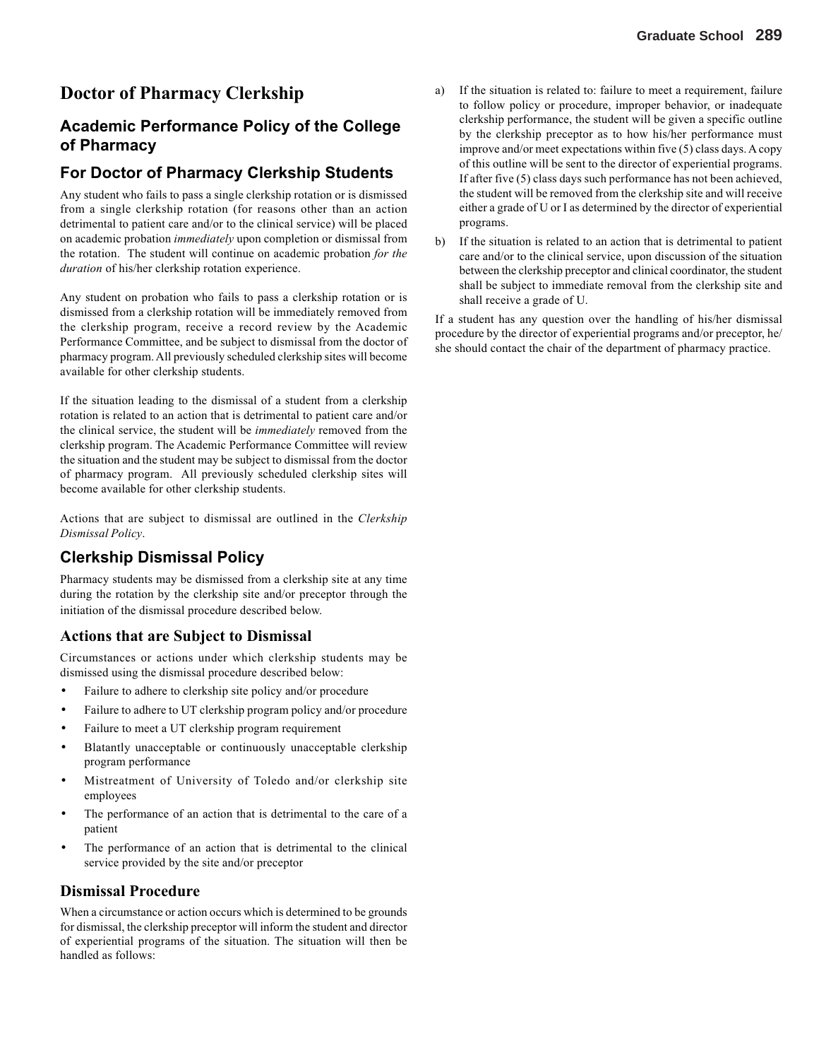# Doctor of Pharmacy Clerkship

## Academic Performance Policy of the College of Pharmacy

## For Doctor of Pharmacy Clerkship Students

Any student who fails to pass a single clerkship rotation or is dismissed from a single clerkship rotation (for reasons other than an action detrimental to patient care and/or to the clinical service) will be placed on academic probation *immediately* upon completion or dismissal from the rotation. The student will continue on academic probation *for the duration* of his/her clerkship rotation experience.

Any student on probation who fails to pass a clerkship rotation or is dismissed from a clerkship rotation will be immediately removed from the clerkship program, receive a record review by the Academic Performance Committee, and be subject to dismissal from the doctor of pharmacy program. All previously scheduled clerkship sites will become available for other clerkship students.

If the situation leading to the dismissal of a student from a clerkship rotation is related to an action that is detrimental to patient care and/or the clinical service, the student will be *immediately* removed from the clerkship program. The Academic Performance Committee will review the situation and the student may be subject to dismissal from the doctor of pharmacy program. All previously scheduled clerkship sites will become available for other clerkship students.

Actions that are subject to dismissal are outlined in the *Clerkship Dismissal Policy*.

## Clerkship Dismissal Policy

Pharmacy students may be dismissed from a clerkship site at any time during the rotation by the clerkship site and/or preceptor through the initiation of the dismissal procedure described below.

### Actions that are Subject to Dismissal

Circumstances or actions under which clerkship students may be dismissed using the dismissal procedure described below:

- Failure to adhere to clerkship site policy and/or procedure
- Failure to adhere to UT clerkship program policy and/or procedure
- Failure to meet a UT clerkship program requirement
- Blatantly unacceptable or continuously unacceptable clerkship program performance
- Mistreatment of University of Toledo and/or clerkship site employees
- The performance of an action that is detrimental to the care of a patient
- The performance of an action that is detrimental to the clinical service provided by the site and/or preceptor

### Dismissal Procedure

When a circumstance or action occurs which is determined to be grounds for dismissal, the clerkship preceptor will inform the student and director of experiential programs of the situation. The situation will then be handled as follows:

a) If the situation is related to: failure to meet a requirement, failure to follow policy or procedure, improper behavior, or inadequate clerkship performance, the student will be given a specific outline by the clerkship preceptor as to how his/her performance must improve and/or meet expectations within five (5) class days. A copy of this outline will be sent to the director of experiential programs. If after five (5) class days such performance has not been achieved, the student will be removed from the clerkship site and will receive either a grade of U or I as determined by the director of experiential programs.

b) If the situation is related to an action that is detrimental to patient care and/or to the clinical service, upon discussion of the situation between the clerkship preceptor and clinical coordinator, the student shall be subject to immediate removal from the clerkship site and shall receive a grade of U.

If a student has any question over the handling of his/her dismissal procedure by the director of experiential programs and/or preceptor, he/she should contact the chair of the department of pharmacy practice.